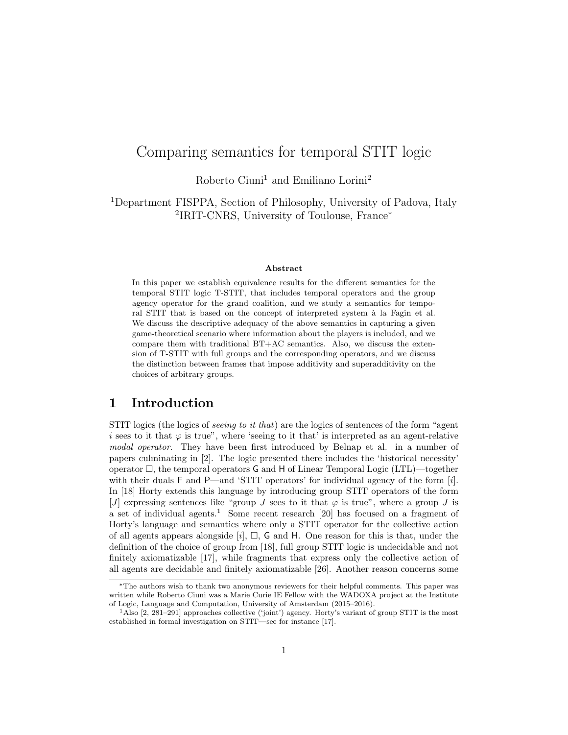# Comparing semantics for temporal STIT logic

Roberto Ciuni[1] and Emiliano Lorini[2]

[1]Department FISPPA, Section of Philosophy, University of Padova, Italy
[2]IRIT-CNRS, University of Toulouse, France*

### Abstract

In this paper we establish equivalence results for the different semantics for the temporal STIT logic T-STIT, that includes temporal operators and the group agency operator for the grand coalition, and we study a semantics for temporal STIT that is based on the concept of interpreted system à la Fagin et al. We discuss the descriptive adequacy of the above semantics in capturing a given game-theoretical scenario where information about the players is included, and we compare them with traditional BT+AC semantics. Also, we discuss the extension of T-STIT with full groups and the corresponding operators, and we discuss the distinction between frames that impose additivity and superadditivity on the choices of arbitrary groups.

## 1 Introduction

STIT logics (the logics of *seeing to it that*) are the logics of sentences of the form "agent $i$ sees to it that $\varphi$ is true", where 'seeing to it that' is interpreted as an agent-relative *modal operator*. They have been first introduced by Belnap et al. in a number of papers culminating in [2]. The logic presented there includes the 'historical necessity' operator $\Box$, the temporal operators $\mathsf{G}$ and $\mathsf{H}$ of Linear Temporal Logic (LTL)—together with their duals $\mathsf{F}$ and $\mathsf{P}$—and 'STIT operators' for individual agency of the form $[i]$. In [18] Horty extends this language by introducing group STIT operators of the form $[J]$ expressing sentences like "group $J$ sees to it that $\varphi$ is true", where a group $J$ is a set of individual agents.[1] Some recent research [20] has focused on a fragment of Horty's language and semantics where only a STIT operator for the collective action of all agents appears alongside $[i]$, $\Box$, $\mathsf{G}$ and $\mathsf{H}$. One reason for this is that, under the definition of the choice of group from [18], full group STIT logic is undecidable and not finitely axiomatizable [17], while fragments that express only the collective action of all agents are decidable and finitely axiomatizable [26]. Another reason concerns some

---

*The authors wish to thank two anonymous reviewers for their helpful comments. This paper was written while Roberto Ciuni was a Marie Curie IE Fellow with the WADOXA project at the Institute of Logic, Language and Computation, University of Amsterdam (2015–2016).

[1]Also [2, 281–291] approaches collective ('joint') agency. Horty's variant of group STIT is the most established in formal investigation on STIT—see for instance [17].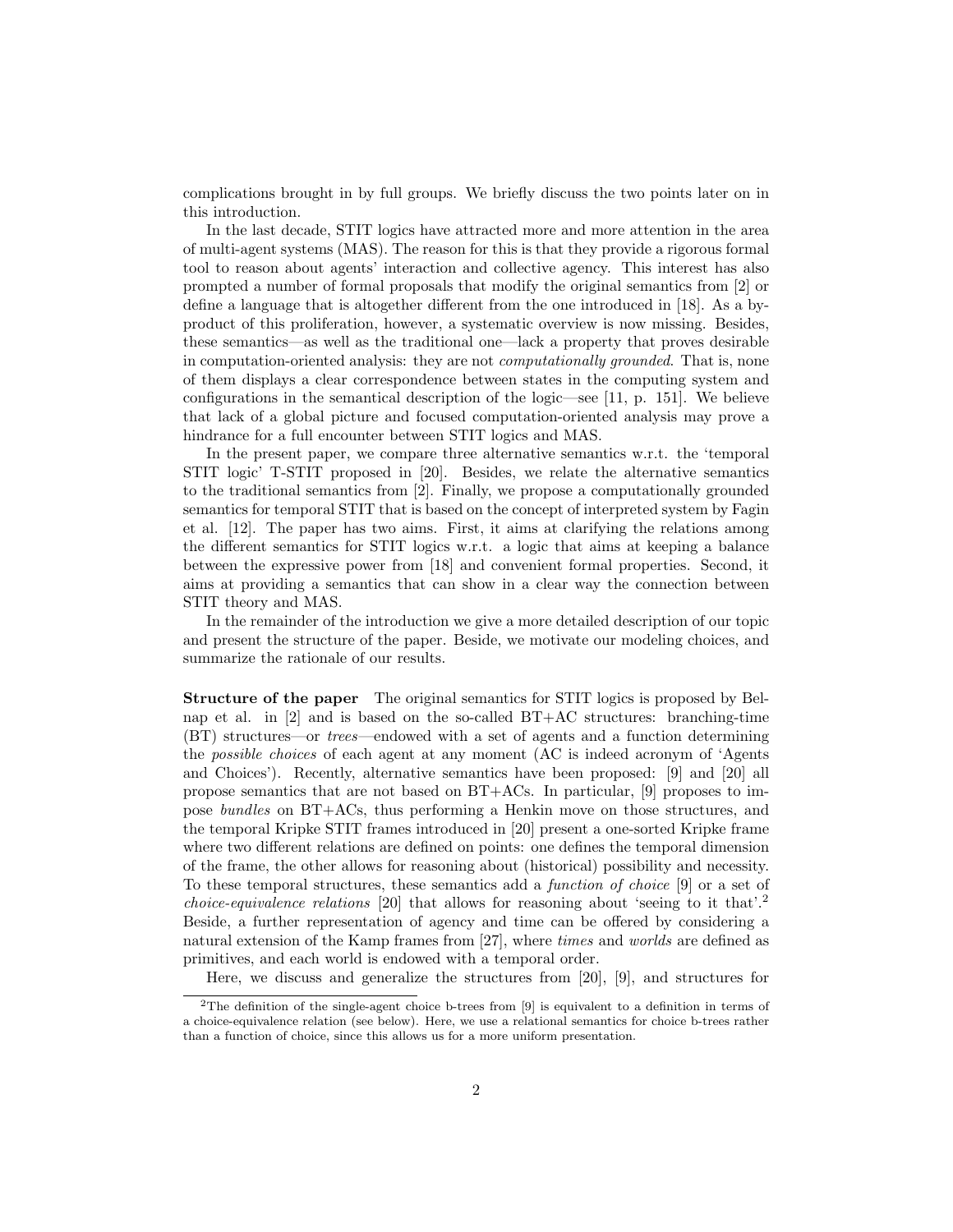complications brought in by full groups. We briefly discuss the two points later on in this introduction.

In the last decade, STIT logics have attracted more and more attention in the area of multi-agent systems (MAS). The reason for this is that they provide a rigorous formal tool to reason about agents' interaction and collective agency. This interest has also prompted a number of formal proposals that modify the original semantics from [2] or define a language that is altogether different from the one introduced in [18]. As a by-product of this proliferation, however, a systematic overview is now missing. Besides, these semantics—as well as the traditional one—lack a property that proves desirable in computation-oriented analysis: they are not *computationally grounded*. That is, none of them displays a clear correspondence between states in the computing system and configurations in the semantical description of the logic—see [11, p. 151]. We believe that lack of a global picture and focused computation-oriented analysis may prove a hindrance for a full encounter between STIT logics and MAS.

In the present paper, we compare three alternative semantics w.r.t. the 'temporal STIT logic' T-STIT proposed in [20]. Besides, we relate the alternative semantics to the traditional semantics from [2]. Finally, we propose a computationally grounded semantics for temporal STIT that is based on the concept of interpreted system by Fagin et al. [12]. The paper has two aims. First, it aims at clarifying the relations among the different semantics for STIT logics w.r.t. a logic that aims at keeping a balance between the expressive power from [18] and convenient formal properties. Second, it aims at providing a semantics that can show in a clear way the connection between STIT theory and MAS.

In the remainder of the introduction we give a more detailed description of our topic and present the structure of the paper. Beside, we motivate our modeling choices, and summarize the rationale of our results.

**Structure of the paper** The original semantics for STIT logics is proposed by Belnap et al. in [2] and is based on the so-called BT+AC structures: branching-time (BT) structures—or *trees*—endowed with a set of agents and a function determining the *possible choices* of each agent at any moment (AC is indeed acronym of 'Agents and Choices'). Recently, alternative semantics have been proposed: [9] and [20] all propose semantics that are not based on BT+ACs. In particular, [9] proposes to impose *bundles* on BT+ACs, thus performing a Henkin move on those structures, and the temporal Kripke STIT frames introduced in [20] present a one-sorted Kripke frame where two different relations are defined on points: one defines the temporal dimension of the frame, the other allows for reasoning about (historical) possibility and necessity. To these temporal structures, these semantics add a *function of choice* [9] or a set of *choice-equivalence relations* [20] that allows for reasoning about 'seeing to it that'.[2] Beside, a further representation of agency and time can be offered by considering a natural extension of the Kamp frames from [27], where *times* and *worlds* are defined as primitives, and each world is endowed with a temporal order.

Here, we discuss and generalize the structures from [20], [9], and structures for

[2] The definition of the single-agent choice b-trees from [9] is equivalent to a definition in terms of a choice-equivalence relation (see below). Here, we use a relational semantics for choice b-trees rather than a function of choice, since this allows us for a more uniform presentation.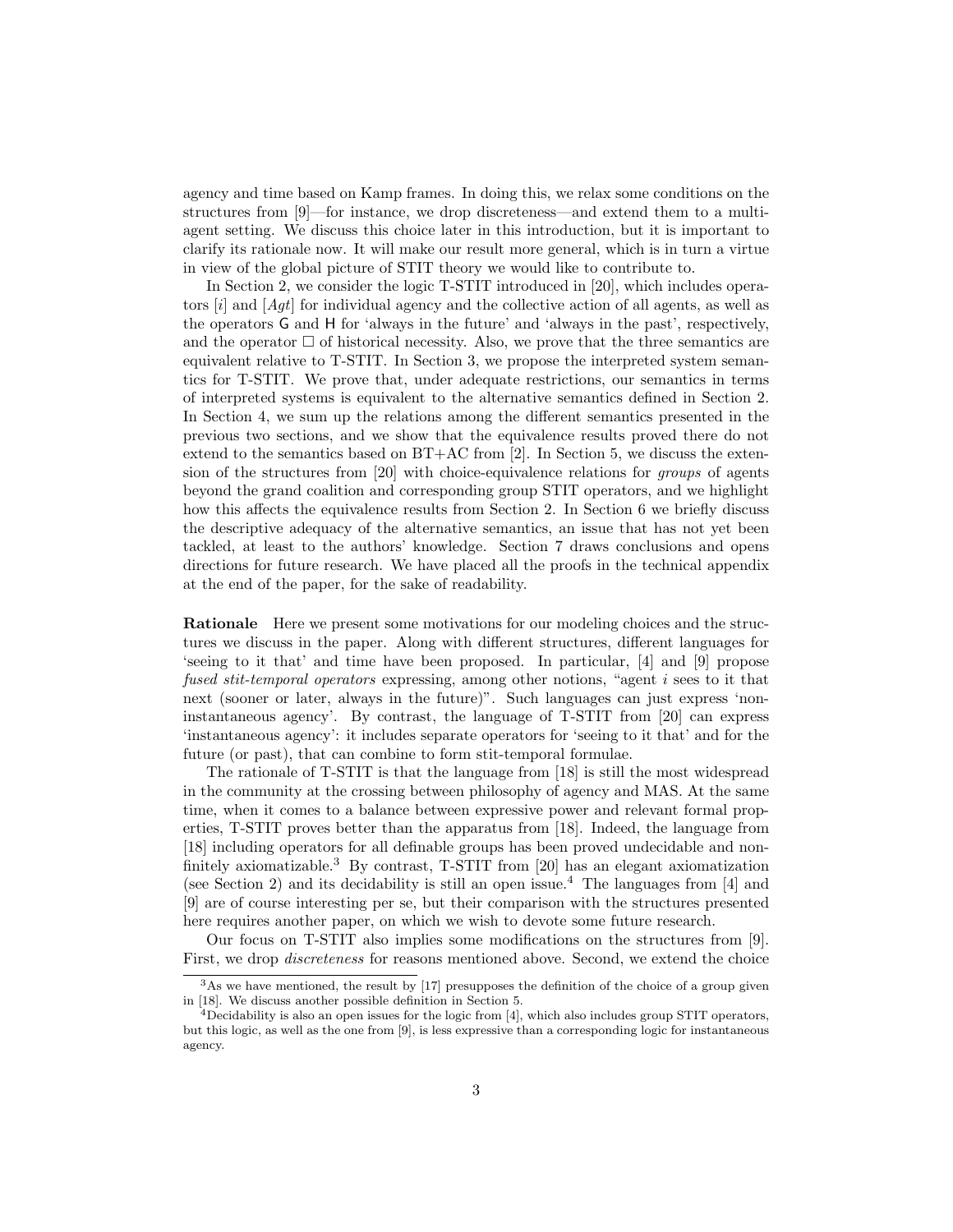agency and time based on Kamp frames. In doing this, we relax some conditions on the structures from [9]—for instance, we drop discreteness—and extend them to a multi-agent setting. We discuss this choice later in this introduction, but it is important to clarify its rationale now. It will make our result more general, which is in turn a virtue in view of the global picture of STIT theory we would like to contribute to.

In Section 2, we consider the logic T-STIT introduced in [20], which includes operators $[i]$ and $[Agt]$ for individual agency and the collective action of all agents, as well as the operators $\mathsf{G}$ and $\mathsf{H}$ for 'always in the future' and 'always in the past', respectively, and the operator $\Box$ of historical necessity. Also, we prove that the three semantics are equivalent relative to T-STIT. In Section 3, we propose the interpreted system semantics for T-STIT. We prove that, under adequate restrictions, our semantics in terms of interpreted systems is equivalent to the alternative semantics defined in Section 2. In Section 4, we sum up the relations among the different semantics presented in the previous two sections, and we show that the equivalence results proved there do not extend to the semantics based on BT+AC from [2]. In Section 5, we discuss the extension of the structures from [20] with choice-equivalence relations for *groups* of agents beyond the grand coalition and corresponding group STIT operators, and we highlight how this affects the equivalence results from Section 2. In Section 6 we briefly discuss the descriptive adequacy of the alternative semantics, an issue that has not yet been tackled, at least to the authors' knowledge. Section 7 draws conclusions and opens directions for future research. We have placed all the proofs in the technical appendix at the end of the paper, for the sake of readability.

**Rationale** Here we present some motivations for our modeling choices and the structures we discuss in the paper. Along with different structures, different languages for 'seeing to it that' and time have been proposed. In particular, [4] and [9] propose *fused stit-temporal operators* expressing, among other notions, "agent $i$ sees to it that next (sooner or later, always in the future)". Such languages can just express 'non-instantaneous agency'. By contrast, the language of T-STIT from [20] can express 'instantaneous agency': it includes separate operators for 'seeing to it that' and for the future (or past), that can combine to form stit-temporal formulae.

The rationale of T-STIT is that the language from [18] is still the most widespread in the community at the crossing between philosophy of agency and MAS. At the same time, when it comes to a balance between expressive power and relevant formal properties, T-STIT proves better than the apparatus from [18]. Indeed, the language from [18] including operators for all definable groups has been proved undecidable and non-finitely axiomatizable.[3] By contrast, T-STIT from [20] has an elegant axiomatization (see Section 2) and its decidability is still an open issue.[4] The languages from [4] and [9] are of course interesting per se, but their comparison with the structures presented here requires another paper, on which we wish to devote some future research.

Our focus on T-STIT also implies some modifications on the structures from [9]. First, we drop *discreteness* for reasons mentioned above. Second, we extend the choice

[3] As we have mentioned, the result by [17] presupposes the definition of the choice of a group given in [18]. We discuss another possible definition in Section 5.

[4] Decidability is also an open issues for the logic from [4], which also includes group STIT operators, but this logic, as well as the one from [9], is less expressive than a corresponding logic for instantaneous agency.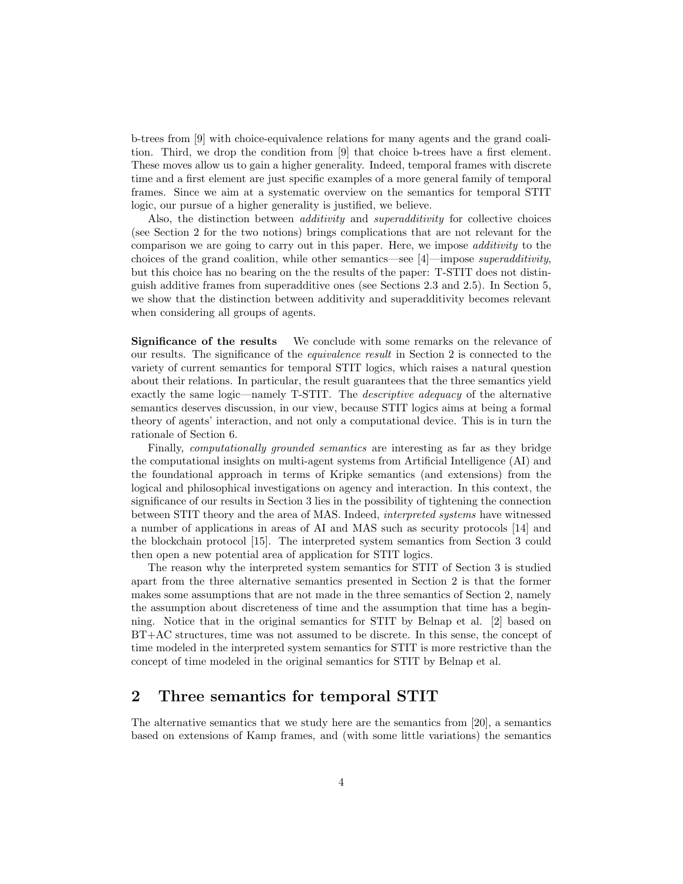b-trees from [9] with choice-equivalence relations for many agents and the grand coalition. Third, we drop the condition from [9] that choice b-trees have a first element. These moves allow us to gain a higher generality. Indeed, temporal frames with discrete time and a first element are just specific examples of a more general family of temporal frames. Since we aim at a systematic overview on the semantics for temporal STIT logic, our pursue of a higher generality is justified, we believe.

Also, the distinction between *additivity* and *superadditivity* for collective choices (see Section 2 for the two notions) brings complications that are not relevant for the comparison we are going to carry out in this paper. Here, we impose *additivity* to the choices of the grand coalition, while other semantics—see [4]—impose *superadditivity*, but this choice has no bearing on the the results of the paper: T-STIT does not distinguish additive frames from superadditive ones (see Sections 2.3 and 2.5). In Section 5, we show that the distinction between additivity and superadditivity becomes relevant when considering all groups of agents.

**Significance of the results** We conclude with some remarks on the relevance of our results. The significance of the *equivalence result* in Section 2 is connected to the variety of current semantics for temporal STIT logics, which raises a natural question about their relations. In particular, the result guarantees that the three semantics yield exactly the same logic—namely T-STIT. The *descriptive adequacy* of the alternative semantics deserves discussion, in our view, because STIT logics aims at being a formal theory of agents' interaction, and not only a computational device. This is in turn the rationale of Section 6.

Finally, *computationally grounded semantics* are interesting as far as they bridge the computational insights on multi-agent systems from Artificial Intelligence (AI) and the foundational approach in terms of Kripke semantics (and extensions) from the logical and philosophical investigations on agency and interaction. In this context, the significance of our results in Section 3 lies in the possibility of tightening the connection between STIT theory and the area of MAS. Indeed, *interpreted systems* have witnessed a number of applications in areas of AI and MAS such as security protocols [14] and the blockchain protocol [15]. The interpreted system semantics from Section 3 could then open a new potential area of application for STIT logics.

The reason why the interpreted system semantics for STIT of Section 3 is studied apart from the three alternative semantics presented in Section 2 is that the former makes some assumptions that are not made in the three semantics of Section 2, namely the assumption about discreteness of time and the assumption that time has a beginning. Notice that in the original semantics for STIT by Belnap et al. [2] based on BT+AC structures, time was not assumed to be discrete. In this sense, the concept of time modeled in the interpreted system semantics for STIT is more restrictive than the concept of time modeled in the original semantics for STIT by Belnap et al.

## 2 Three semantics for temporal STIT

The alternative semantics that we study here are the semantics from [20], a semantics based on extensions of Kamp frames, and (with some little variations) the semantics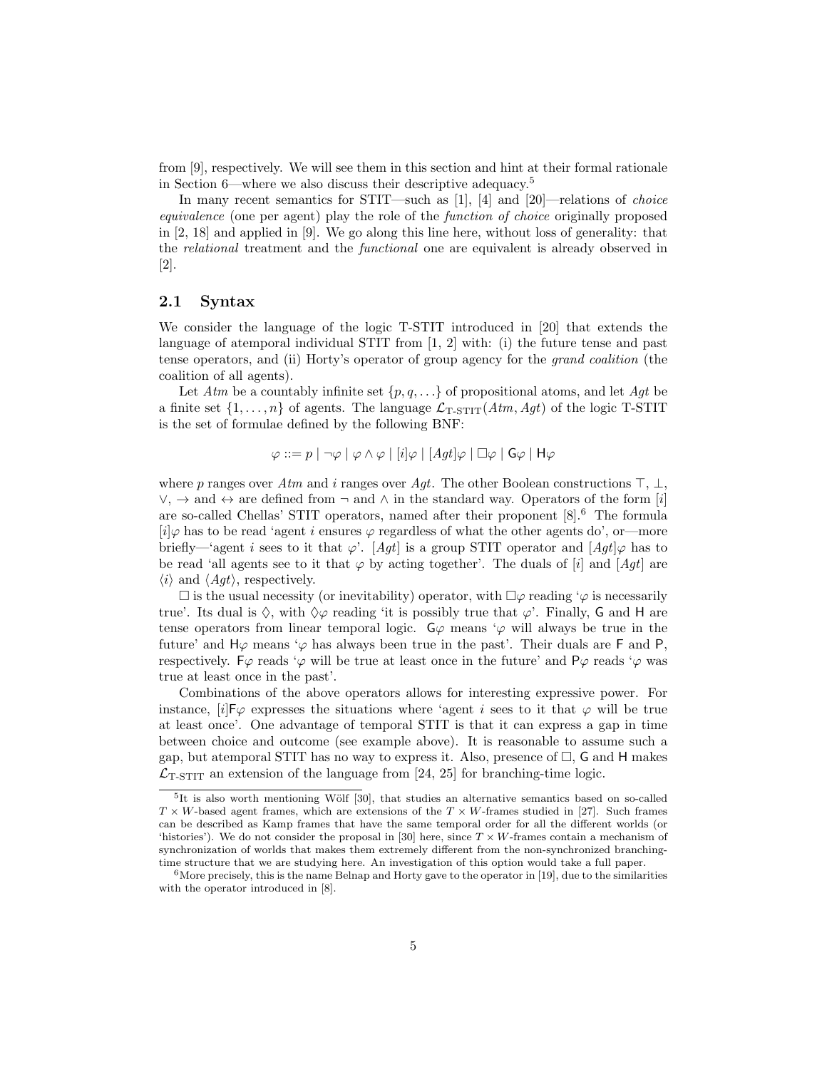from [9], respectively. We will see them in this section and hint at their formal rationale in Section 6—where we also discuss their descriptive adequacy.[5]

In many recent semantics for STIT—such as [1], [4] and [20]—relations of *choice equivalence* (one per agent) play the role of the *function of choice* originally proposed in [2, 18] and applied in [9]. We go along this line here, without loss of generality: that the *relational* treatment and the *functional* one are equivalent is already observed in [2].

## 2.1 Syntax

We consider the language of the logic T-STIT introduced in [20] that extends the language of atemporal individual STIT from [1, 2] with: (i) the future tense and past tense operators, and (ii) Horty's operator of group agency for the *grand coalition* (the coalition of all agents).

Let $Atm$ be a countably infinite set $\{p, q, \ldots\}$ of propositional atoms, and let $Agt$ be a finite set $\{1, \ldots, n\}$ of agents. The language $\mathcal{L}_{\text{T-STIT}}(Atm, Agt)$ of the logic T-STIT is the set of formulae defined by the following BNF:

$$\varphi ::= p \mid \neg\varphi \mid \varphi \wedge \varphi \mid [i]\varphi \mid [Agt]\varphi \mid \Box\varphi \mid \mathsf{G}\varphi \mid \mathsf{H}\varphi$$

where $p$ ranges over $Atm$ and $i$ ranges over $Agt$. The other Boolean constructions $\top$, $\bot$, $\vee$, $\rightarrow$ and $\leftrightarrow$ are defined from $\neg$ and $\wedge$ in the standard way. Operators of the form $[i]$ are so-called Chellas' STIT operators, named after their proponent [8].[6] The formula $[i]\varphi$ has to be read 'agent $i$ ensures $\varphi$ regardless of what the other agents do', or—more briefly—'agent $i$ sees to it that $\varphi$'. $[Agt]$ is a group STIT operator and $[Agt]\varphi$ has to be read 'all agents see to it that $\varphi$ by acting together'. The duals of $[i]$ and $[Agt]$ are $\langle i \rangle$ and $\langle Agt \rangle$, respectively.

$\Box$ is the usual necessity (or inevitability) operator, with $\Box\varphi$ reading '$\varphi$ is necessarily true'. Its dual is $\Diamond$, with $\Diamond\varphi$ reading 'it is possibly true that $\varphi$'. Finally, $\mathsf{G}$ and $\mathsf{H}$ are tense operators from linear temporal logic. $\mathsf{G}\varphi$ means '$\varphi$ will always be true in the future' and $\mathsf{H}\varphi$ means '$\varphi$ has always been true in the past'. Their duals are $\mathsf{F}$ and $\mathsf{P}$, respectively. $\mathsf{F}\varphi$ reads '$\varphi$ will be true at least once in the future' and $\mathsf{P}\varphi$ reads '$\varphi$ was true at least once in the past'.

Combinations of the above operators allows for interesting expressive power. For instance, $[i]\mathsf{F}\varphi$ expresses the situations where 'agent $i$ sees to it that $\varphi$ will be true at least once'. One advantage of temporal STIT is that it can express a gap in time between choice and outcome (see example above). It is reasonable to assume such a gap, but atemporal STIT has no way to express it. Also, presence of $\Box$, $\mathsf{G}$ and $\mathsf{H}$ makes $\mathcal{L}_{\text{T-STIT}}$ an extension of the language from [24, 25] for branching-time logic.

---

[5] It is also worth mentioning Wölf [30], that studies an alternative semantics based on so-called $T \times W$-based agent frames, which are extensions of the $T \times W$-frames studied in [27]. Such frames can be described as Kamp frames that have the same temporal order for all the different worlds (or 'histories'). We do not consider the proposal in [30] here, since $T \times W$-frames contain a mechanism of synchronization of worlds that makes them extremely different from the non-synchronized branching-time structure that we are studying here. An investigation of this option would take a full paper.

[6] More precisely, this is the name Belnap and Horty gave to the operator in [19], due to the similarities with the operator introduced in [8].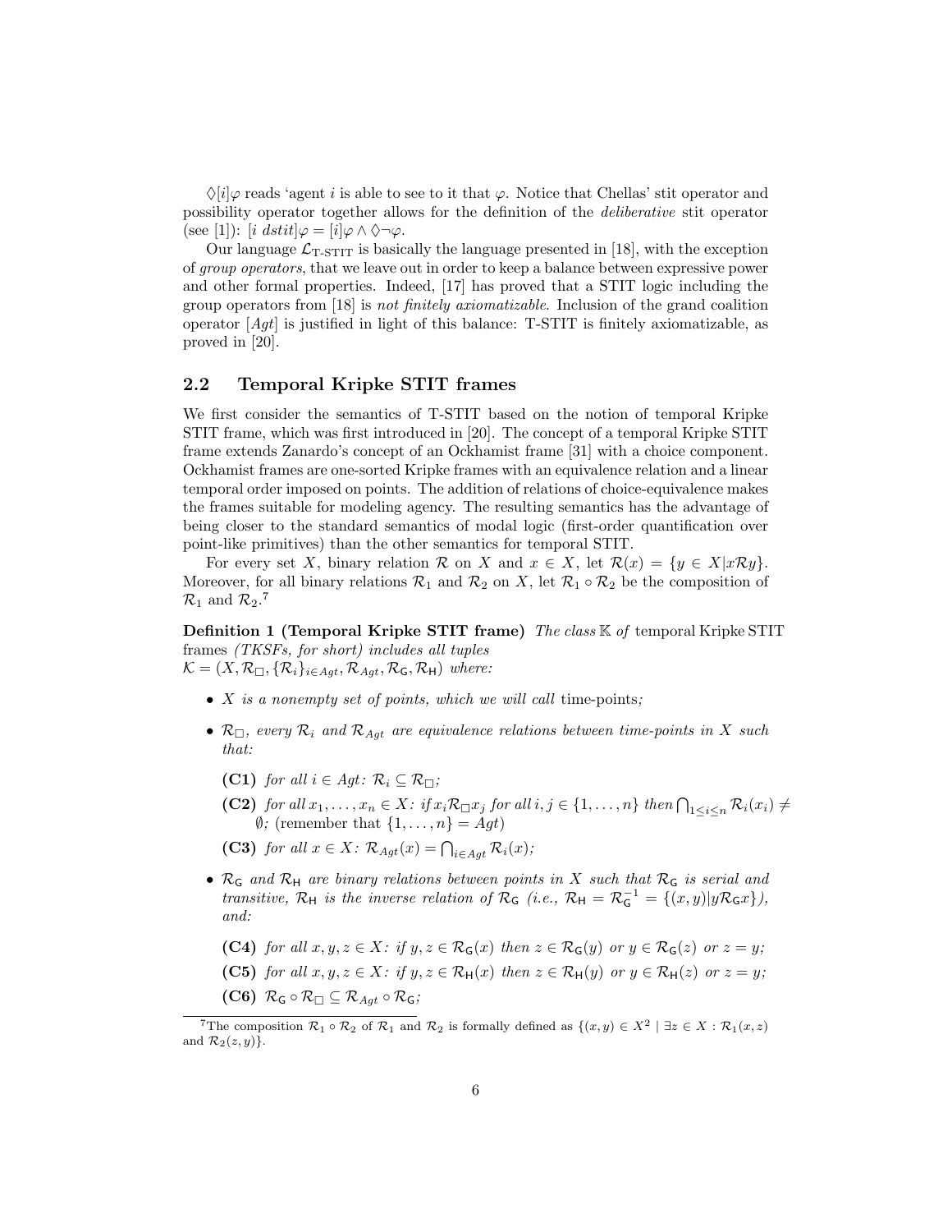$\Diamond[i]\varphi$ reads 'agent $i$ is able to see to it that $\varphi$. Notice that Chellas' stit operator and possibility operator together allows for the definition of the *deliberative* stit operator (see [1]): $[i\ dstit]\varphi = [i]\varphi \wedge \Diamond\neg\varphi$.

Our language $\mathcal{L}_{\text{T-STIT}}$ is basically the language presented in [18], with the exception of *group operators*, that we leave out in order to keep a balance between expressive power and other formal properties. Indeed, [17] has proved that a STIT logic including the group operators from [18] is *not finitely axiomatizable*. Inclusion of the grand coalition operator $[Agt]$ is justified in light of this balance: T-STIT is finitely axiomatizable, as proved in [20].

## 2.2 Temporal Kripke STIT frames

We first consider the semantics of T-STIT based on the notion of temporal Kripke STIT frame, which was first introduced in [20]. The concept of a temporal Kripke STIT frame extends Zanardo's concept of an Ockhamist frame [31] with a choice component. Ockhamist frames are one-sorted Kripke frames with an equivalence relation and a linear temporal order imposed on points. The addition of relations of choice-equivalence makes the frames suitable for modeling agency. The resulting semantics has the advantage of being closer to the standard semantics of modal logic (first-order quantification over point-like primitives) than the other semantics for temporal STIT.

For every set $X$, binary relation $\mathcal{R}$ on $X$ and $x \in X$, let $\mathcal{R}(x) = \{y \in X | x\mathcal{R}y\}$. Moreover, for all binary relations $\mathcal{R}_1$ and $\mathcal{R}_2$ on $X$, let $\mathcal{R}_1 \circ \mathcal{R}_2$ be the composition of $\mathcal{R}_1$ and $\mathcal{R}_2$.[7]

**Definition 1 (Temporal Kripke STIT frame)** *The class* $\mathbb{K}$ *of* temporal Kripke STIT frames *(TKSFs, for short) includes all tuples* $\mathcal{K} = (X, \mathcal{R}_\Box, \{\mathcal{R}_i\}_{i\in Agt}, \mathcal{R}_{Agt}, \mathcal{R}_\mathsf{G}, \mathcal{R}_\mathsf{H})$ *where:*

- *$X$ is a nonempty set of points, which we will call* time-points*;*
- *$\mathcal{R}_\Box$, every $\mathcal{R}_i$ and $\mathcal{R}_{Agt}$ are equivalence relations between time-points in $X$ such that:*
  - **(C1)** *for all $i \in Agt$: $\mathcal{R}_i \subseteq \mathcal{R}_\Box$;*
  - **(C2)** *for all $x_1, \ldots, x_n \in X$: if $x_i\mathcal{R}_\Box x_j$ for all $i, j \in \{1, \ldots, n\}$ then $\bigcap_{1\leq i\leq n} \mathcal{R}_i(x_i) \neq \emptyset$;* (remember that $\{1, \ldots, n\} = Agt$)
  - **(C3)** *for all $x \in X$: $\mathcal{R}_{Agt}(x) = \bigcap_{i\in Agt} \mathcal{R}_i(x)$;*
- *$\mathcal{R}_\mathsf{G}$ and $\mathcal{R}_\mathsf{H}$ are binary relations between points in $X$ such that $\mathcal{R}_\mathsf{G}$ is serial and transitive, $\mathcal{R}_\mathsf{H}$ is the inverse relation of $\mathcal{R}_\mathsf{G}$ (i.e., $\mathcal{R}_\mathsf{H} = \mathcal{R}_\mathsf{G}^{-1} = \{(x, y) | y\mathcal{R}_\mathsf{G}x\}$), and:*
  - **(C4)** *for all $x, y, z \in X$: if $y, z \in \mathcal{R}_\mathsf{G}(x)$ then $z \in \mathcal{R}_\mathsf{G}(y)$ or $y \in \mathcal{R}_\mathsf{G}(z)$ or $z = y$;*
  - **(C5)** *for all $x, y, z \in X$: if $y, z \in \mathcal{R}_\mathsf{H}(x)$ then $z \in \mathcal{R}_\mathsf{H}(y)$ or $y \in \mathcal{R}_\mathsf{H}(z)$ or $z = y$;*
  - **(C6)** $\mathcal{R}_\mathsf{G} \circ \mathcal{R}_\Box \subseteq \mathcal{R}_{Agt} \circ \mathcal{R}_\mathsf{G}$*;*

[7] The composition $\mathcal{R}_1 \circ \mathcal{R}_2$ of $\mathcal{R}_1$ and $\mathcal{R}_2$ is formally defined as $\{(x, y) \in X^2 \mid \exists z \in X : \mathcal{R}_1(x, z)$ and $\mathcal{R}_2(z, y)\}$.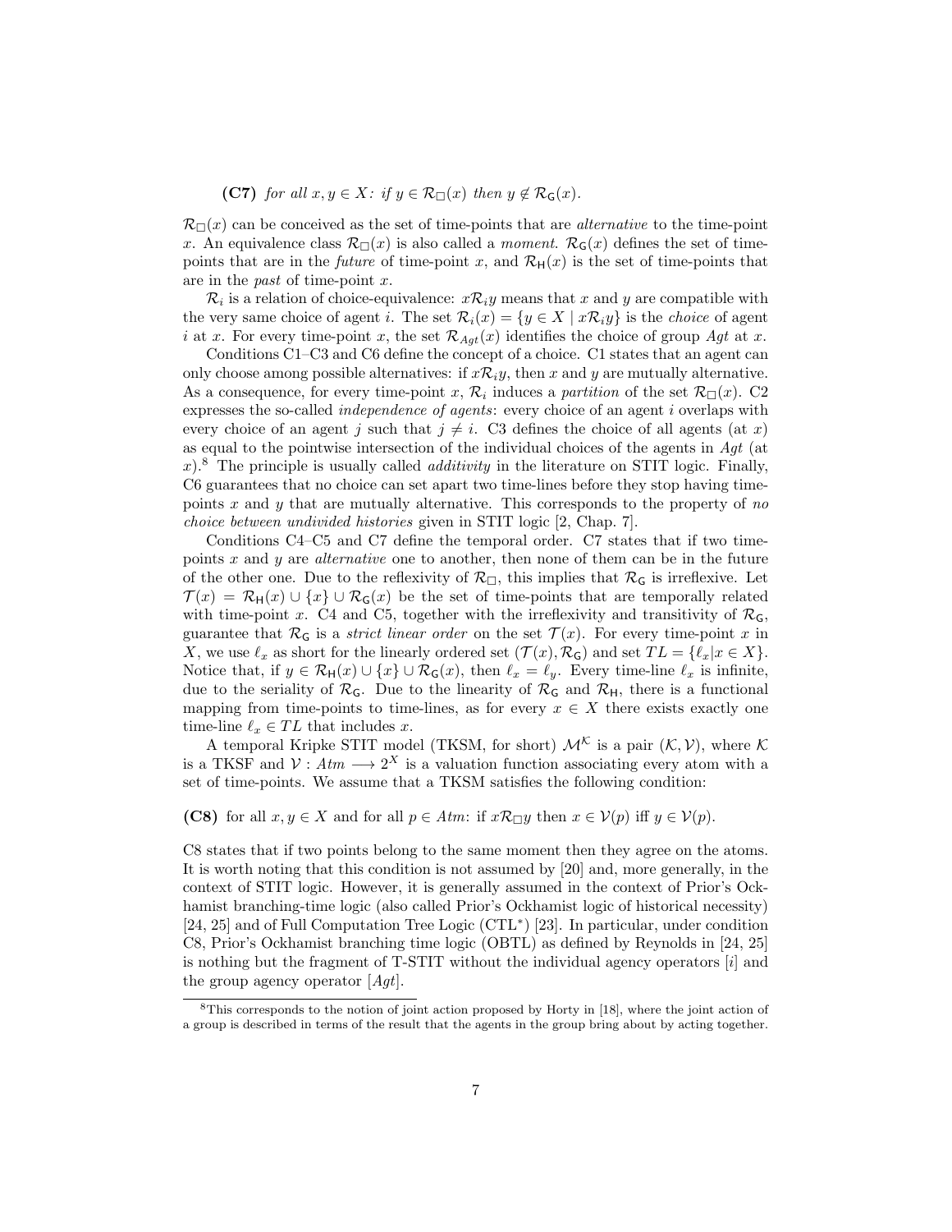**(C7)** *for all $x, y \in X$: if $y \in \mathcal{R}_\Box(x)$ then $y \notin \mathcal{R}_\mathsf{G}(x)$.*

$\mathcal{R}_\Box(x)$ can be conceived as the set of time-points that are *alternative* to the time-point $x$. An equivalence class $\mathcal{R}_\Box(x)$ is also called a *moment*. $\mathcal{R}_\mathsf{G}(x)$ defines the set of time-points that are in the *future* of time-point $x$, and $\mathcal{R}_\mathsf{H}(x)$ is the set of time-points that are in the *past* of time-point $x$.

$\mathcal{R}_i$ is a relation of choice-equivalence: $x\mathcal{R}_i y$ means that $x$ and $y$ are compatible with the very same choice of agent $i$. The set $\mathcal{R}_i(x) = \{y \in X \mid x\mathcal{R}_i y\}$ is the *choice* of agent $i$ at $x$. For every time-point $x$, the set $\mathcal{R}_{Agt}(x)$ identifies the choice of group $Agt$ at $x$.

Conditions C1–C3 and C6 define the concept of a choice. C1 states that an agent can only choose among possible alternatives: if $x\mathcal{R}_i y$, then $x$ and $y$ are mutually alternative. As a consequence, for every time-point $x$, $\mathcal{R}_i$ induces a *partition* of the set $\mathcal{R}_\Box(x)$. C2 expresses the so-called *independence of agents*: every choice of an agent $i$ overlaps with every choice of an agent $j$ such that $j \neq i$. C3 defines the choice of all agents (at $x$) as equal to the pointwise intersection of the individual choices of the agents in $Agt$ (at $x$).[8] The principle is usually called *additivity* in the literature on STIT logic. Finally, C6 guarantees that no choice can set apart two time-lines before they stop having time-points $x$ and $y$ that are mutually alternative. This corresponds to the property of *no choice between undivided histories* given in STIT logic [2, Chap. 7].

Conditions C4–C5 and C7 define the temporal order. C7 states that if two time-points $x$ and $y$ are *alternative* one to another, then none of them can be in the future of the other one. Due to the reflexivity of $\mathcal{R}_\Box$, this implies that $\mathcal{R}_\mathsf{G}$ is irreflexive. Let $\mathcal{T}(x) = \mathcal{R}_\mathsf{H}(x) \cup \{x\} \cup \mathcal{R}_\mathsf{G}(x)$ be the set of time-points that are temporally related with time-point $x$. C4 and C5, together with the irreflexivity and transitivity of $\mathcal{R}_\mathsf{G}$, guarantee that $\mathcal{R}_\mathsf{G}$ is a *strict linear order* on the set $\mathcal{T}(x)$. For every time-point $x$ in $X$, we use $\ell_x$ as short for the linearly ordered set $(\mathcal{T}(x), \mathcal{R}_\mathsf{G})$ and set $TL = \{\ell_x | x \in X\}$. Notice that, if $y \in \mathcal{R}_\mathsf{H}(x) \cup \{x\} \cup \mathcal{R}_\mathsf{G}(x)$, then $\ell_x = \ell_y$. Every time-line $\ell_x$ is infinite, due to the seriality of $\mathcal{R}_\mathsf{G}$. Due to the linearity of $\mathcal{R}_\mathsf{G}$ and $\mathcal{R}_\mathsf{H}$, there is a functional mapping from time-points to time-lines, as for every $x \in X$ there exists exactly one time-line $\ell_x \in TL$ that includes $x$.

A temporal Kripke STIT model (TKSM, for short) $\mathcal{M}^\mathcal{K}$ is a pair $(\mathcal{K}, \mathcal{V})$, where $\mathcal{K}$ is a TKSF and $\mathcal{V} : Atm \longrightarrow 2^X$ is a valuation function associating every atom with a set of time-points. We assume that a TKSM satisfies the following condition:

**(C8)** for all $x, y \in X$ and for all $p \in Atm$: if $x\mathcal{R}_\Box y$ then $x \in \mathcal{V}(p)$ iff $y \in \mathcal{V}(p)$.

C8 states that if two points belong to the same moment then they agree on the atoms. It is worth noting that this condition is not assumed by [20] and, more generally, in the context of STIT logic. However, it is generally assumed in the context of Prior's Ockhamist branching-time logic (also called Prior's Ockhamist logic of historical necessity) [24, 25] and of Full Computation Tree Logic (CTL$^*$) [23]. In particular, under condition C8, Prior's Ockhamist branching time logic (OBTL) as defined by Reynolds in [24, 25] is nothing but the fragment of T-STIT without the individual agency operators $[i]$ and the group agency operator $[Agt]$.

[8] This corresponds to the notion of joint action proposed by Horty in [18], where the joint action of a group is described in terms of the result that the agents in the group bring about by acting together.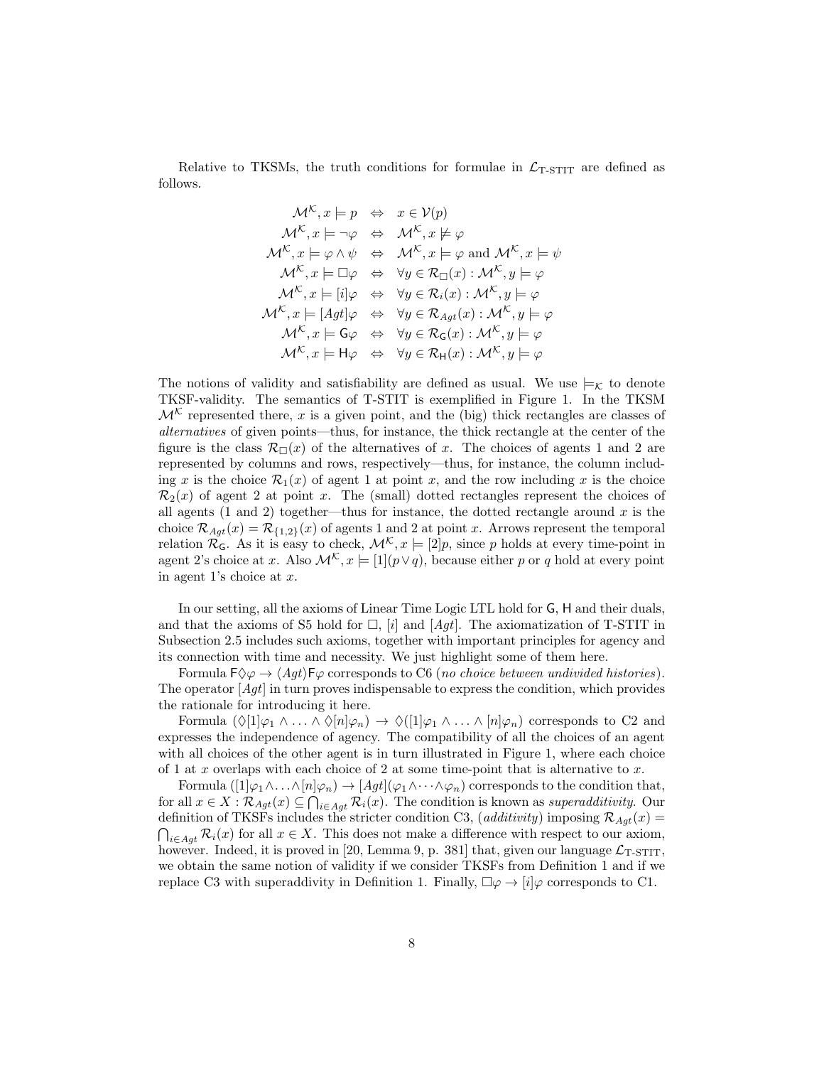Relative to TKSMs, the truth conditions for formulae in $\mathcal{L}_{\text{T-STIT}}$ are defined as follows.

$$
\begin{array}{rcl}
\mathcal{M}^{\mathcal{K}}, x \models p & \Leftrightarrow & x \in \mathcal{V}(p) \\
\mathcal{M}^{\mathcal{K}}, x \models \neg\varphi & \Leftrightarrow & \mathcal{M}^{\mathcal{K}}, x \not\models \varphi \\
\mathcal{M}^{\mathcal{K}}, x \models \varphi \wedge \psi & \Leftrightarrow & \mathcal{M}^{\mathcal{K}}, x \models \varphi \text{ and } \mathcal{M}^{\mathcal{K}}, x \models \psi \\
\mathcal{M}^{\mathcal{K}}, x \models \Box\varphi & \Leftrightarrow & \forall y \in \mathcal{R}_{\Box}(x) : \mathcal{M}^{\mathcal{K}}, y \models \varphi \\
\mathcal{M}^{\mathcal{K}}, x \models [i]\varphi & \Leftrightarrow & \forall y \in \mathcal{R}_{i}(x) : \mathcal{M}^{\mathcal{K}}, y \models \varphi \\
\mathcal{M}^{\mathcal{K}}, x \models [Agt]\varphi & \Leftrightarrow & \forall y \in \mathcal{R}_{Agt}(x) : \mathcal{M}^{\mathcal{K}}, y \models \varphi \\
\mathcal{M}^{\mathcal{K}}, x \models \mathsf{G}\varphi & \Leftrightarrow & \forall y \in \mathcal{R}_{\mathsf{G}}(x) : \mathcal{M}^{\mathcal{K}}, y \models \varphi \\
\mathcal{M}^{\mathcal{K}}, x \models \mathsf{H}\varphi & \Leftrightarrow & \forall y \in \mathcal{R}_{\mathsf{H}}(x) : \mathcal{M}^{\mathcal{K}}, y \models \varphi
\end{array}
$$

The notions of validity and satisfiability are defined as usual. We use $\models_{\mathcal{K}}$ to denote TKSF-validity. The semantics of T-STIT is exemplified in Figure 1. In the TKSM $\mathcal{M}^{\mathcal{K}}$ represented there, $x$ is a given point, and the (big) thick rectangles are classes of *alternatives* of given points—thus, for instance, the thick rectangle at the center of the figure is the class $\mathcal{R}_{\Box}(x)$ of the alternatives of $x$. The choices of agents 1 and 2 are represented by columns and rows, respectively—thus, for instance, the column including $x$ is the choice $\mathcal{R}_1(x)$ of agent 1 at point $x$, and the row including $x$ is the choice $\mathcal{R}_2(x)$ of agent 2 at point $x$. The (small) dotted rectangles represent the choices of all agents (1 and 2) together—thus for instance, the dotted rectangle around $x$ is the choice $\mathcal{R}_{Agt}(x) = \mathcal{R}_{\{1,2\}}(x)$ of agents 1 and 2 at point $x$. Arrows represent the temporal relation $\mathcal{R}_{\mathsf{G}}$. As it is easy to check, $\mathcal{M}^{\mathcal{K}}, x \models [2]p$, since $p$ holds at every time-point in agent 2's choice at $x$. Also $\mathcal{M}^{\mathcal{K}}, x \models [1](p \vee q)$, because either $p$ or $q$ hold at every point in agent 1's choice at $x$.

In our setting, all the axioms of Linear Time Logic LTL hold for $\mathsf{G}$, $\mathsf{H}$ and their duals, and that the axioms of S5 hold for $\Box$, $[i]$ and $[Agt]$. The axiomatization of T-STIT in Subsection 2.5 includes such axioms, together with important principles for agency and its connection with time and necessity. We just highlight some of them here.

Formula $\mathsf{F}\Diamond\varphi \rightarrow \langle Agt\rangle\mathsf{F}\varphi$ corresponds to C6 (*no choice between undivided histories*). The operator $[Agt]$ in turn proves indispensable to express the condition, which provides the rationale for introducing it here.

Formula $(\Diamond[1]\varphi_1 \wedge \ldots \wedge \Diamond[n]\varphi_n) \rightarrow \Diamond([1]\varphi_1 \wedge \ldots \wedge [n]\varphi_n)$ corresponds to C2 and expresses the independence of agency. The compatibility of all the choices of an agent with all choices of the other agent is in turn illustrated in Figure 1, where each choice of 1 at $x$ overlaps with each choice of 2 at some time-point that is alternative to $x$.

Formula $([1]\varphi_1 \wedge \ldots \wedge [n]\varphi_n) \rightarrow [Agt](\varphi_1 \wedge \cdots \wedge \varphi_n)$ corresponds to the condition that, for all $x \in X : \mathcal{R}_{Agt}(x) \subseteq \bigcap_{i \in Agt} \mathcal{R}_i(x)$. The condition is known as *superadditivity*. Our definition of TKSFs includes the stricter condition C3, (*additivity*) imposing $\mathcal{R}_{Agt}(x) = \bigcap_{i \in Agt} \mathcal{R}_i(x)$ for all $x \in X$. This does not make a difference with respect to our axiom, however. Indeed, it is proved in [20, Lemma 9, p. 381] that, given our language $\mathcal{L}_{\text{T-STIT}}$, we obtain the same notion of validity if we consider TKSFs from Definition 1 and if we replace C3 with superaddivity in Definition 1. Finally, $\Box\varphi \rightarrow [i]\varphi$ corresponds to C1.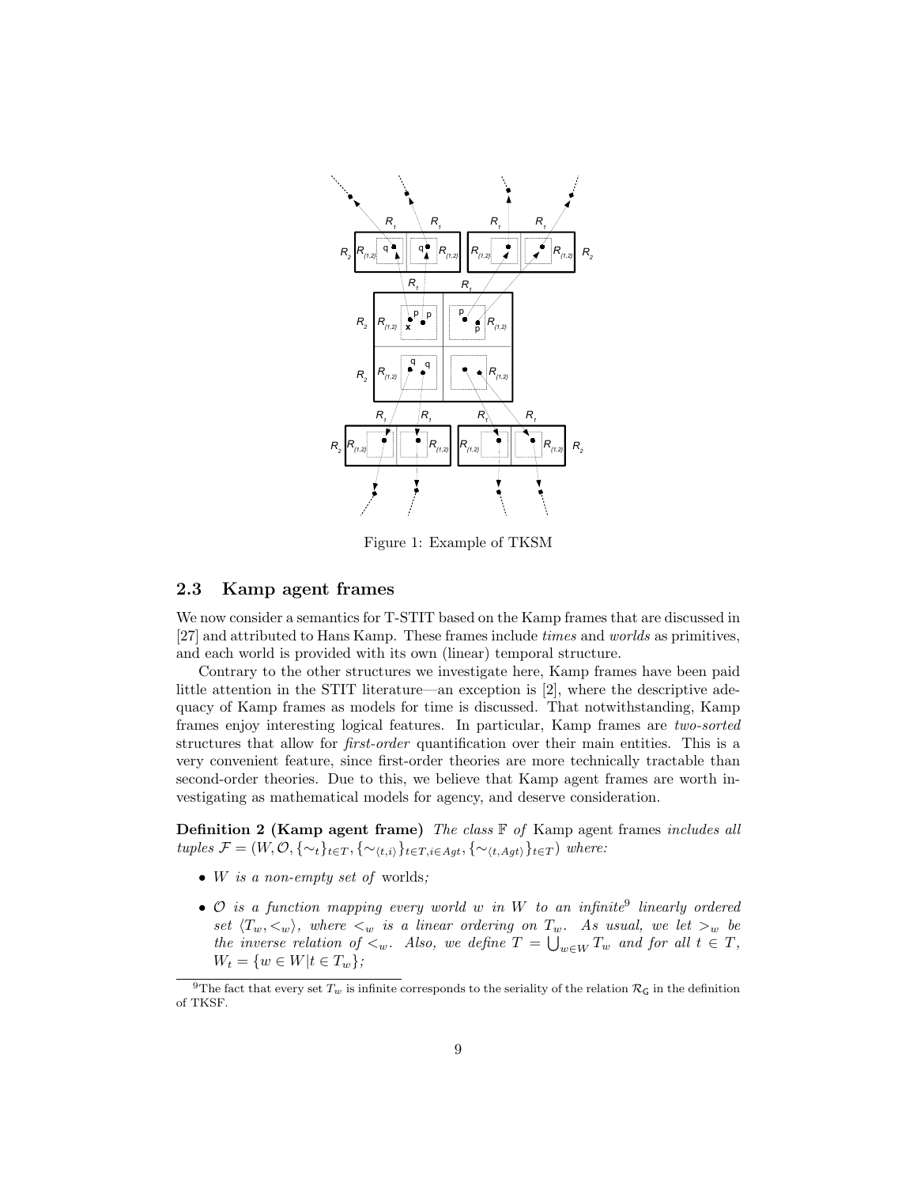Figure 1: Example of TKSM

### 2.3 Kamp agent frames

We now consider a semantics for T-STIT based on the Kamp frames that are discussed in [27] and attributed to Hans Kamp. These frames include *times* and *worlds* as primitives, and each world is provided with its own (linear) temporal structure.

Contrary to the other structures we investigate here, Kamp frames have been paid little attention in the STIT literature—an exception is [2], where the descriptive adequacy of Kamp frames as models for time is discussed. That notwithstanding, Kamp frames enjoy interesting logical features. In particular, Kamp frames are *two-sorted* structures that allow for *first-order* quantification over their main entities. This is a very convenient feature, since first-order theories are more technically tractable than second-order theories. Due to this, we believe that Kamp agent frames are worth investigating as mathematical models for agency, and deserve consideration.

**Definition 2 (Kamp agent frame)** *The class $\mathbb{F}$ of* Kamp agent frames *includes all tuples $\mathcal{F} = (W, \mathcal{O}, \{\sim_t\}_{t\in T}, \{\sim_{\langle t,i\rangle}\}_{t\in T, i\in Agt}, \{\sim_{\langle t,Agt\rangle}\}_{t\in T})$ where:*

- *$W$ is a non-empty set of* worlds*;*
- *$\mathcal{O}$ is a function mapping every world $w$ in $W$ to an infinite*[9] *linearly ordered set $\langle T_w, <_w\rangle$, where $<_w$ is a linear ordering on $T_w$. As usual, we let $>_w$ be the inverse relation of $<_w$. Also, we define $T = \bigcup_{w\in W} T_w$ and for all $t \in T$, $W_t = \{w \in W | t \in T_w\}$;*

[9] The fact that every set $T_w$ is infinite corresponds to the seriality of the relation $\mathcal{R}_{\mathsf{G}}$ in the definition of TKSF.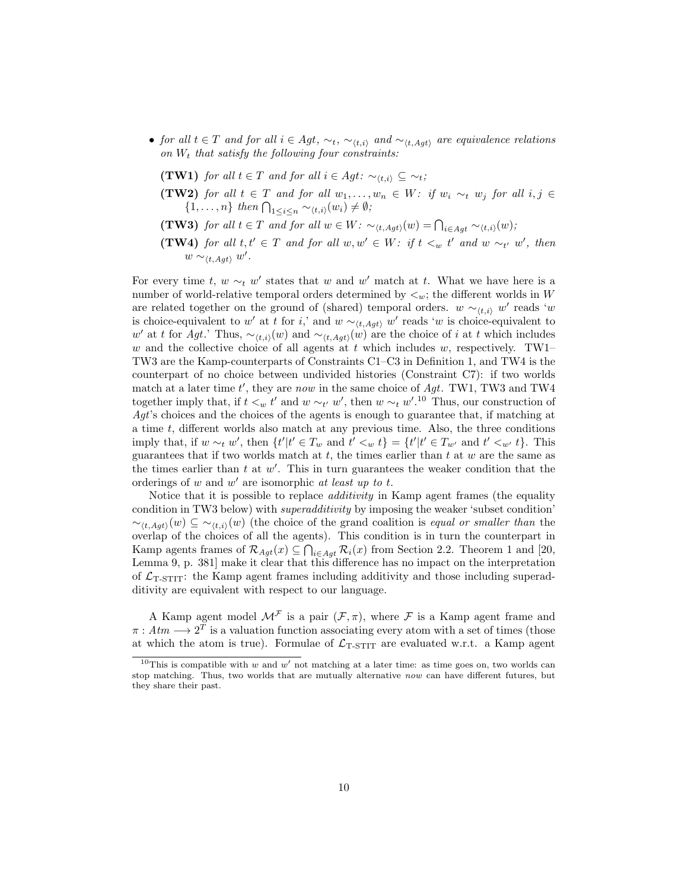- *for all $t \in T$ and for all $i \in Agt$, $\sim_t$, $\sim_{\langle t,i \rangle}$ and $\sim_{\langle t,Agt \rangle}$ are equivalence relations on $W_t$ that satisfy the following four constraints:*

  **(TW1)** *for all $t \in T$ and for all $i \in Agt$: $\sim_{\langle t,i \rangle} \subseteq \sim_t$;*

  **(TW2)** *for all $t \in T$ and for all $w_1, \ldots, w_n \in W$: if $w_i \sim_t w_j$ for all $i, j \in \{1, \ldots, n\}$ then $\bigcap_{1 \leq i \leq n} \sim_{\langle t,i \rangle}(w_i) \neq \emptyset$;*

  **(TW3)** *for all $t \in T$ and for all $w \in W$: $\sim_{\langle t,Agt \rangle}(w) = \bigcap_{i \in Agt} \sim_{\langle t,i \rangle}(w)$;*

  **(TW4)** *for all $t, t' \in T$ and for all $w, w' \in W$: if $t <_w t'$ and $w \sim_{t'} w'$, then $w \sim_{\langle t,Agt \rangle} w'$.*

For every time $t$, $w \sim_t w'$ states that $w$ and $w'$ match at $t$. What we have here is a number of world-relative temporal orders determined by $<_w$; the different worlds in $W$ are related together on the ground of (shared) temporal orders. $w \sim_{\langle t,i \rangle} w'$ reads '$w$ is choice-equivalent to $w'$ at $t$ for $i$,' and $w \sim_{\langle t,Agt \rangle} w'$ reads '$w$ is choice-equivalent to $w'$ at $t$ for $Agt$.' Thus, $\sim_{\langle t,i \rangle}(w)$ and $\sim_{\langle t,Agt \rangle}(w)$ are the choice of $i$ at $t$ which includes $w$ and the collective choice of all agents at $t$ which includes $w$, respectively. TW1–TW3 are the Kamp-counterparts of Constraints C1–C3 in Definition 1, and TW4 is the counterpart of no choice between undivided histories (Constraint C7): if two worlds match at a later time $t'$, they are *now* in the same choice of $Agt$. TW1, TW3 and TW4 together imply that, if $t <_w t'$ and $w \sim_{t'} w'$, then $w \sim_t w'$.[10] Thus, our construction of $Agt$'s choices and the choices of the agents is enough to guarantee that, if matching at a time $t$, different worlds also match at any previous time. Also, the three conditions imply that, if $w \sim_t w'$, then $\{t' | t' \in T_w \text{ and } t' <_w t\} = \{t' | t' \in T_{w'} \text{ and } t' <_{w'} t\}$. This guarantees that if two worlds match at $t$, the times earlier than $t$ at $w$ are the same as the times earlier than $t$ at $w'$. This in turn guarantees the weaker condition that the orderings of $w$ and $w'$ are isomorphic *at least up to $t$*.

Notice that it is possible to replace *additivity* in Kamp agent frames (the equality condition in TW3 below) with *superadditivity* by imposing the weaker 'subset condition' $\sim_{\langle t,Agt \rangle}(w) \subseteq \sim_{\langle t,i \rangle}(w)$ (the choice of the grand coalition is *equal or smaller than* the overlap of the choices of all the agents). This condition is in turn the counterpart in Kamp agents frames of $\mathcal{R}_{Agt}(x) \subseteq \bigcap_{i \in Agt} \mathcal{R}_i(x)$ from Section 2.2. Theorem 1 and [20, Lemma 9, p. 381] make it clear that this difference has no impact on the interpretation of $\mathcal{L}_{\text{T-STIT}}$: the Kamp agent frames including additivity and those including superadditivity are equivalent with respect to our language.

A Kamp agent model $\mathcal{M}^{\mathcal{F}}$ is a pair $(\mathcal{F}, \pi)$, where $\mathcal{F}$ is a Kamp agent frame and $\pi : Atm \longrightarrow 2^T$ is a valuation function associating every atom with a set of times (those at which the atom is true). Formulae of $\mathcal{L}_{\text{T-STIT}}$ are evaluated w.r.t. a Kamp agent

[10] This is compatible with $w$ and $w'$ not matching at a later time: as time goes on, two worlds can stop matching. Thus, two worlds that are mutually alternative *now* can have different futures, but they share their past.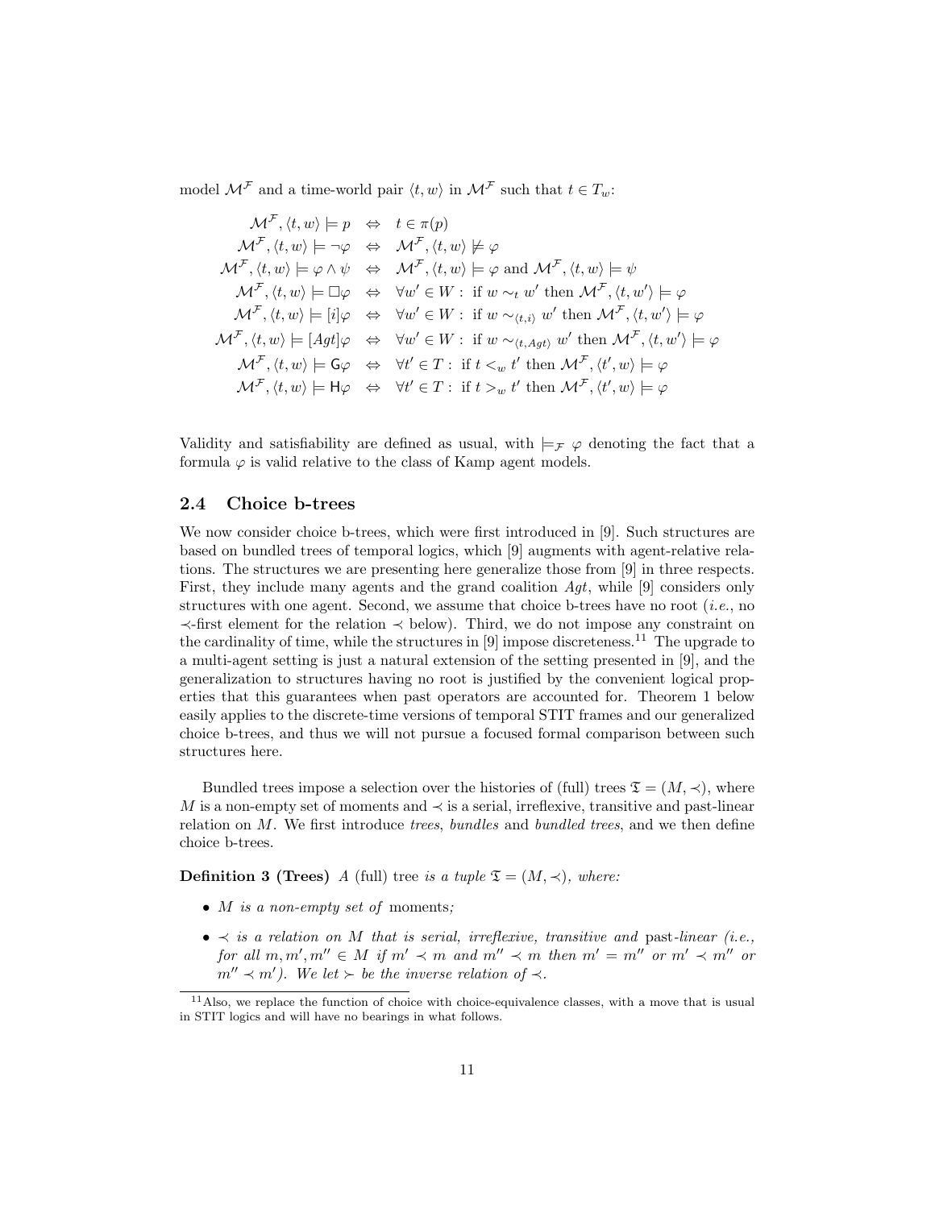model $\mathcal{M}^{\mathcal{F}}$ and a time-world pair $\langle t, w\rangle$ in $\mathcal{M}^{\mathcal{F}}$ such that $t \in T_w$:

$$
\begin{array}{rcl}
\mathcal{M}^{\mathcal{F}}, \langle t, w\rangle \models p & \Leftrightarrow & t \in \pi(p) \\
\mathcal{M}^{\mathcal{F}}, \langle t, w\rangle \models \neg\varphi & \Leftrightarrow & \mathcal{M}^{\mathcal{F}}, \langle t, w\rangle \not\models \varphi \\
\mathcal{M}^{\mathcal{F}}, \langle t, w\rangle \models \varphi \wedge \psi & \Leftrightarrow & \mathcal{M}^{\mathcal{F}}, \langle t, w\rangle \models \varphi \text{ and } \mathcal{M}^{\mathcal{F}}, \langle t, w\rangle \models \psi \\
\mathcal{M}^{\mathcal{F}}, \langle t, w\rangle \models \Box\varphi & \Leftrightarrow & \forall w' \in W: \text{ if } w \sim_t w' \text{ then } \mathcal{M}^{\mathcal{F}}, \langle t, w'\rangle \models \varphi \\
\mathcal{M}^{\mathcal{F}}, \langle t, w\rangle \models [i]\varphi & \Leftrightarrow & \forall w' \in W: \text{ if } w \sim_{\langle t,i\rangle} w' \text{ then } \mathcal{M}^{\mathcal{F}}, \langle t, w'\rangle \models \varphi \\
\mathcal{M}^{\mathcal{F}}, \langle t, w\rangle \models [Agt]\varphi & \Leftrightarrow & \forall w' \in W: \text{ if } w \sim_{\langle t,Agt\rangle} w' \text{ then } \mathcal{M}^{\mathcal{F}}, \langle t, w'\rangle \models \varphi \\
\mathcal{M}^{\mathcal{F}}, \langle t, w\rangle \models \mathsf{G}\varphi & \Leftrightarrow & \forall t' \in T: \text{ if } t <_w t' \text{ then } \mathcal{M}^{\mathcal{F}}, \langle t', w\rangle \models \varphi \\
\mathcal{M}^{\mathcal{F}}, \langle t, w\rangle \models \mathsf{H}\varphi & \Leftrightarrow & \forall t' \in T: \text{ if } t >_w t' \text{ then } \mathcal{M}^{\mathcal{F}}, \langle t', w\rangle \models \varphi
\end{array}
$$

Validity and satisfiability are defined as usual, with $\models_{\mathcal{F}} \varphi$ denoting the fact that a formula $\varphi$ is valid relative to the class of Kamp agent models.

## 2.4 Choice b-trees

We now consider choice b-trees, which were first introduced in [9]. Such structures are based on bundled trees of temporal logics, which [9] augments with agent-relative relations. The structures we are presenting here generalize those from [9] in three respects. First, they include many agents and the grand coalition $Agt$, while [9] considers only structures with one agent. Second, we assume that choice b-trees have no root (*i.e.*, no $\prec$-first element for the relation $\prec$ below). Third, we do not impose any constraint on the cardinality of time, while the structures in [9] impose discreteness.[11] The upgrade to a multi-agent setting is just a natural extension of the setting presented in [9], and the generalization to structures having no root is justified by the convenient logical properties that this guarantees when past operators are accounted for. Theorem 1 below easily applies to the discrete-time versions of temporal STIT frames and our generalized choice b-trees, and thus we will not pursue a focused formal comparison between such structures here.

Bundled trees impose a selection over the histories of (full) trees $\mathfrak{T} = (M, \prec)$, where $M$ is a non-empty set of moments and $\prec$ is a serial, irreflexive, transitive and past-linear relation on $M$. We first introduce *trees*, *bundles* and *bundled trees*, and we then define choice b-trees.

**Definition 3 (Trees)** *A* (full) tree *is a tuple* $\mathfrak{T} = (M, \prec)$*, where:*

- $M$ *is a non-empty set of* moments*;*
- $\prec$ *is a relation on* $M$ *that is serial, irreflexive, transitive and* past*-linear (i.e., for all* $m, m', m'' \in M$ *if* $m' \prec m$ *and* $m'' \prec m$ *then* $m' = m''$ *or* $m' \prec m''$ *or* $m'' \prec m'$*). We let* $\succ$ *be the inverse relation of* $\prec$*.*

[11] Also, we replace the function of choice with choice-equivalence classes, with a move that is usual in STIT logics and will have no bearings in what follows.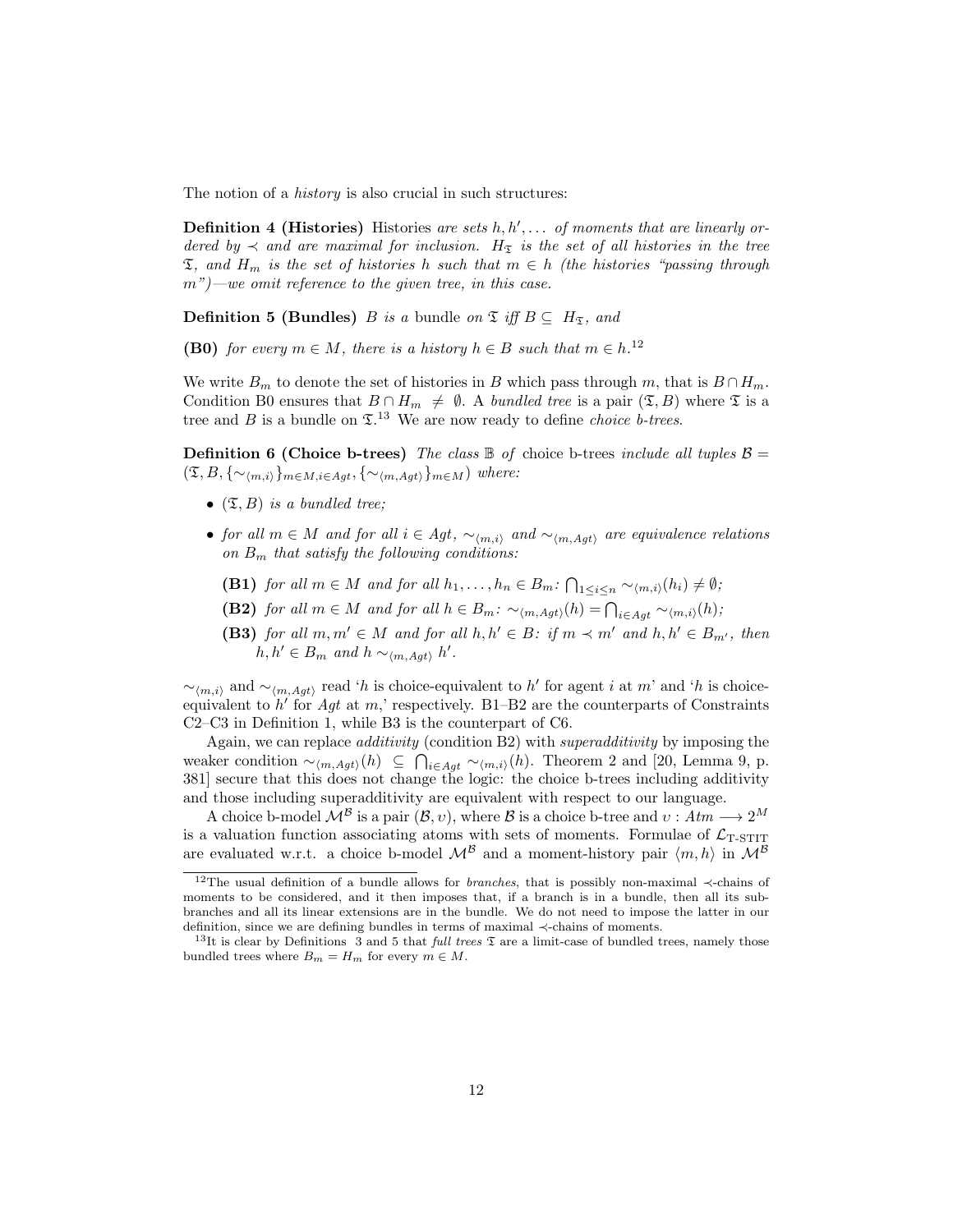The notion of a *history* is also crucial in such structures:

**Definition 4 (Histories)** *Histories are sets $h, h', \ldots$ of moments that are linearly ordered by $\prec$ and are maximal for inclusion. $H_{\mathfrak{T}}$ is the set of all histories in the tree $\mathfrak{T}$, and $H_m$ is the set of histories $h$ such that $m \in h$ (the histories "passing through $m$")—we omit reference to the given tree, in this case.*

**Definition 5 (Bundles)** *$B$ is a* bundle *on $\mathfrak{T}$ iff $B \subseteq H_{\mathfrak{T}}$, and*

**(B0)** *for every $m \in M$, there is a history $h \in B$ such that $m \in h$.*[12]

We write $B_m$ to denote the set of histories in $B$ which pass through $m$, that is $B \cap H_m$. Condition B0 ensures that $B \cap H_m \neq \emptyset$. A *bundled tree* is a pair $(\mathfrak{T}, B)$ where $\mathfrak{T}$ is a tree and $B$ is a bundle on $\mathfrak{T}$.[13] We are now ready to define *choice b-trees*.

**Definition 6 (Choice b-trees)** *The class $\mathbb{B}$ of* choice b-trees *include all tuples $\mathcal{B} = (\mathfrak{T}, B, \{\sim_{\langle m,i \rangle}\}_{m \in M, i \in Agt}, \{\sim_{\langle m,Agt \rangle}\}_{m \in M})$ where:*

- *$(\mathfrak{T}, B)$ is a bundled tree;*
- *for all $m \in M$ and for all $i \in Agt$, $\sim_{\langle m,i \rangle}$ and $\sim_{\langle m,Agt \rangle}$ are equivalence relations on $B_m$ that satisfy the following conditions:*
  - **(B1)** *for all $m \in M$ and for all $h_1, \ldots, h_n \in B_m$: $\bigcap_{1 \leq i \leq n} \sim_{\langle m,i \rangle}(h_i) \neq \emptyset$;*
  - **(B2)** *for all $m \in M$ and for all $h \in B_m$: $\sim_{\langle m,Agt \rangle}(h) = \bigcap_{i \in Agt} \sim_{\langle m,i \rangle}(h)$;*
  - **(B3)** *for all $m, m' \in M$ and for all $h, h' \in B$: if $m \prec m'$ and $h, h' \in B_{m'}$, then $h, h' \in B_m$ and $h \sim_{\langle m,Agt \rangle} h'$.*

$\sim_{\langle m,i \rangle}$ and $\sim_{\langle m,Agt \rangle}$ read '$h$ is choice-equivalent to $h'$ for agent $i$ at $m$' and '$h$ is choice-equivalent to $h'$ for $Agt$ at $m$,' respectively. B1–B2 are the counterparts of Constraints C2–C3 in Definition 1, while B3 is the counterpart of C6.

Again, we can replace *additivity* (condition B2) with *superadditivity* by imposing the weaker condition $\sim_{\langle m,Agt \rangle}(h) \subseteq \bigcap_{i \in Agt} \sim_{\langle m,i \rangle}(h)$. Theorem 2 and [20, Lemma 9, p. 381] secure that this does not change the logic: the choice b-trees including additivity and those including superadditivity are equivalent with respect to our language.

A choice b-model $\mathcal{M}^{\mathcal{B}}$ is a pair $(\mathcal{B}, \upsilon)$, where $\mathcal{B}$ is a choice b-tree and $\upsilon : Atm \longrightarrow 2^M$ is a valuation function associating atoms with sets of moments. Formulae of $\mathcal{L}_{\text{T-STIT}}$ are evaluated w.r.t. a choice b-model $\mathcal{M}^{\mathcal{B}}$ and a moment-history pair $\langle m, h \rangle$ in $\mathcal{M}^{\mathcal{B}}$

---

[12] The usual definition of a bundle allows for *branches*, that is possibly non-maximal $\prec$-chains of moments to be considered, and it then imposes that, if a branch is in a bundle, then all its sub-branches and all its linear extensions are in the bundle. We do not need to impose the latter in our definition, since we are defining bundles in terms of maximal $\prec$-chains of moments.

[13] It is clear by Definitions 3 and 5 that *full trees* $\mathfrak{T}$ are a limit-case of bundled trees, namely those bundled trees where $B_m = H_m$ for every $m \in M$.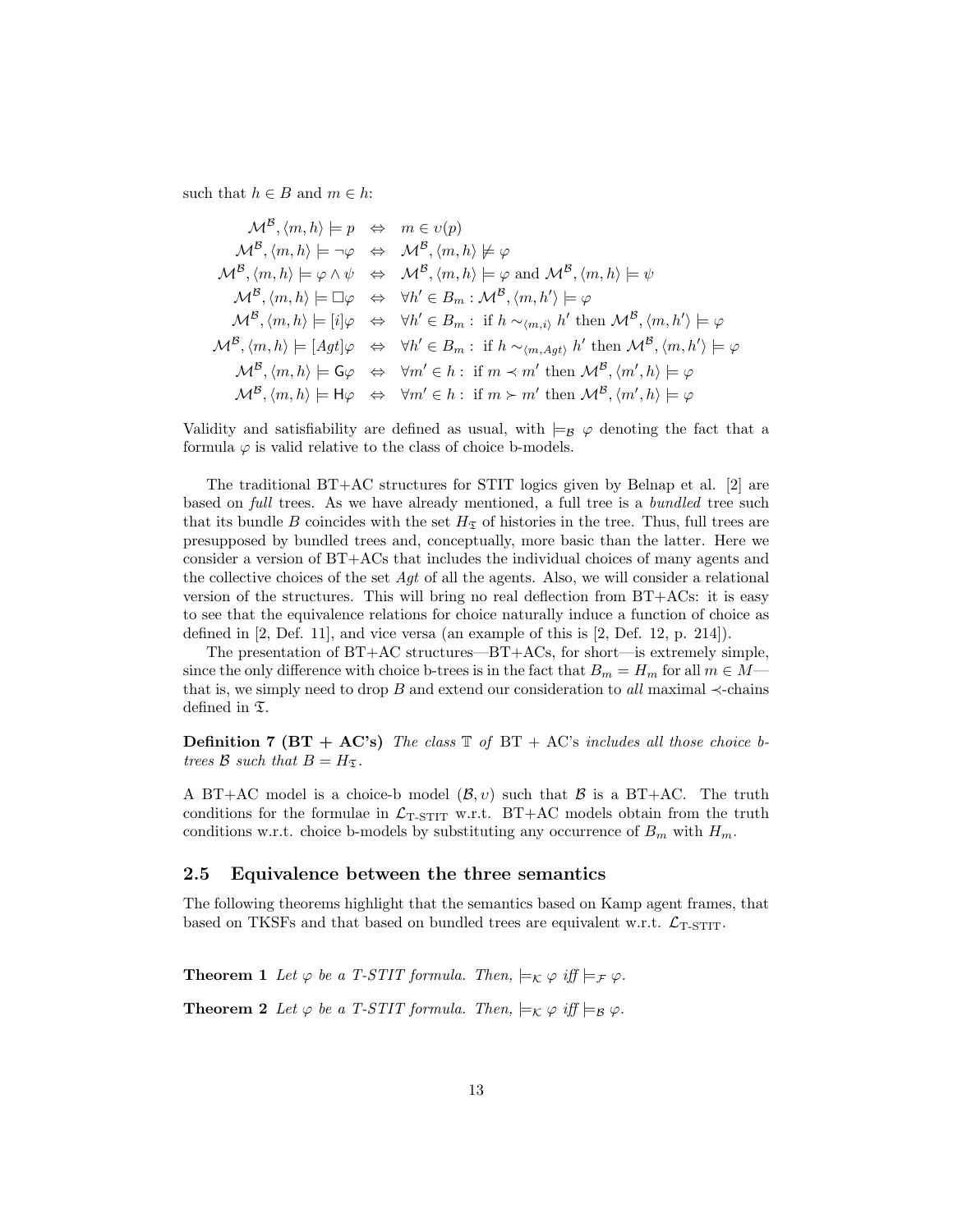such that $h \in B$ and $m \in h$:

$$
\begin{array}{rcl}
\mathcal{M}^{\mathcal{B}}, \langle m, h \rangle \models p & \Leftrightarrow & m \in v(p) \\
\mathcal{M}^{\mathcal{B}}, \langle m, h \rangle \models \neg\varphi & \Leftrightarrow & \mathcal{M}^{\mathcal{B}}, \langle m, h \rangle \not\models \varphi \\
\mathcal{M}^{\mathcal{B}}, \langle m, h \rangle \models \varphi \wedge \psi & \Leftrightarrow & \mathcal{M}^{\mathcal{B}}, \langle m, h \rangle \models \varphi \text{ and } \mathcal{M}^{\mathcal{B}}, \langle m, h \rangle \models \psi \\
\mathcal{M}^{\mathcal{B}}, \langle m, h \rangle \models \Box\varphi & \Leftrightarrow & \forall h' \in B_m : \mathcal{M}^{\mathcal{B}}, \langle m, h' \rangle \models \varphi \\
\mathcal{M}^{\mathcal{B}}, \langle m, h \rangle \models [i]\varphi & \Leftrightarrow & \forall h' \in B_m : \text{ if } h \sim_{\langle m,i \rangle} h' \text{ then } \mathcal{M}^{\mathcal{B}}, \langle m, h' \rangle \models \varphi \\
\mathcal{M}^{\mathcal{B}}, \langle m, h \rangle \models [Agt]\varphi & \Leftrightarrow & \forall h' \in B_m : \text{ if } h \sim_{\langle m,Agt \rangle} h' \text{ then } \mathcal{M}^{\mathcal{B}}, \langle m, h' \rangle \models \varphi \\
\mathcal{M}^{\mathcal{B}}, \langle m, h \rangle \models \mathsf{G}\varphi & \Leftrightarrow & \forall m' \in h : \text{ if } m \prec m' \text{ then } \mathcal{M}^{\mathcal{B}}, \langle m', h \rangle \models \varphi \\
\mathcal{M}^{\mathcal{B}}, \langle m, h \rangle \models \mathsf{H}\varphi & \Leftrightarrow & \forall m' \in h : \text{ if } m \succ m' \text{ then } \mathcal{M}^{\mathcal{B}}, \langle m', h \rangle \models \varphi
\end{array}
$$

Validity and satisfiability are defined as usual, with $\models_{\mathcal{B}} \varphi$ denoting the fact that a formula $\varphi$ is valid relative to the class of choice b-models.

The traditional BT+AC structures for STIT logics given by Belnap et al. [2] are based on *full* trees. As we have already mentioned, a full tree is a *bundled* tree such that its bundle $B$ coincides with the set $H_{\mathfrak{T}}$ of histories in the tree. Thus, full trees are presupposed by bundled trees and, conceptually, more basic than the latter. Here we consider a version of BT+ACs that includes the individual choices of many agents and the collective choices of the set $Agt$ of all the agents. Also, we will consider a relational version of the structures. This will bring no real deflection from BT+ACs: it is easy to see that the equivalence relations for choice naturally induce a function of choice as defined in [2, Def. 11], and vice versa (an example of this is [2, Def. 12, p. 214]).

The presentation of BT+AC structures—BT+ACs, for short—is extremely simple, since the only difference with choice b-trees is in the fact that $B_m = H_m$ for all $m \in M$—that is, we simply need to drop $B$ and extend our consideration to *all* maximal $\prec$-chains defined in $\mathfrak{T}$.

**Definition 7 (BT + AC's)** *The class $\mathbb{T}$ of* BT + AC's *includes all those choice b-trees $\mathcal{B}$ such that $B = H_{\mathfrak{T}}$.*

A BT+AC model is a choice-b model $(\mathcal{B}, v)$ such that $\mathcal{B}$ is a BT+AC. The truth conditions for the formulae in $\mathcal{L}_{\text{T-STIT}}$ w.r.t. BT+AC models obtain from the truth conditions w.r.t. choice b-models by substituting any occurrence of $B_m$ with $H_m$.

## 2.5 Equivalence between the three semantics

The following theorems highlight that the semantics based on Kamp agent frames, that based on TKSFs and that based on bundled trees are equivalent w.r.t. $\mathcal{L}_{\text{T-STIT}}$.

**Theorem 1** *Let $\varphi$ be a T-STIT formula. Then, $\models_{\mathcal{K}} \varphi$ iff $\models_{\mathcal{F}} \varphi$.*

**Theorem 2** *Let $\varphi$ be a T-STIT formula. Then, $\models_{\mathcal{K}} \varphi$ iff $\models_{\mathcal{B}} \varphi$.*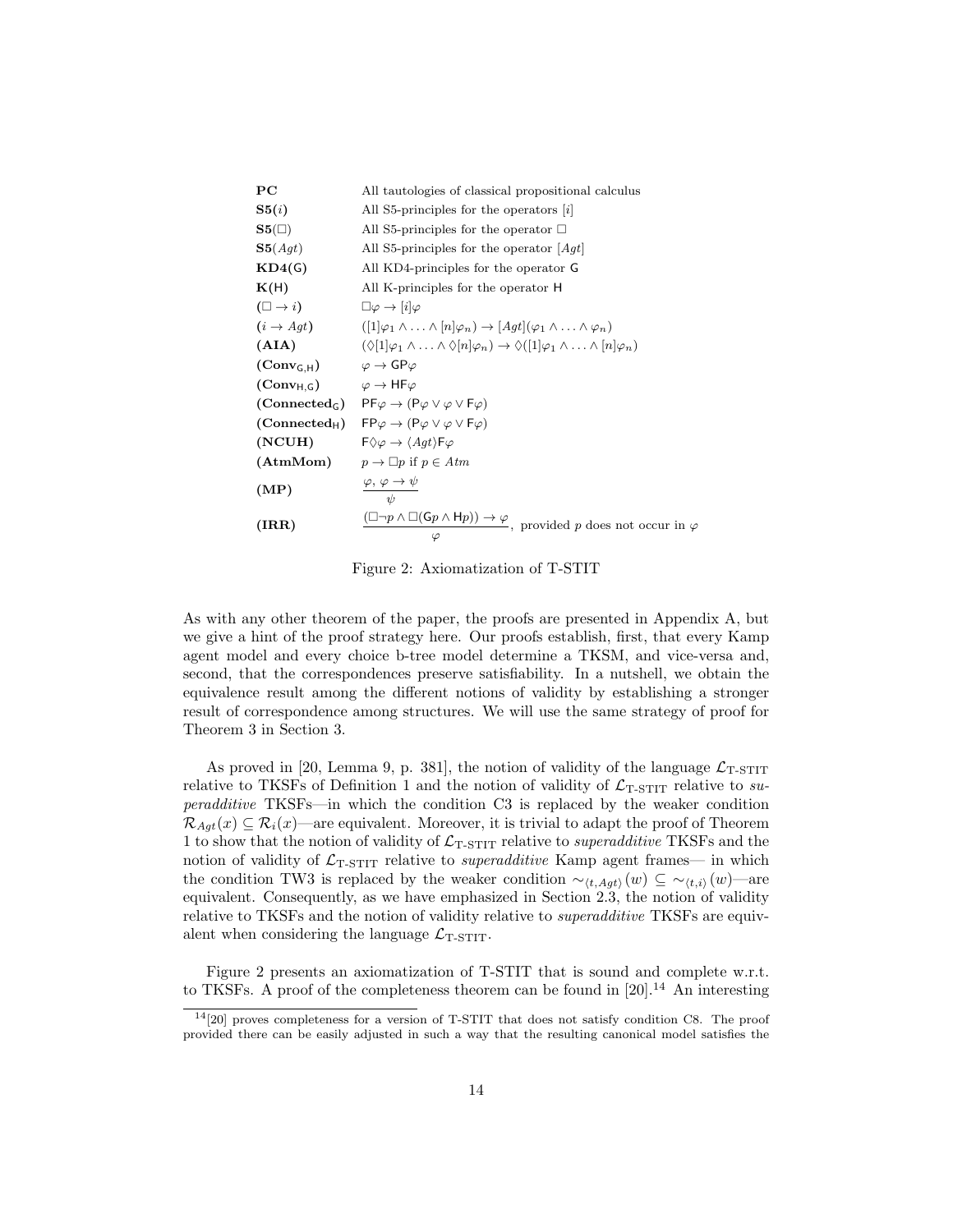| | |
|---|---|
| **PC** | All tautologies of classical propositional calculus |
| **S5**($i$) | All S5-principles for the operators $[i]$ |
| **S5**($\Box$) | All S5-principles for the operator $\Box$ |
| **S5**($Agt$) | All S5-principles for the operator $[Agt]$ |
| **KD4**($\mathsf{G}$) | All KD4-principles for the operator $\mathsf{G}$ |
| **K**($\mathsf{H}$) | All K-principles for the operator $\mathsf{H}$ |
| **($\Box \to i$)** | $\Box\varphi \to [i]\varphi$ |
| **($i \to Agt$)** | $([1]\varphi_1 \wedge \ldots \wedge [n]\varphi_n) \to [Agt](\varphi_1 \wedge \ldots \wedge \varphi_n)$ |
| **(AIA)** | $(\Diamond[1]\varphi_1 \wedge \ldots \wedge \Diamond[n]\varphi_n) \to \Diamond([1]\varphi_1 \wedge \ldots \wedge [n]\varphi_n)$ |
| **(Conv$_{\mathsf{G},\mathsf{H}}$)** | $\varphi \to \mathsf{GP}\varphi$ |
| **(Conv$_{\mathsf{H},\mathsf{G}}$)** | $\varphi \to \mathsf{HF}\varphi$ |
| **(Connected$_{\mathsf{G}}$)** | $\mathsf{PF}\varphi \to (\mathsf{P}\varphi \vee \varphi \vee \mathsf{F}\varphi)$ |
| **(Connected$_{\mathsf{H}}$)** | $\mathsf{FP}\varphi \to (\mathsf{P}\varphi \vee \varphi \vee \mathsf{F}\varphi)$ |
| **(NCUH)** | $\mathsf{F}\Diamond\varphi \to \langle Agt\rangle\mathsf{F}\varphi$ |
| **(AtmMom)** | $p \to \Box p$ if $p \in Atm$ |
| **(MP)** | $\dfrac{\varphi,\ \varphi \to \psi}{\psi}$ |
| **(IRR)** | $\dfrac{(\Box\neg p \wedge \Box(\mathsf{G}p \wedge \mathsf{H}p)) \to \varphi}{\varphi}$, provided $p$ does not occur in $\varphi$ |

Figure 2: Axiomatization of T-STIT

As with any other theorem of the paper, the proofs are presented in Appendix A, but we give a hint of the proof strategy here. Our proofs establish, first, that every Kamp agent model and every choice b-tree model determine a TKSM, and vice-versa and, second, that the correspondences preserve satisfiability. In a nutshell, we obtain the equivalence result among the different notions of validity by establishing a stronger result of correspondence among structures. We will use the same strategy of proof for Theorem 3 in Section 3.

As proved in [20, Lemma 9, p. 381], the notion of validity of the language $\mathcal{L}_{\text{T-STIT}}$ relative to TKSFs of Definition 1 and the notion of validity of $\mathcal{L}_{\text{T-STIT}}$ relative to *superadditive* TKSFs—in which the condition C3 is replaced by the weaker condition $\mathcal{R}_{Agt}(x) \subseteq \mathcal{R}_i(x)$—are equivalent. Moreover, it is trivial to adapt the proof of Theorem 1 to show that the notion of validity of $\mathcal{L}_{\text{T-STIT}}$ relative to *superadditive* TKSFs and the notion of validity of $\mathcal{L}_{\text{T-STIT}}$ relative to *superadditive* Kamp agent frames— in which the condition TW3 is replaced by the weaker condition $\sim_{\langle t,Agt\rangle}(w) \subseteq \sim_{\langle t,i\rangle}(w)$—are equivalent. Consequently, as we have emphasized in Section 2.3, the notion of validity relative to TKSFs and the notion of validity relative to *superadditive* TKSFs are equivalent when considering the language $\mathcal{L}_{\text{T-STIT}}$.

Figure 2 presents an axiomatization of T-STIT that is sound and complete w.r.t. to TKSFs. A proof of the completeness theorem can be found in [20].[14] An interesting

[14][20] proves completeness for a version of T-STIT that does not satisfy condition C8. The proof provided there can be easily adjusted in such a way that the resulting canonical model satisfies the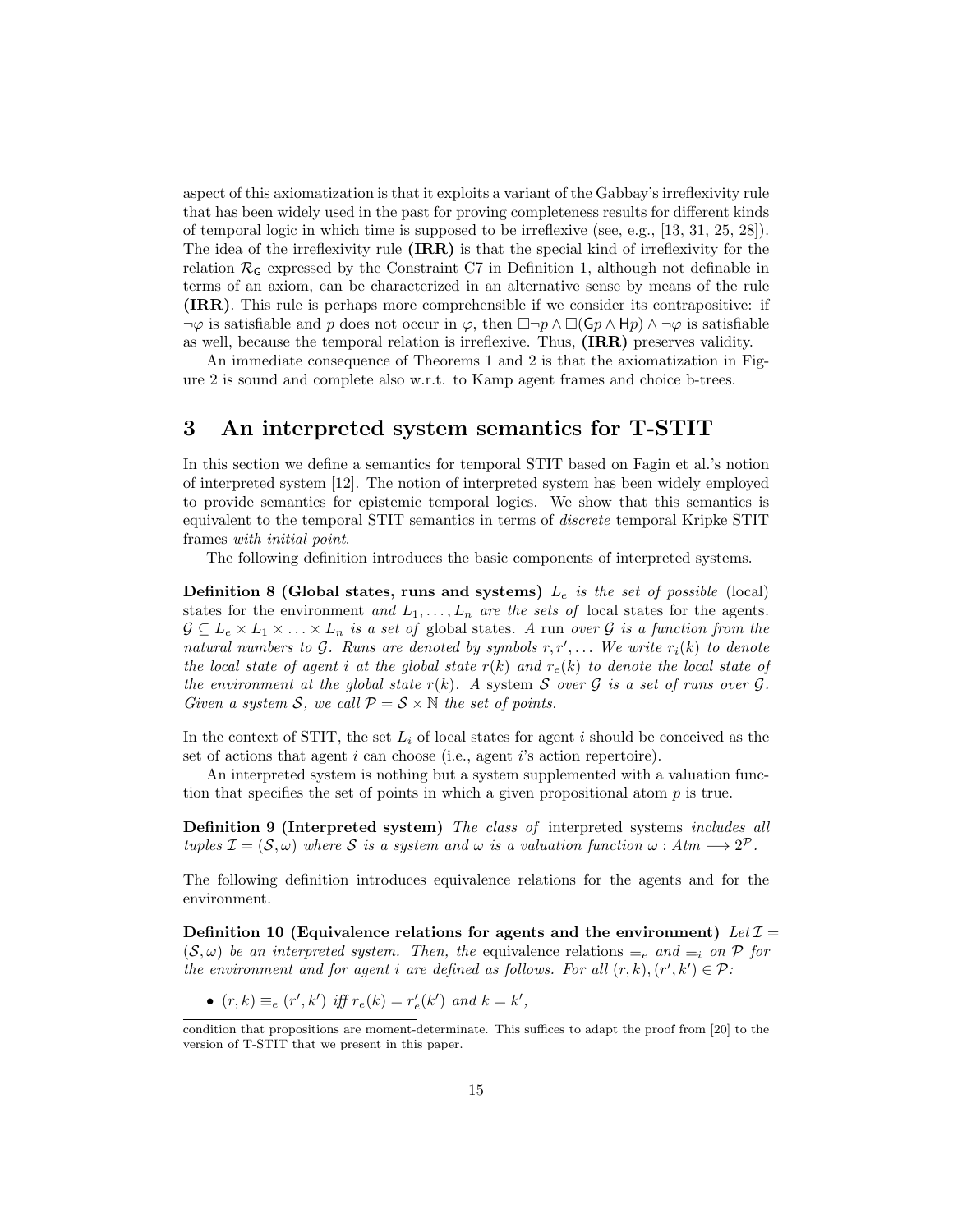aspect of this axiomatization is that it exploits a variant of the Gabbay's irreflexivity rule that has been widely used in the past for proving completeness results for different kinds of temporal logic in which time is supposed to be irreflexive (see, e.g., [13, 31, 25, 28]). The idea of the irreflexivity rule **(IRR)** is that the special kind of irreflexivity for the relation $\mathcal{R}_{\mathsf{G}}$ expressed by the Constraint C7 in Definition 1, although not definable in terms of an axiom, can be characterized in an alternative sense by means of the rule **(IRR)**. This rule is perhaps more comprehensible if we consider its contrapositive: if $\neg\varphi$ is satisfiable and $p$ does not occur in $\varphi$, then $\Box\neg p \wedge \Box(\mathsf{G}p \wedge \mathsf{H}p) \wedge \neg\varphi$ is satisfiable as well, because the temporal relation is irreflexive. Thus, **(IRR)** preserves validity.

An immediate consequence of Theorems 1 and 2 is that the axiomatization in Figure 2 is sound and complete also w.r.t. to Kamp agent frames and choice b-trees.

## 3 An interpreted system semantics for T-STIT

In this section we define a semantics for temporal STIT based on Fagin et al.'s notion of interpreted system [12]. The notion of interpreted system has been widely employed to provide semantics for epistemic temporal logics. We show that this semantics is equivalent to the temporal STIT semantics in terms of *discrete* temporal Kripke STIT frames *with initial point*.

The following definition introduces the basic components of interpreted systems.

**Definition 8 (Global states, runs and systems)** *$L_e$ is the set of possible* (local) states for the environment *and $L_1, \ldots, L_n$ are the sets of* local states for the agents*. $\mathcal{G} \subseteq L_e \times L_1 \times \ldots \times L_n$ is a set of* global states*. A* run *over $\mathcal{G}$ is a function from the natural numbers to $\mathcal{G}$. Runs are denoted by symbols $r, r', \ldots$ We write $r_i(k)$ to denote the local state of agent $i$ at the global state $r(k)$ and $r_e(k)$ to denote the local state of the environment at the global state $r(k)$. A* system *$\mathcal{S}$ over $\mathcal{G}$ is a set of runs over $\mathcal{G}$. Given a system $\mathcal{S}$, we call $\mathcal{P} = \mathcal{S} \times \mathbb{N}$ the set of points.*

In the context of STIT, the set $L_i$ of local states for agent $i$ should be conceived as the set of actions that agent $i$ can choose (i.e., agent $i$'s action repertoire).

An interpreted system is nothing but a system supplemented with a valuation function that specifies the set of points in which a given propositional atom $p$ is true.

**Definition 9 (Interpreted system)** *The class of* interpreted systems *includes all tuples $\mathcal{I} = (\mathcal{S}, \omega)$ where $\mathcal{S}$ is a system and $\omega$ is a valuation function $\omega : Atm \longrightarrow 2^{\mathcal{P}}$.*

The following definition introduces equivalence relations for the agents and for the environment.

**Definition 10 (Equivalence relations for agents and the environment)** *Let $\mathcal{I} = (\mathcal{S}, \omega)$ be an interpreted system. Then, the* equivalence relations *$\equiv_e$ and $\equiv_i$ on $\mathcal{P}$ for the environment and for agent $i$ are defined as follows. For all $(r, k), (r', k') \in \mathcal{P}$:*

- *$(r, k) \equiv_e (r', k')$ iff $r_e(k) = r'_e(k')$ and $k = k'$,*

condition that propositions are moment-determinate. This suffices to adapt the proof from [20] to the version of T-STIT that we present in this paper.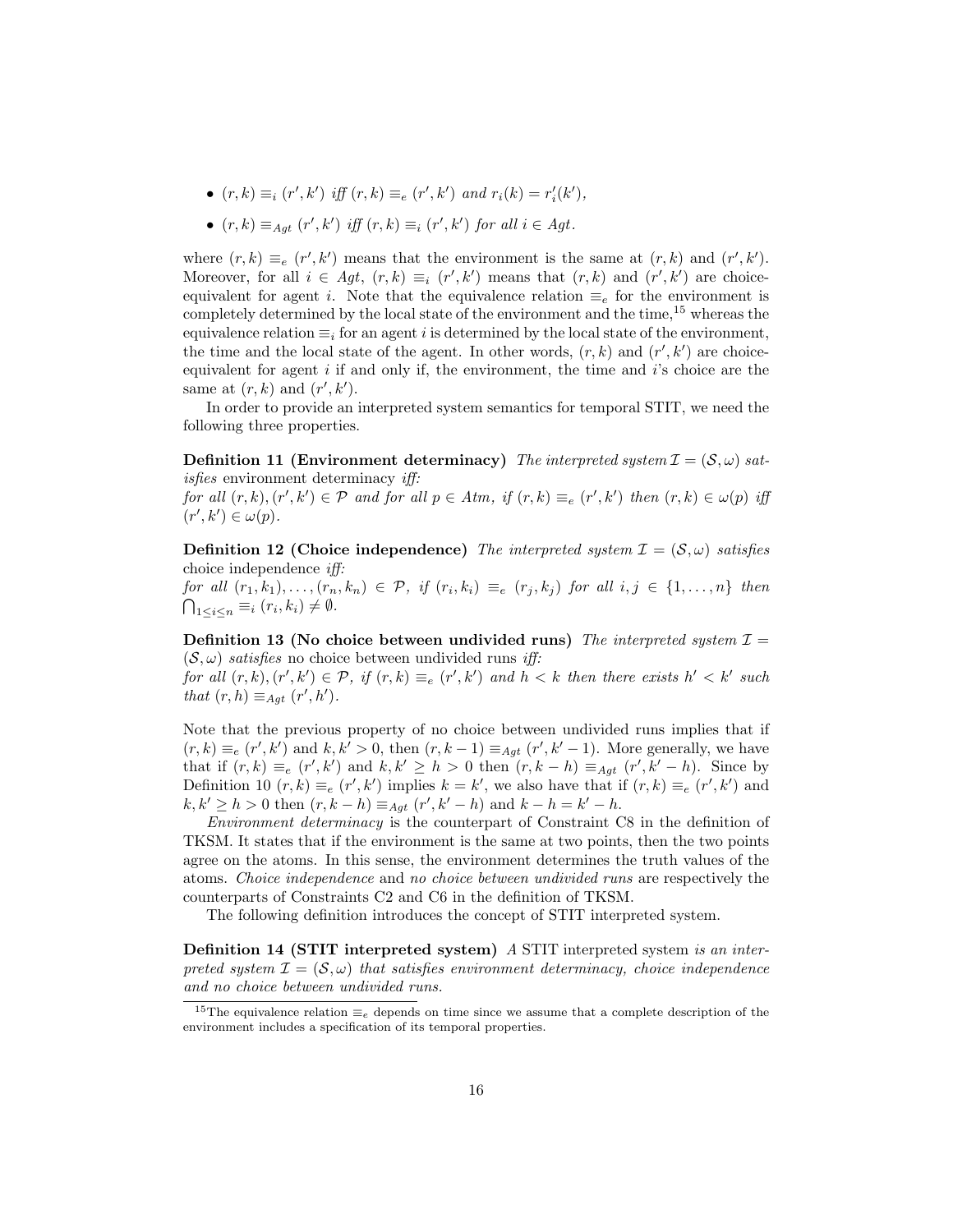- $(r, k) \equiv_i (r', k')$ *iff* $(r, k) \equiv_e (r', k')$ *and* $r_i(k) = r'_i(k')$,
- $(r, k) \equiv_{Agt} (r', k')$ *iff* $(r, k) \equiv_i (r', k')$ *for all* $i \in Agt$.

where $(r, k) \equiv_e (r', k')$ means that the environment is the same at $(r, k)$ and $(r', k')$. Moreover, for all $i \in Agt$, $(r, k) \equiv_i (r', k')$ means that $(r, k)$ and $(r', k')$ are choice-equivalent for agent $i$. Note that the equivalence relation $\equiv_e$ for the environment is completely determined by the local state of the environment and the time,[15] whereas the equivalence relation $\equiv_i$ for an agent $i$ is determined by the local state of the environment, the time and the local state of the agent. In other words, $(r, k)$ and $(r', k')$ are choice-equivalent for agent $i$ if and only if, the environment, the time and $i$'s choice are the same at $(r, k)$ and $(r', k')$.

In order to provide an interpreted system semantics for temporal STIT, we need the following three properties.

**Definition 11 (Environment determinacy)** *The interpreted system* $\mathcal{I} = (\mathcal{S}, \omega)$ *satisfies* environment determinacy *iff:*
*for all* $(r, k), (r', k') \in \mathcal{P}$ *and for all* $p \in Atm$, *if* $(r, k) \equiv_e (r', k')$ *then* $(r, k) \in \omega(p)$ *iff* $(r', k') \in \omega(p)$.

**Definition 12 (Choice independence)** *The interpreted system* $\mathcal{I} = (\mathcal{S}, \omega)$ *satisfies* choice independence *iff:*
*for all* $(r_1, k_1), \ldots, (r_n, k_n) \in \mathcal{P}$, *if* $(r_i, k_i) \equiv_e (r_j, k_j)$ *for all* $i, j \in \{1, \ldots, n\}$ *then* $\bigcap_{1 \leq i \leq n} \equiv_i (r_i, k_i) \neq \emptyset$.

**Definition 13 (No choice between undivided runs)** *The interpreted system* $\mathcal{I} = (\mathcal{S}, \omega)$ *satisfies* no choice between undivided runs *iff:*
*for all* $(r, k), (r', k') \in \mathcal{P}$, *if* $(r, k) \equiv_e (r', k')$ *and* $h < k$ *then there exists* $h' < k'$ *such that* $(r, h) \equiv_{Agt} (r', h')$.

Note that the previous property of no choice between undivided runs implies that if $(r, k) \equiv_e (r', k')$ and $k, k' > 0$, then $(r, k-1) \equiv_{Agt} (r', k'-1)$. More generally, we have that if $(r, k) \equiv_e (r', k')$ and $k, k' \geq h > 0$ then $(r, k-h) \equiv_{Agt} (r', k'-h)$. Since by Definition 10 $(r, k) \equiv_e (r', k')$ implies $k = k'$, we also have that if $(r, k) \equiv_e (r', k')$ and $k, k' \geq h > 0$ then $(r, k-h) \equiv_{Agt} (r', k'-h)$ and $k - h = k' - h$.

*Environment determinacy* is the counterpart of Constraint C8 in the definition of TKSM. It states that if the environment is the same at two points, then the two points agree on the atoms. In this sense, the environment determines the truth values of the atoms. *Choice independence* and *no choice between undivided runs* are respectively the counterparts of Constraints C2 and C6 in the definition of TKSM.

The following definition introduces the concept of STIT interpreted system.

**Definition 14 (STIT interpreted system)** *A* STIT interpreted system *is an interpreted system* $\mathcal{I} = (\mathcal{S}, \omega)$ *that satisfies environment determinacy, choice independence and no choice between undivided runs.*

[15] The equivalence relation $\equiv_e$ depends on time since we assume that a complete description of the environment includes a specification of its temporal properties.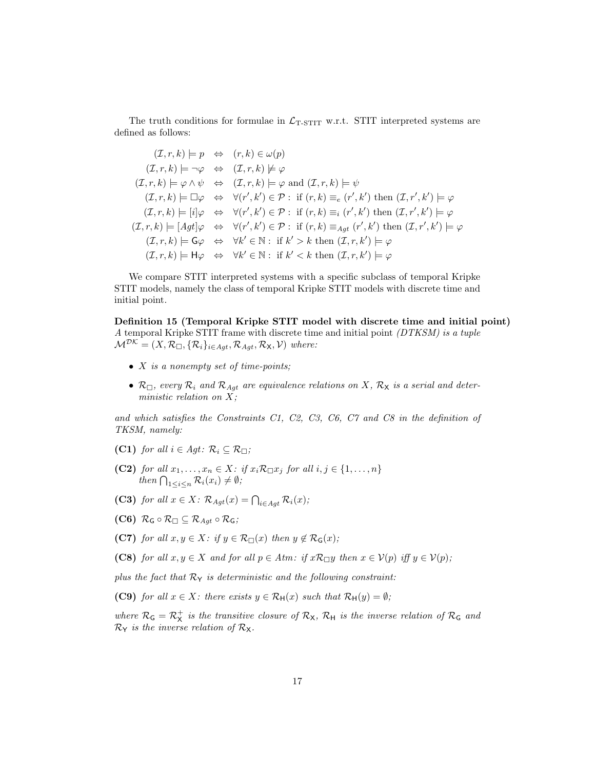The truth conditions for formulae in $\mathcal{L}_{\text{T-STIT}}$ w.r.t. STIT interpreted systems are defined as follows:

$$
\begin{array}{lcl}
(\mathcal{I}, r, k) \models p & \Leftrightarrow & (r, k) \in \omega(p) \\
(\mathcal{I}, r, k) \models \neg\varphi & \Leftrightarrow & (\mathcal{I}, r, k) \not\models \varphi \\
(\mathcal{I}, r, k) \models \varphi \wedge \psi & \Leftrightarrow & (\mathcal{I}, r, k) \models \varphi \text{ and } (\mathcal{I}, r, k) \models \psi \\
(\mathcal{I}, r, k) \models \Box\varphi & \Leftrightarrow & \forall (r', k') \in \mathcal{P} : \text{ if } (r, k) \equiv_e (r', k') \text{ then } (\mathcal{I}, r', k') \models \varphi \\
(\mathcal{I}, r, k) \models [i]\varphi & \Leftrightarrow & \forall (r', k') \in \mathcal{P} : \text{ if } (r, k) \equiv_i (r', k') \text{ then } (\mathcal{I}, r', k') \models \varphi \\
(\mathcal{I}, r, k) \models [Agt]\varphi & \Leftrightarrow & \forall (r', k') \in \mathcal{P} : \text{ if } (r, k) \equiv_{Agt} (r', k') \text{ then } (\mathcal{I}, r', k') \models \varphi \\
(\mathcal{I}, r, k) \models \mathsf{G}\varphi & \Leftrightarrow & \forall k' \in \mathbb{N} : \text{ if } k' > k \text{ then } (\mathcal{I}, r, k') \models \varphi \\
(\mathcal{I}, r, k) \models \mathsf{H}\varphi & \Leftrightarrow & \forall k' \in \mathbb{N} : \text{ if } k' < k \text{ then } (\mathcal{I}, r, k') \models \varphi
\end{array}
$$

We compare STIT interpreted systems with a specific subclass of temporal Kripke STIT models, namely the class of temporal Kripke STIT models with discrete time and initial point.

**Definition 15 (Temporal Kripke STIT model with discrete time and initial point)** *A temporal Kripke STIT frame with discrete time and initial point (DTKSM) is a tuple $\mathcal{M}^{\mathcal{DK}} = (X, \mathcal{R}_{\Box}, \{\mathcal{R}_i\}_{i \in Agt}, \mathcal{R}_{Agt}, \mathcal{R}_{\mathsf{X}}, \mathcal{V})$ where:*

- *$X$ is a nonempty set of time-points;*
- *$\mathcal{R}_{\Box}$, every $\mathcal{R}_i$ and $\mathcal{R}_{Agt}$ are equivalence relations on $X$, $\mathcal{R}_{\mathsf{X}}$ is a serial and deterministic relation on $X$;*

*and which satisfies the Constraints C1, C2, C3, C6, C7 and C8 in the definition of TKSM, namely:*

**(C1)** *for all $i \in Agt$: $\mathcal{R}_i \subseteq \mathcal{R}_{\Box}$;*

**(C2)** *for all $x_1, \ldots, x_n \in X$: if $x_i \mathcal{R}_{\Box} x_j$ for all $i, j \in \{1, \ldots, n\}$ then $\bigcap_{1 \leq i \leq n} \mathcal{R}_i(x_i) \neq \emptyset$;*

**(C3)** *for all $x \in X$: $\mathcal{R}_{Agt}(x) = \bigcap_{i \in Agt} \mathcal{R}_i(x)$;*

**(C6)** *$\mathcal{R}_{\mathsf{G}} \circ \mathcal{R}_{\Box} \subseteq \mathcal{R}_{Agt} \circ \mathcal{R}_{\mathsf{G}}$;*

**(C7)** *for all $x, y \in X$: if $y \in \mathcal{R}_{\Box}(x)$ then $y \notin \mathcal{R}_{\mathsf{G}}(x)$;*

**(C8)** *for all $x, y \in X$ and for all $p \in Atm$: if $x \mathcal{R}_{\Box} y$ then $x \in \mathcal{V}(p)$ iff $y \in \mathcal{V}(p)$;*

*plus the fact that $\mathcal{R}_{\mathsf{Y}}$ is deterministic and the following constraint:*

**(C9)** *for all $x \in X$: there exists $y \in \mathcal{R}_{\mathsf{H}}(x)$ such that $\mathcal{R}_{\mathsf{H}}(y) = \emptyset$;*

*where $\mathcal{R}_{\mathsf{G}} = \mathcal{R}_{\mathsf{X}}^{+}$ is the transitive closure of $\mathcal{R}_{\mathsf{X}}$, $\mathcal{R}_{\mathsf{H}}$ is the inverse relation of $\mathcal{R}_{\mathsf{G}}$ and $\mathcal{R}_{\mathsf{Y}}$ is the inverse relation of $\mathcal{R}_{\mathsf{X}}$.*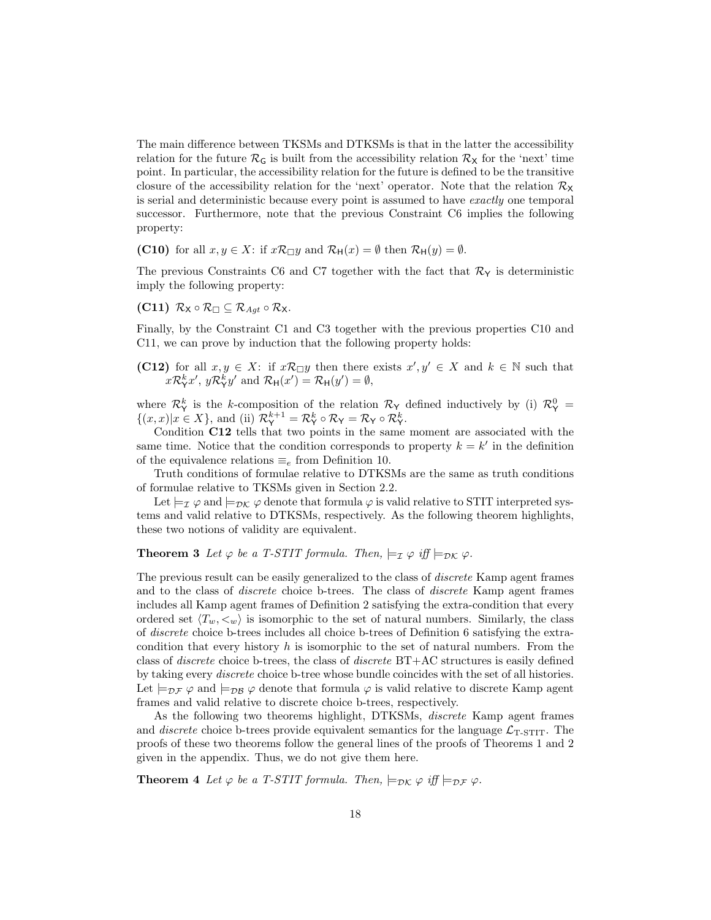The main difference between TKSMs and DTKSMs is that in the latter the accessibility relation for the future $\mathcal{R}_{\mathsf{G}}$ is built from the accessibility relation $\mathcal{R}_{\mathsf{X}}$ for the 'next' time point. In particular, the accessibility relation for the future is defined to be the transitive closure of the accessibility relation for the 'next' operator. Note that the relation $\mathcal{R}_{\mathsf{X}}$ is serial and deterministic because every point is assumed to have *exactly* one temporal successor. Furthermore, note that the previous Constraint C6 implies the following property:

**(C10)** for all $x, y \in X$: if $x\mathcal{R}_{\Box}y$ and $\mathcal{R}_{\mathsf{H}}(x) = \emptyset$ then $\mathcal{R}_{\mathsf{H}}(y) = \emptyset$.

The previous Constraints C6 and C7 together with the fact that $\mathcal{R}_{\mathsf{Y}}$ is deterministic imply the following property:

**(C11)** $\mathcal{R}_{\mathsf{X}} \circ \mathcal{R}_{\Box} \subseteq \mathcal{R}_{Agt} \circ \mathcal{R}_{\mathsf{X}}$.

Finally, by the Constraint C1 and C3 together with the previous properties C10 and C11, we can prove by induction that the following property holds:

**(C12)** for all $x, y \in X$: if $x\mathcal{R}_{\Box}y$ then there exists $x', y' \in X$ and $k \in \mathbb{N}$ such that $x\mathcal{R}_{\mathsf{Y}}^{k}x'$, $y\mathcal{R}_{\mathsf{Y}}^{k}y'$ and $\mathcal{R}_{\mathsf{H}}(x') = \mathcal{R}_{\mathsf{H}}(y') = \emptyset$,

where $\mathcal{R}_{\mathsf{Y}}^{k}$ is the $k$-composition of the relation $\mathcal{R}_{\mathsf{Y}}$ defined inductively by (i) $\mathcal{R}_{\mathsf{Y}}^{0} = \{(x,x) | x \in X\}$, and (ii) $\mathcal{R}_{\mathsf{Y}}^{k+1} = \mathcal{R}_{\mathsf{Y}}^{k} \circ \mathcal{R}_{\mathsf{Y}} = \mathcal{R}_{\mathsf{Y}} \circ \mathcal{R}_{\mathsf{Y}}^{k}$.

Condition **C12** tells that two points in the same moment are associated with the same time. Notice that the condition corresponds to property $k = k'$ in the definition of the equivalence relations $\equiv_e$ from Definition 10.

Truth conditions of formulae relative to DTKSMs are the same as truth conditions of formulae relative to TKSMs given in Section 2.2.

Let $\models_{\mathcal{I}} \varphi$ and $\models_{\mathcal{DK}} \varphi$ denote that formula $\varphi$ is valid relative to STIT interpreted systems and valid relative to DTKSMs, respectively. As the following theorem highlights, these two notions of validity are equivalent.

**Theorem 3** *Let $\varphi$ be a T-STIT formula. Then, $\models_{\mathcal{I}} \varphi$ iff $\models_{\mathcal{DK}} \varphi$.*

The previous result can be easily generalized to the class of *discrete* Kamp agent frames and to the class of *discrete* choice b-trees. The class of *discrete* Kamp agent frames includes all Kamp agent frames of Definition 2 satisfying the extra-condition that every ordered set $\langle T_w, <_w \rangle$ is isomorphic to the set of natural numbers. Similarly, the class of *discrete* choice b-trees includes all choice b-trees of Definition 6 satisfying the extra-condition that every history $h$ is isomorphic to the set of natural numbers. From the class of *discrete* choice b-trees, the class of *discrete* BT+AC structures is easily defined by taking every *discrete* choice b-tree whose bundle coincides with the set of all histories. Let $\models_{\mathcal{DF}} \varphi$ and $\models_{\mathcal{DB}} \varphi$ denote that formula $\varphi$ is valid relative to discrete Kamp agent frames and valid relative to discrete choice b-trees, respectively.

As the following two theorems highlight, DTKSMs, *discrete* Kamp agent frames and *discrete* choice b-trees provide equivalent semantics for the language $\mathcal{L}_{\text{T-STIT}}$. The proofs of these two theorems follow the general lines of the proofs of Theorems 1 and 2 given in the appendix. Thus, we do not give them here.

**Theorem 4** *Let $\varphi$ be a T-STIT formula. Then, $\models_{\mathcal{DK}} \varphi$ iff $\models_{\mathcal{DF}} \varphi$.*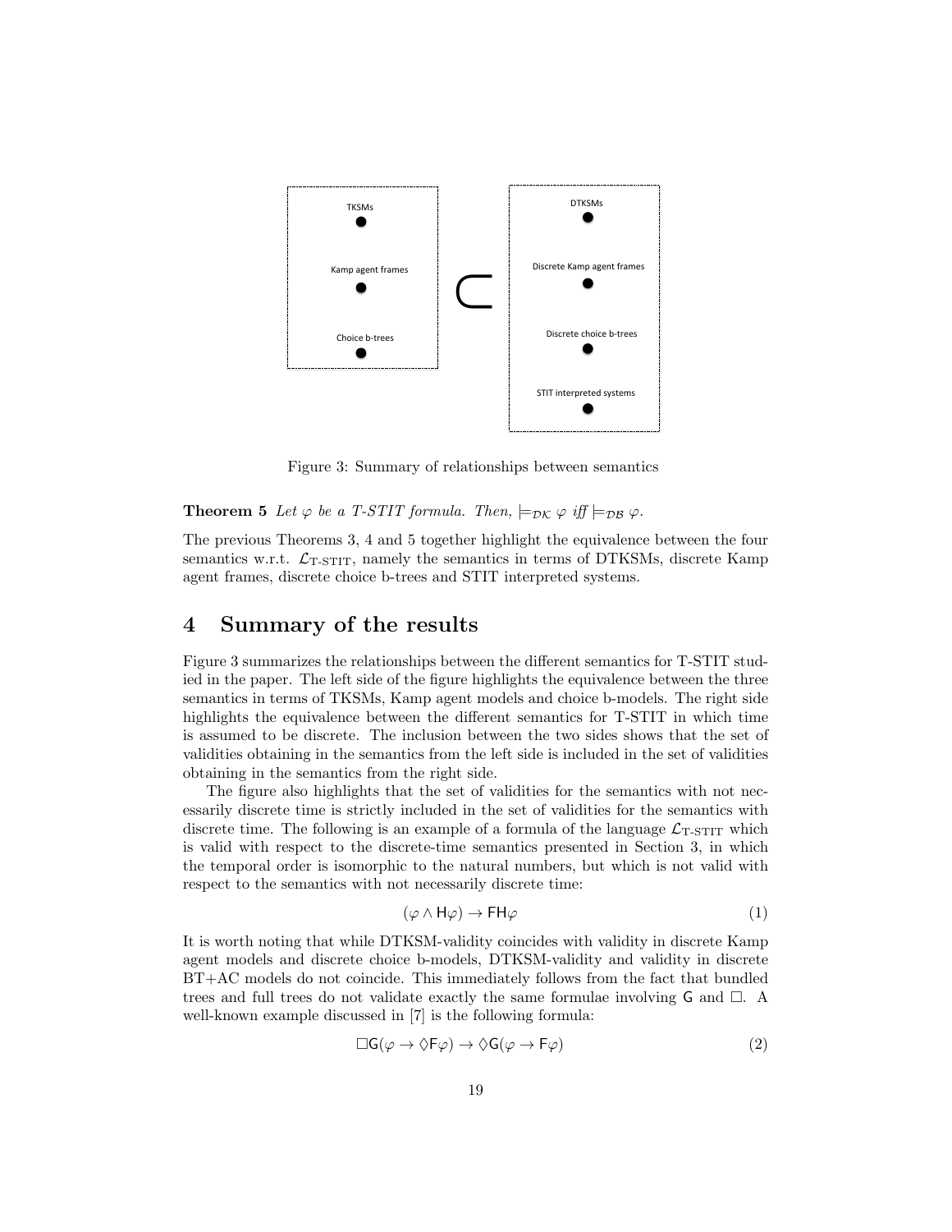TKSMs

Kamp agent frames

Choice b-trees

$\subset$

DTKSMs

Discrete Kamp agent frames

Discrete choice b-trees

STIT interpreted systems

Figure 3: Summary of relationships between semantics

**Theorem 5** *Let $\varphi$ be a T-STIT formula. Then, $\models_{\mathcal{DK}} \varphi$ iff $\models_{\mathcal{DB}} \varphi$.*

The previous Theorems 3, 4 and 5 together highlight the equivalence between the four semantics w.r.t. $\mathcal{L}_{\text{T-STIT}}$, namely the semantics in terms of DTKSMs, discrete Kamp agent frames, discrete choice b-trees and STIT interpreted systems.

# 4 Summary of the results

Figure 3 summarizes the relationships between the different semantics for T-STIT studied in the paper. The left side of the figure highlights the equivalence between the three semantics in terms of TKSMs, Kamp agent models and choice b-models. The right side highlights the equivalence between the different semantics for T-STIT in which time is assumed to be discrete. The inclusion between the two sides shows that the set of validities obtaining in the semantics from the left side is included in the set of validities obtaining in the semantics from the right side.

The figure also highlights that the set of validities for the semantics with not necessarily discrete time is strictly included in the set of validities for the semantics with discrete time. The following is an example of a formula of the language $\mathcal{L}_{\text{T-STIT}}$ which is valid with respect to the discrete-time semantics presented in Section 3, in which the temporal order is isomorphic to the natural numbers, but which is not valid with respect to the semantics with not necessarily discrete time:

$$(\varphi \wedge \mathsf{H}\varphi) \rightarrow \mathsf{FH}\varphi \tag{1}$$

It is worth noting that while DTKSM-validity coincides with validity in discrete Kamp agent models and discrete choice b-models, DTKSM-validity and validity in discrete BT+AC models do not coincide. This immediately follows from the fact that bundled trees and full trees do not validate exactly the same formulae involving $\mathsf{G}$ and $\Box$. A well-known example discussed in [7] is the following formula:

$$\Box\mathsf{G}(\varphi \rightarrow \Diamond\mathsf{F}\varphi) \rightarrow \Diamond\mathsf{G}(\varphi \rightarrow \mathsf{F}\varphi) \tag{2}$$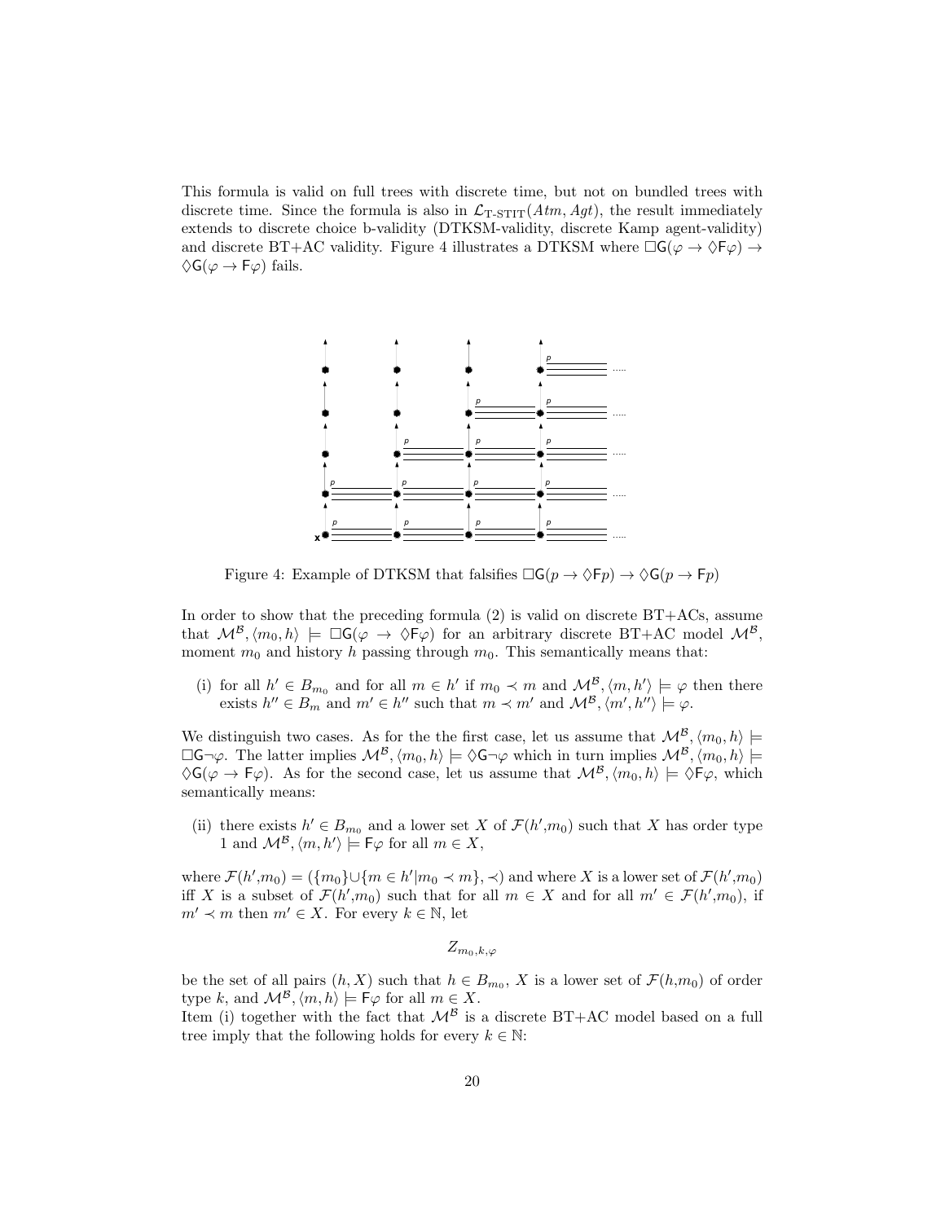This formula is valid on full trees with discrete time, but not on bundled trees with discrete time. Since the formula is also in $\mathcal{L}_{\text{T-STIT}}(Atm, Agt)$, the result immediately extends to discrete choice b-validity (DTKSM-validity, discrete Kamp agent-validity) and discrete BT+AC validity. Figure 4 illustrates a DTKSM where $\Box\mathsf{G}(\varphi \to \Diamond\mathsf{F}\varphi) \to \Diamond\mathsf{G}(\varphi \to \mathsf{F}\varphi)$ fails.

Figure 4: Example of DTKSM that falsifies $\Box\mathsf{G}(p \to \Diamond\mathsf{F}p) \to \Diamond\mathsf{G}(p \to \mathsf{F}p)$

In order to show that the preceding formula (2) is valid on discrete BT+ACs, assume that $\mathcal{M}^{\mathcal{B}}, \langle m_0, h\rangle \models \Box\mathsf{G}(\varphi \to \Diamond\mathsf{F}\varphi)$ for an arbitrary discrete BT+AC model $\mathcal{M}^{\mathcal{B}}$, moment $m_0$ and history $h$ passing through $m_0$. This semantically means that:

(i) for all $h' \in B_{m_0}$ and for all $m \in h'$ if $m_0 \prec m$ and $\mathcal{M}^{\mathcal{B}}, \langle m, h'\rangle \models \varphi$ then there exists $h'' \in B_m$ and $m' \in h''$ such that $m \prec m'$ and $\mathcal{M}^{\mathcal{B}}, \langle m', h''\rangle \models \varphi$.

We distinguish two cases. As for the the first case, let us assume that $\mathcal{M}^{\mathcal{B}}, \langle m_0, h\rangle \models \Box\mathsf{G}\neg\varphi$. The latter implies $\mathcal{M}^{\mathcal{B}}, \langle m_0, h\rangle \models \Diamond\mathsf{G}\neg\varphi$ which in turn implies $\mathcal{M}^{\mathcal{B}}, \langle m_0, h\rangle \models \Diamond\mathsf{G}(\varphi \to \mathsf{F}\varphi)$. As for the second case, let us assume that $\mathcal{M}^{\mathcal{B}}, \langle m_0, h\rangle \models \Diamond\mathsf{F}\varphi$, which semantically means:

(ii) there exists $h' \in B_{m_0}$ and a lower set $X$ of $\mathcal{F}(h', m_0)$ such that $X$ has order type 1 and $\mathcal{M}^{\mathcal{B}}, \langle m, h'\rangle \models \mathsf{F}\varphi$ for all $m \in X$,

where $\mathcal{F}(h', m_0) = (\{m_0\} \cup \{m \in h' | m_0 \prec m\}, \prec)$ and where $X$ is a lower set of $\mathcal{F}(h', m_0)$ iff $X$ is a subset of $\mathcal{F}(h', m_0)$ such that for all $m \in X$ and for all $m' \in \mathcal{F}(h', m_0)$, if $m' \prec m$ then $m' \in X$. For every $k \in \mathbb{N}$, let

$$Z_{m_0,k,\varphi}$$

be the set of all pairs $(h, X)$ such that $h \in B_{m_0}$, $X$ is a lower set of $\mathcal{F}(h, m_0)$ of order type $k$, and $\mathcal{M}^{\mathcal{B}}, \langle m, h\rangle \models \mathsf{F}\varphi$ for all $m \in X$.

Item (i) together with the fact that $\mathcal{M}^{\mathcal{B}}$ is a discrete BT+AC model based on a full tree imply that the following holds for every $k \in \mathbb{N}$: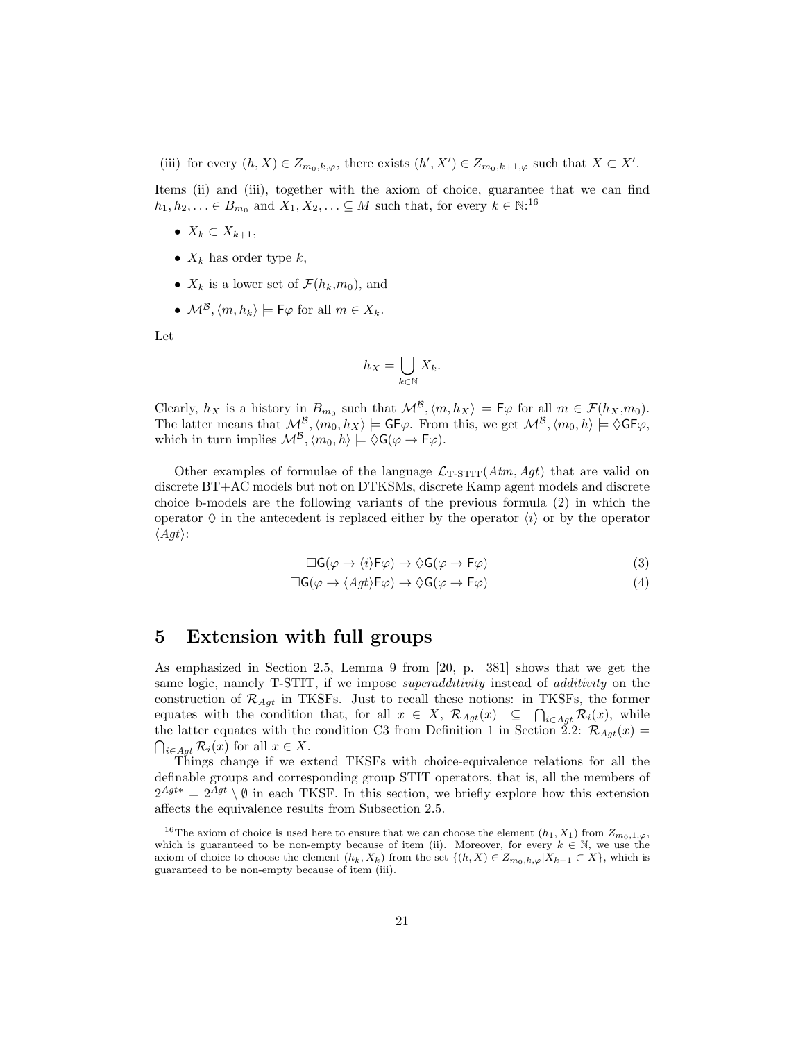(iii) for every $(h, X) \in Z_{m_0,k,\varphi}$, there exists $(h', X') \in Z_{m_0,k+1,\varphi}$ such that $X \subset X'$.

Items (ii) and (iii), together with the axiom of choice, guarantee that we can find $h_1, h_2, \ldots \in B_{m_0}$ and $X_1, X_2, \ldots \subseteq M$ such that, for every $k \in \mathbb{N}$:[16]

- $X_k \subset X_{k+1}$,
- $X_k$ has order type $k$,
- $X_k$ is a lower set of $\mathcal{F}(h_k, m_0)$, and
- $\mathcal{M}^{\mathcal{B}}, \langle m, h_k \rangle \models \mathsf{F}\varphi$ for all $m \in X_k$.

Let

$$h_X = \bigcup_{k \in \mathbb{N}} X_k.$$

Clearly, $h_X$ is a history in $B_{m_0}$ such that $\mathcal{M}^{\mathcal{B}}, \langle m, h_X \rangle \models \mathsf{F}\varphi$ for all $m \in \mathcal{F}(h_X, m_0)$. The latter means that $\mathcal{M}^{\mathcal{B}}, \langle m_0, h_X \rangle \models \mathsf{GF}\varphi$. From this, we get $\mathcal{M}^{\mathcal{B}}, \langle m_0, h \rangle \models \Diamond\mathsf{GF}\varphi$, which in turn implies $\mathcal{M}^{\mathcal{B}}, \langle m_0, h \rangle \models \Diamond\mathsf{G}(\varphi \to \mathsf{F}\varphi)$.

Other examples of formulae of the language $\mathcal{L}_{\text{T-STIT}}(Atm, Agt)$ that are valid on discrete BT+AC models but not on DTKSMs, discrete Kamp agent models and discrete choice b-models are the following variants of the previous formula (2) in which the operator $\Diamond$ in the antecedent is replaced either by the operator $\langle i \rangle$ or by the operator $\langle Agt \rangle$:

$$\Box\mathsf{G}(\varphi \to \langle i \rangle \mathsf{F}\varphi) \to \Diamond\mathsf{G}(\varphi \to \mathsf{F}\varphi) \tag{3}$$

$$\Box\mathsf{G}(\varphi \to \langle Agt \rangle \mathsf{F}\varphi) \to \Diamond\mathsf{G}(\varphi \to \mathsf{F}\varphi) \tag{4}$$

## 5 Extension with full groups

As emphasized in Section 2.5, Lemma 9 from [20, p. 381] shows that we get the same logic, namely T-STIT, if we impose *superadditivity* instead of *additivity* on the construction of $\mathcal{R}_{Agt}$ in TKSFs. Just to recall these notions: in TKSFs, the former equates with the condition that, for all $x \in X$, $\mathcal{R}_{Agt}(x) \subseteq \bigcap_{i \in Agt} \mathcal{R}_i(x)$, while the latter equates with the condition C3 from Definition 1 in Section 2.2: $\mathcal{R}_{Agt}(x) = \bigcap_{i \in Agt} \mathcal{R}_i(x)$ for all $x \in X$.

Things change if we extend TKSFs with choice-equivalence relations for all the definable groups and corresponding group STIT operators, that is, all the members of $2^{Agt*} = 2^{Agt} \setminus \emptyset$ in each TKSF. In this section, we briefly explore how this extension affects the equivalence results from Subsection 2.5.

[16] The axiom of choice is used here to ensure that we can choose the element $(h_1, X_1)$ from $Z_{m_0,1,\varphi}$, which is guaranteed to be non-empty because of item (ii). Moreover, for every $k \in \mathbb{N}$, we use the axiom of choice to choose the element $(h_k, X_k)$ from the set $\{(h, X) \in Z_{m_0,k,\varphi} | X_{k-1} \subset X\}$, which is guaranteed to be non-empty because of item (iii).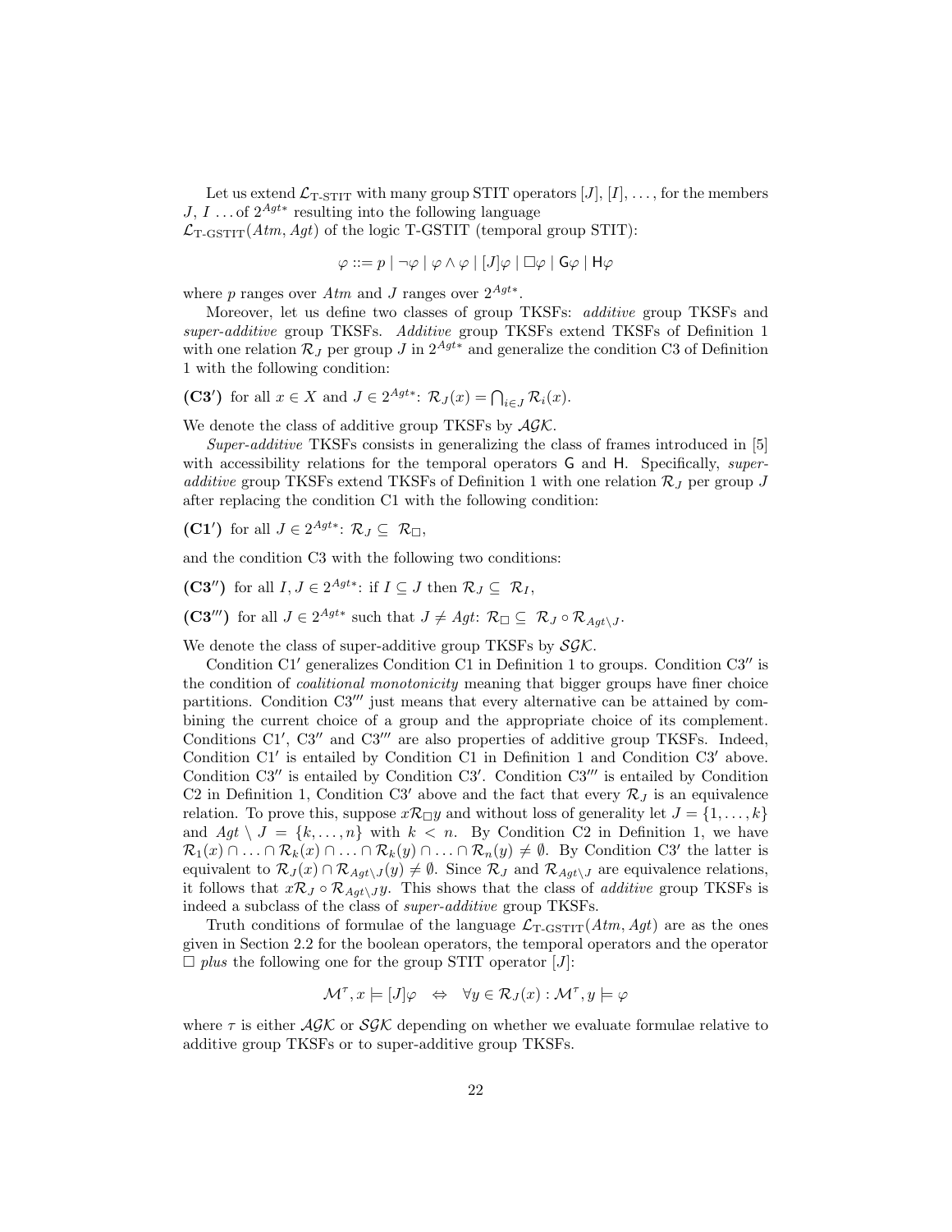Let us extend $\mathcal{L}_{\text{T-STIT}}$ with many group STIT operators $[J]$, $[I]$, …, for the members $J$, $I$ … of $2^{Agt*}$ resulting into the following language $\mathcal{L}_{\text{T-GSTIT}}(Atm, Agt)$ of the logic T-GSTIT (temporal group STIT):

$$\varphi ::= p \mid \neg\varphi \mid \varphi \wedge \varphi \mid [J]\varphi \mid \Box\varphi \mid \mathsf{G}\varphi \mid \mathsf{H}\varphi$$

where $p$ ranges over $Atm$ and $J$ ranges over $2^{Agt*}$.

Moreover, let us define two classes of group TKSFs: *additive* group TKSFs and *super-additive* group TKSFs. *Additive* group TKSFs extend TKSFs of Definition 1 with one relation $\mathcal{R}_J$ per group $J$ in $2^{Agt*}$ and generalize the condition C3 of Definition 1 with the following condition:

**(C3′)** for all $x \in X$ and $J \in 2^{Agt*}$: $\mathcal{R}_J(x) = \bigcap_{i \in J} \mathcal{R}_i(x)$.

We denote the class of additive group TKSFs by $\mathcal{AGK}$.

*Super-additive* TKSFs consists in generalizing the class of frames introduced in [5] with accessibility relations for the temporal operators $\mathsf{G}$ and $\mathsf{H}$. Specifically, *super-additive* group TKSFs extend TKSFs of Definition 1 with one relation $\mathcal{R}_J$ per group $J$ after replacing the condition C1 with the following condition:

**(C1′)** for all $J \in 2^{Agt*}$: $\mathcal{R}_J \subseteq \mathcal{R}_\Box$,

and the condition C3 with the following two conditions:

**(C3″)** for all $I, J \in 2^{Agt*}$: if $I \subseteq J$ then $\mathcal{R}_J \subseteq \mathcal{R}_I$,

**(C3‴)** for all $J \in 2^{Agt*}$ such that $J \neq Agt$: $\mathcal{R}_\Box \subseteq \mathcal{R}_J \circ \mathcal{R}_{Agt \setminus J}$.

We denote the class of super-additive group TKSFs by $\mathcal{SGK}$.

Condition C1′ generalizes Condition C1 in Definition 1 to groups. Condition C3″ is the condition of *coalitional monotonicity* meaning that bigger groups have finer choice partitions. Condition C3‴ just means that every alternative can be attained by combining the current choice of a group and the appropriate choice of its complement. Conditions C1′, C3″ and C3‴ are also properties of additive group TKSFs. Indeed, Condition C1′ is entailed by Condition C1 in Definition 1 and Condition C3′ above. Condition C3″ is entailed by Condition C3′. Condition C3‴ is entailed by Condition C2 in Definition 1, Condition C3′ above and the fact that every $\mathcal{R}_J$ is an equivalence relation. To prove this, suppose $x\mathcal{R}_\Box y$ and without loss of generality let $J = \{1, \ldots, k\}$ and $Agt \setminus J = \{k, \ldots, n\}$ with $k < n$. By Condition C2 in Definition 1, we have $\mathcal{R}_1(x) \cap \ldots \cap \mathcal{R}_k(x) \cap \ldots \cap \mathcal{R}_k(y) \cap \ldots \cap \mathcal{R}_n(y) \neq \emptyset$. By Condition C3′ the latter is equivalent to $\mathcal{R}_J(x) \cap \mathcal{R}_{Agt \setminus J}(y) \neq \emptyset$. Since $\mathcal{R}_J$ and $\mathcal{R}_{Agt \setminus J}$ are equivalence relations, it follows that $x\mathcal{R}_J \circ \mathcal{R}_{Agt \setminus J} y$. This shows that the class of *additive* group TKSFs is indeed a subclass of the class of *super-additive* group TKSFs.

Truth conditions of formulae of the language $\mathcal{L}_{\text{T-GSTIT}}(Atm, Agt)$ are as the ones given in Section 2.2 for the boolean operators, the temporal operators and the operator $\Box$ *plus* the following one for the group STIT operator $[J]$:

$$\mathcal{M}^\tau, x \models [J]\varphi \quad \Leftrightarrow \quad \forall y \in \mathcal{R}_J(x) : \mathcal{M}^\tau, y \models \varphi$$

where $\tau$ is either $\mathcal{AGK}$ or $\mathcal{SGK}$ depending on whether we evaluate formulae relative to additive group TKSFs or to super-additive group TKSFs.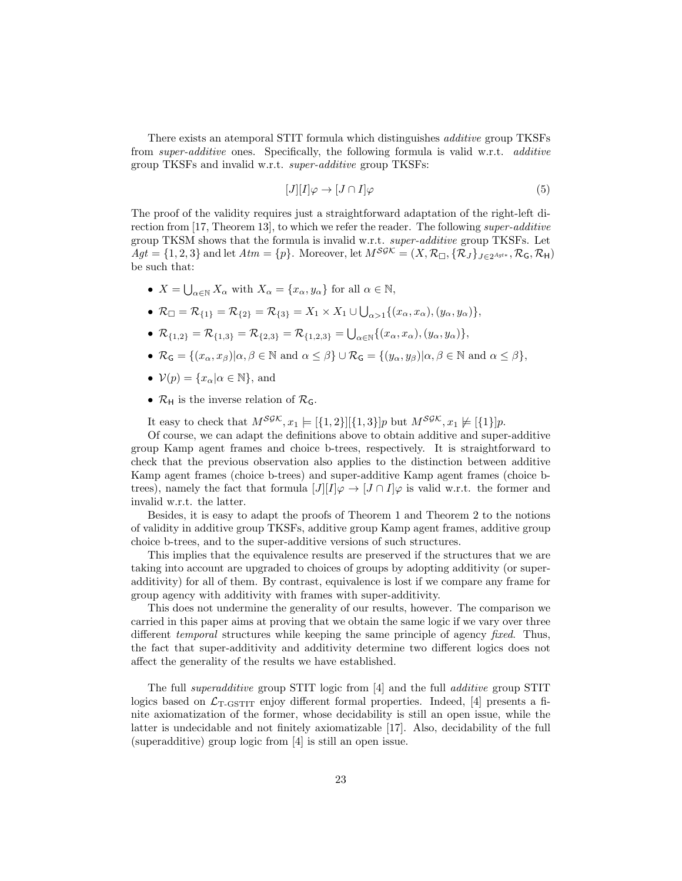There exists an atemporal STIT formula which distinguishes *additive* group TKSFs from *super-additive* ones. Specifically, the following formula is valid w.r.t. *additive* group TKSFs and invalid w.r.t. *super-additive* group TKSFs:

$$[J][I]\varphi \to [J \cap I]\varphi \tag{5}$$

The proof of the validity requires just a straightforward adaptation of the right-left direction from [17, Theorem 13], to which we refer the reader. The following *super-additive* group TKSM shows that the formula is invalid w.r.t. *super-additive* group TKSFs. Let $Agt = \{1, 2, 3\}$ and let $Atm = \{p\}$. Moreover, let $M^{\mathcal{SGK}} = (X, \mathcal{R}_{\Box}, \{\mathcal{R}_J\}_{J \in 2^{Agt*}}, \mathcal{R}_{\mathsf{G}}, \mathcal{R}_{\mathsf{H}})$ be such that:

- $X = \bigcup_{\alpha \in \mathbb{N}} X_\alpha$ with $X_\alpha = \{x_\alpha, y_\alpha\}$ for all $\alpha \in \mathbb{N}$,
- $\mathcal{R}_{\Box} = \mathcal{R}_{\{1\}} = \mathcal{R}_{\{2\}} = \mathcal{R}_{\{3\}} = X_1 \times X_1 \cup \bigcup_{\alpha > 1} \{(x_\alpha, x_\alpha), (y_\alpha, y_\alpha)\}$,
- $\mathcal{R}_{\{1,2\}} = \mathcal{R}_{\{1,3\}} = \mathcal{R}_{\{2,3\}} = \mathcal{R}_{\{1,2,3\}} = \bigcup_{\alpha \in \mathbb{N}} \{(x_\alpha, x_\alpha), (y_\alpha, y_\alpha)\}$,
- $\mathcal{R}_{\mathsf{G}} = \{(x_\alpha, x_\beta) | \alpha, \beta \in \mathbb{N} \text{ and } \alpha \leq \beta\} \cup \mathcal{R}_{\mathsf{G}} = \{(y_\alpha, y_\beta) | \alpha, \beta \in \mathbb{N} \text{ and } \alpha \leq \beta\}$,
- $\mathcal{V}(p) = \{x_\alpha | \alpha \in \mathbb{N}\}$, and
- $\mathcal{R}_{\mathsf{H}}$ is the inverse relation of $\mathcal{R}_{\mathsf{G}}$.

It easy to check that $M^{\mathcal{SGK}}, x_1 \models [\{1, 2\}][\{1, 3\}]p$ but $M^{\mathcal{SGK}}, x_1 \not\models [\{1\}]p$.

Of course, we can adapt the definitions above to obtain additive and super-additive group Kamp agent frames and choice b-trees, respectively. It is straightforward to check that the previous observation also applies to the distinction between additive Kamp agent frames (choice b-trees) and super-additive Kamp agent frames (choice b-trees), namely the fact that formula $[J][I]\varphi \to [J \cap I]\varphi$ is valid w.r.t. the former and invalid w.r.t. the latter.

Besides, it is easy to adapt the proofs of Theorem 1 and Theorem 2 to the notions of validity in additive group TKSFs, additive group Kamp agent frames, additive group choice b-trees, and to the super-additive versions of such structures.

This implies that the equivalence results are preserved if the structures that we are taking into account are upgraded to choices of groups by adopting additivity (or super-additivity) for all of them. By contrast, equivalence is lost if we compare any frame for group agency with additivity with frames with super-additivity.

This does not undermine the generality of our results, however. The comparison we carried in this paper aims at proving that we obtain the same logic if we vary over three different *temporal* structures while keeping the same principle of agency *fixed*. Thus, the fact that super-additivity and additivity determine two different logics does not affect the generality of the results we have established.

The full *superadditive* group STIT logic from [4] and the full *additive* group STIT logics based on $\mathcal{L}_{\text{T-GSTIT}}$ enjoy different formal properties. Indeed, [4] presents a finite axiomatization of the former, whose decidability is still an open issue, while the latter is undecidable and not finitely axiomatizable [17]. Also, decidability of the full (superadditive) group logic from [4] is still an open issue.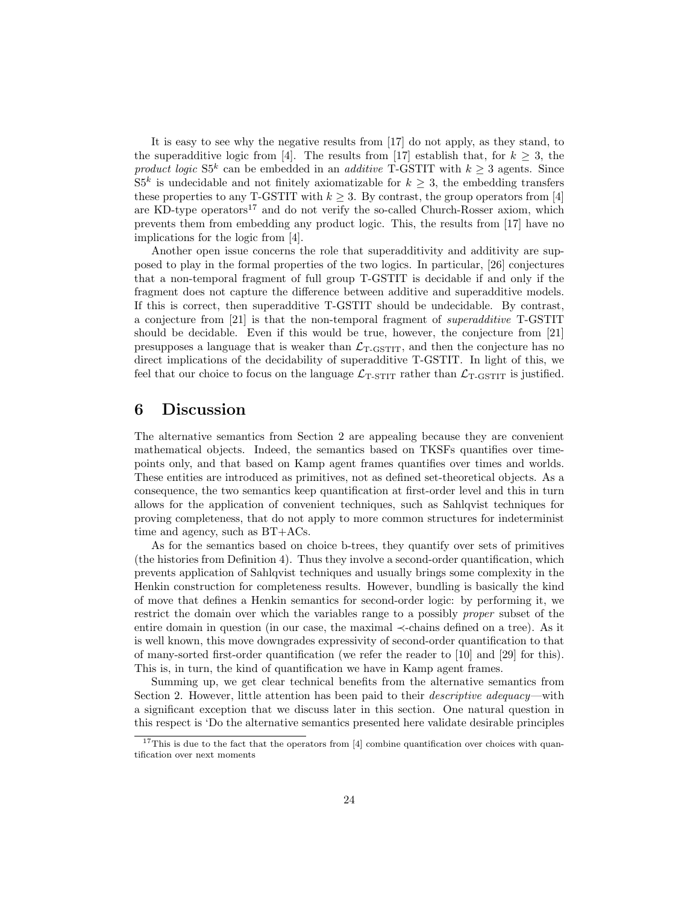It is easy to see why the negative results from [17] do not apply, as they stand, to the superadditive logic from [4]. The results from [17] establish that, for $k \geq 3$, the *product logic* $\mathrm{S5}^k$ can be embedded in an *additive* T-GSTIT with $k \geq 3$ agents. Since $\mathrm{S5}^k$ is undecidable and not finitely axiomatizable for $k \geq 3$, the embedding transfers these properties to any T-GSTIT with $k \geq 3$. By contrast, the group operators from [4] are KD-type operators[17] and do not verify the so-called Church-Rosser axiom, which prevents them from embedding any product logic. This, the results from [17] have no implications for the logic from [4].

Another open issue concerns the role that superadditivity and additivity are supposed to play in the formal properties of the two logics. In particular, [26] conjectures that a non-temporal fragment of full group T-GSTIT is decidable if and only if the fragment does not capture the difference between additive and superadditive models. If this is correct, then superadditive T-GSTIT should be undecidable. By contrast, a conjecture from [21] is that the non-temporal fragment of *superadditive* T-GSTIT should be decidable. Even if this would be true, however, the conjecture from [21] presupposes a language that is weaker than $\mathcal{L}_{\text{T-GSTIT}}$, and then the conjecture has no direct implications of the decidability of superadditive T-GSTIT. In light of this, we feel that our choice to focus on the language $\mathcal{L}_{\text{T-STIT}}$ rather than $\mathcal{L}_{\text{T-GSTIT}}$ is justified.

# 6 Discussion

The alternative semantics from Section 2 are appealing because they are convenient mathematical objects. Indeed, the semantics based on TKSFs quantifies over time-points only, and that based on Kamp agent frames quantifies over times and worlds. These entities are introduced as primitives, not as defined set-theoretical objects. As a consequence, the two semantics keep quantification at first-order level and this in turn allows for the application of convenient techniques, such as Sahlqvist techniques for proving completeness, that do not apply to more common structures for indeterminist time and agency, such as BT+ACs.

As for the semantics based on choice b-trees, they quantify over sets of primitives (the histories from Definition 4). Thus they involve a second-order quantification, which prevents application of Sahlqvist techniques and usually brings some complexity in the Henkin construction for completeness results. However, bundling is basically the kind of move that defines a Henkin semantics for second-order logic: by performing it, we restrict the domain over which the variables range to a possibly *proper* subset of the entire domain in question (in our case, the maximal $\prec$-chains defined on a tree). As it is well known, this move downgrades expressivity of second-order quantification to that of many-sorted first-order quantification (we refer the reader to [10] and [29] for this). This is, in turn, the kind of quantification we have in Kamp agent frames.

Summing up, we get clear technical benefits from the alternative semantics from Section 2. However, little attention has been paid to their *descriptive adequacy*—with a significant exception that we discuss later in this section. One natural question in this respect is 'Do the alternative semantics presented here validate desirable principles

[17] This is due to the fact that the operators from [4] combine quantification over choices with quantification over next moments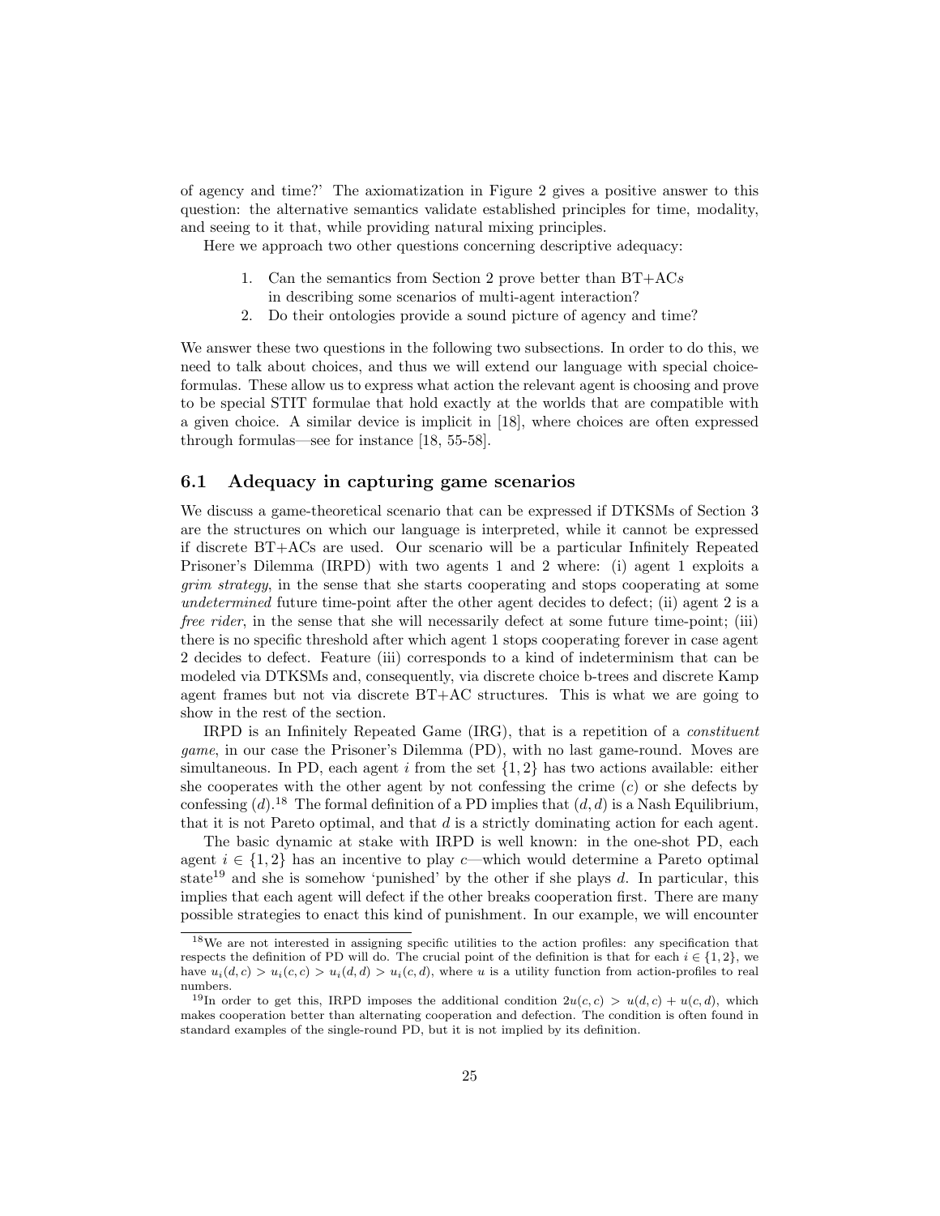of agency and time?' The axiomatization in Figure 2 gives a positive answer to this question: the alternative semantics validate established principles for time, modality, and seeing to it that, while providing natural mixing principles.

Here we approach two other questions concerning descriptive adequacy:

1. Can the semantics from Section 2 prove better than BT+AC*s* in describing some scenarios of multi-agent interaction?
2. Do their ontologies provide a sound picture of agency and time?

We answer these two questions in the following two subsections. In order to do this, we need to talk about choices, and thus we will extend our language with special choice-formulas. These allow us to express what action the relevant agent is choosing and prove to be special STIT formulae that hold exactly at the worlds that are compatible with a given choice. A similar device is implicit in [18], where choices are often expressed through formulas—see for instance [18, 55-58].

## 6.1 Adequacy in capturing game scenarios

We discuss a game-theoretical scenario that can be expressed if DTKSMs of Section 3 are the structures on which our language is interpreted, while it cannot be expressed if discrete BT+ACs are used. Our scenario will be a particular Infinitely Repeated Prisoner's Dilemma (IRPD) with two agents 1 and 2 where: (i) agent 1 exploits a *grim strategy*, in the sense that she starts cooperating and stops cooperating at some *undetermined* future time-point after the other agent decides to defect; (ii) agent 2 is a *free rider*, in the sense that she will necessarily defect at some future time-point; (iii) there is no specific threshold after which agent 1 stops cooperating forever in case agent 2 decides to defect. Feature (iii) corresponds to a kind of indeterminism that can be modeled via DTKSMs and, consequently, via discrete choice b-trees and discrete Kamp agent frames but not via discrete BT+AC structures. This is what we are going to show in the rest of the section.

IRPD is an Infinitely Repeated Game (IRG), that is a repetition of a *constituent game*, in our case the Prisoner's Dilemma (PD), with no last game-round. Moves are simultaneous. In PD, each agent $i$ from the set $\{1, 2\}$ has two actions available: either she cooperates with the other agent by not confessing the crime ($c$) or she defects by confessing ($d$).[18] The formal definition of a PD implies that $(d, d)$ is a Nash Equilibrium, that it is not Pareto optimal, and that $d$ is a strictly dominating action for each agent.

The basic dynamic at stake with IRPD is well known: in the one-shot PD, each agent $i \in \{1, 2\}$ has an incentive to play $c$—which would determine a Pareto optimal state[19] and she is somehow 'punished' by the other if she plays $d$. In particular, this implies that each agent will defect if the other breaks cooperation first. There are many possible strategies to enact this kind of punishment. In our example, we will encounter

[18] We are not interested in assigning specific utilities to the action profiles: any specification that respects the definition of PD will do. The crucial point of the definition is that for each $i \in \{1, 2\}$, we have $u_i(d, c) > u_i(c, c) > u_i(d, d) > u_i(c, d)$, where $u$ is a utility function from action-profiles to real numbers.

[19] In order to get this, IRPD imposes the additional condition $2u(c, c) > u(d, c) + u(c, d)$, which makes cooperation better than alternating cooperation and defection. The condition is often found in standard examples of the single-round PD, but it is not implied by its definition.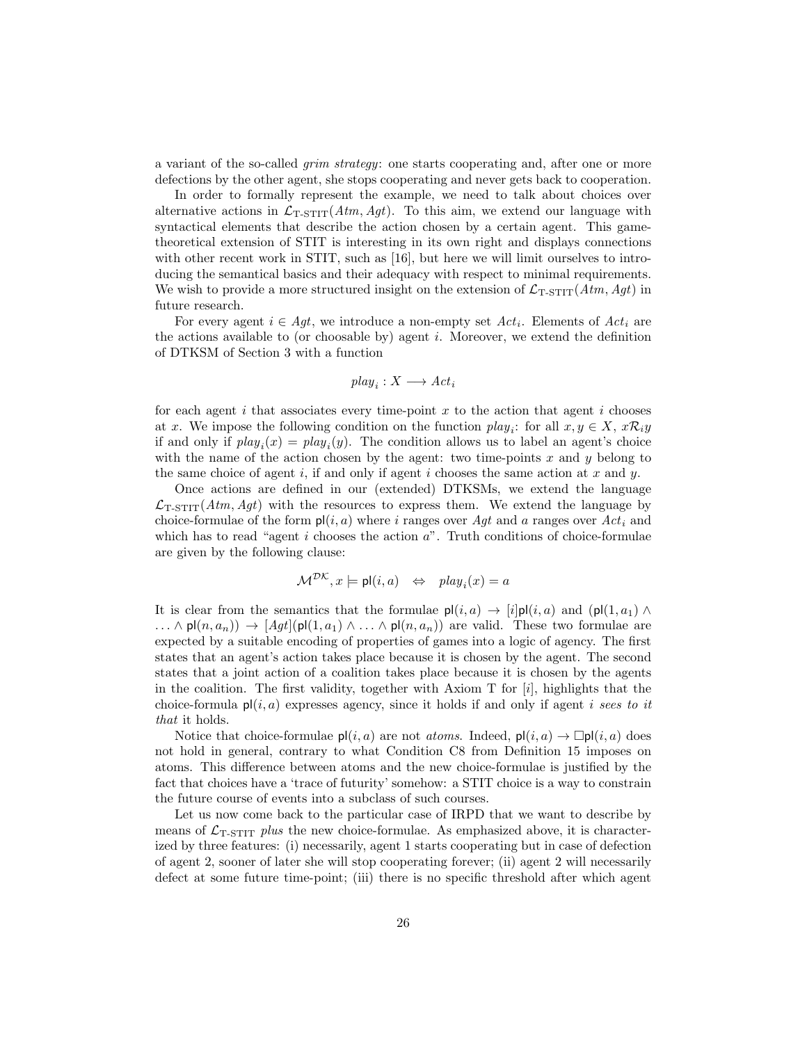a variant of the so-called *grim strategy*: one starts cooperating and, after one or more defections by the other agent, she stops cooperating and never gets back to cooperation.

In order to formally represent the example, we need to talk about choices over alternative actions in $\mathcal{L}_{\text{T-STIT}}(Atm, Agt)$. To this aim, we extend our language with syntactical elements that describe the action chosen by a certain agent. This game-theoretical extension of STIT is interesting in its own right and displays connections with other recent work in STIT, such as [16], but here we will limit ourselves to introducing the semantical basics and their adequacy with respect to minimal requirements. We wish to provide a more structured insight on the extension of $\mathcal{L}_{\text{T-STIT}}(Atm, Agt)$ in future research.

For every agent $i \in Agt$, we introduce a non-empty set $Act_i$. Elements of $Act_i$ are the actions available to (or choosable by) agent $i$. Moreover, we extend the definition of DTKSM of Section 3 with a function

$$play_i : X \longrightarrow Act_i$$

for each agent $i$ that associates every time-point $x$ to the action that agent $i$ chooses at $x$. We impose the following condition on the function $play_i$: for all $x, y \in X$, $x\mathcal{R}_i y$ if and only if $play_i(x) = play_i(y)$. The condition allows us to label an agent's choice with the name of the action chosen by the agent: two time-points $x$ and $y$ belong to the same choice of agent $i$, if and only if agent $i$ chooses the same action at $x$ and $y$.

Once actions are defined in our (extended) DTKSMs, we extend the language $\mathcal{L}_{\text{T-STIT}}(Atm, Agt)$ with the resources to express them. We extend the language by choice-formulae of the form $\mathsf{pl}(i, a)$ where $i$ ranges over $Agt$ and $a$ ranges over $Act_i$ and which has to read "agent $i$ chooses the action $a$". Truth conditions of choice-formulae are given by the following clause:

$$\mathcal{M}^{\mathcal{DK}}, x \models \mathsf{pl}(i, a) \quad \Leftrightarrow \quad play_i(x) = a$$

It is clear from the semantics that the formulae $\mathsf{pl}(i, a) \rightarrow [i]\mathsf{pl}(i, a)$ and $(\mathsf{pl}(1, a_1) \wedge \ldots \wedge \mathsf{pl}(n, a_n)) \rightarrow [Agt](\mathsf{pl}(1, a_1) \wedge \ldots \wedge \mathsf{pl}(n, a_n))$ are valid. These two formulae are expected by a suitable encoding of properties of games into a logic of agency. The first states that an agent's action takes place because it is chosen by the agent. The second states that a joint action of a coalition takes place because it is chosen by the agents in the coalition. The first validity, together with Axiom T for $[i]$, highlights that the choice-formula $\mathsf{pl}(i, a)$ expresses agency, since it holds if and only if agent $i$ *sees to it that* it holds.

Notice that choice-formulae $\mathsf{pl}(i, a)$ are not *atoms*. Indeed, $\mathsf{pl}(i, a) \rightarrow \Box\mathsf{pl}(i, a)$ does not hold in general, contrary to what Condition C8 from Definition 15 imposes on atoms. This difference between atoms and the new choice-formulae is justified by the fact that choices have a 'trace of futurity' somehow: a STIT choice is a way to constrain the future course of events into a subclass of such courses.

Let us now come back to the particular case of IRPD that we want to describe by means of $\mathcal{L}_{\text{T-STIT}}$ *plus* the new choice-formulae. As emphasized above, it is characterized by three features: (i) necessarily, agent 1 starts cooperating but in case of defection of agent 2, sooner of later she will stop cooperating forever; (ii) agent 2 will necessarily defect at some future time-point; (iii) there is no specific threshold after which agent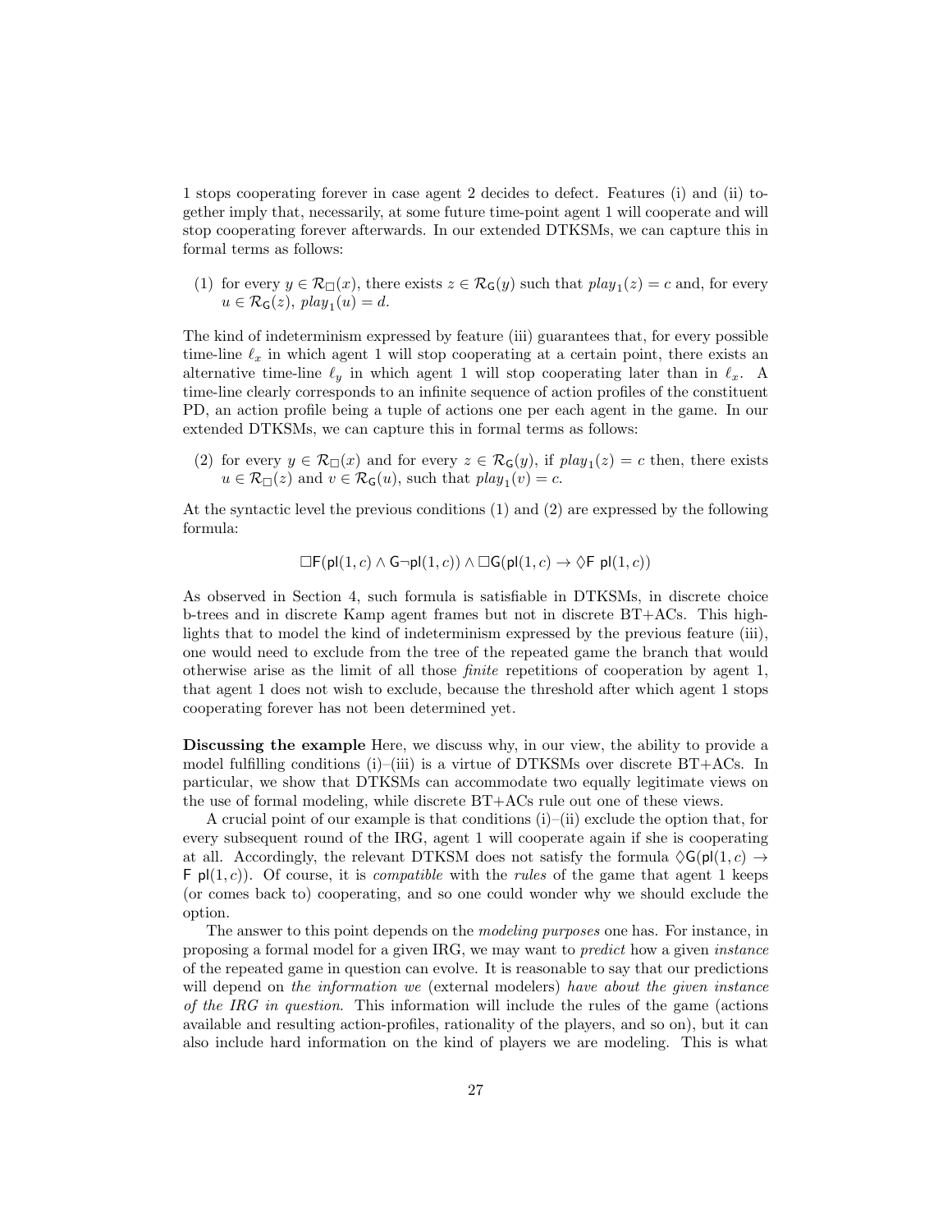1 stops cooperating forever in case agent 2 decides to defect. Features (i) and (ii) together imply that, necessarily, at some future time-point agent 1 will cooperate and will stop cooperating forever afterwards. In our extended DTKSMs, we can capture this in formal terms as follows:

(1) for every $y \in \mathcal{R}_{\Box}(x)$, there exists $z \in \mathcal{R}_{\mathsf{G}}(y)$ such that $play_1(z) = c$ and, for every $u \in \mathcal{R}_{\mathsf{G}}(z)$, $play_1(u) = d$.

The kind of indeterminism expressed by feature (iii) guarantees that, for every possible time-line $\ell_x$ in which agent 1 will stop cooperating at a certain point, there exists an alternative time-line $\ell_y$ in which agent 1 will stop cooperating later than in $\ell_x$. A time-line clearly corresponds to an infinite sequence of action profiles of the constituent PD, an action profile being a tuple of actions one per each agent in the game. In our extended DTKSMs, we can capture this in formal terms as follows:

(2) for every $y \in \mathcal{R}_{\Box}(x)$ and for every $z \in \mathcal{R}_{\mathsf{G}}(y)$, if $play_1(z) = c$ then, there exists $u \in \mathcal{R}_{\Box}(z)$ and $v \in \mathcal{R}_{\mathsf{G}}(u)$, such that $play_1(v) = c$.

At the syntactic level the previous conditions (1) and (2) are expressed by the following formula:

$$\Box\mathsf{F}(\mathsf{pl}(1,c) \land \mathsf{G}\neg\mathsf{pl}(1,c)) \land \Box\mathsf{G}(\mathsf{pl}(1,c) \rightarrow \Diamond\mathsf{F}\ \mathsf{pl}(1,c))$$

As observed in Section 4, such formula is satisfiable in DTKSMs, in discrete choice b-trees and in discrete Kamp agent frames but not in discrete BT+ACs. This highlights that to model the kind of indeterminism expressed by the previous feature (iii), one would need to exclude from the tree of the repeated game the branch that would otherwise arise as the limit of all those *finite* repetitions of cooperation by agent 1, that agent 1 does not wish to exclude, because the threshold after which agent 1 stops cooperating forever has not been determined yet.

**Discussing the example** Here, we discuss why, in our view, the ability to provide a model fulfilling conditions (i)–(iii) is a virtue of DTKSMs over discrete BT+ACs. In particular, we show that DTKSMs can accommodate two equally legitimate views on the use of formal modeling, while discrete BT+ACs rule out one of these views.

A crucial point of our example is that conditions (i)–(ii) exclude the option that, for every subsequent round of the IRG, agent 1 will cooperate again if she is cooperating at all. Accordingly, the relevant DTKSM does not satisfy the formula $\Diamond\mathsf{G}(\mathsf{pl}(1,c) \rightarrow \mathsf{F}\ \mathsf{pl}(1,c))$. Of course, it is *compatible* with the *rules* of the game that agent 1 keeps (or comes back to) cooperating, and so one could wonder why we should exclude the option.

The answer to this point depends on the *modeling purposes* one has. For instance, in proposing a formal model for a given IRG, we may want to *predict* how a given *instance* of the repeated game in question can evolve. It is reasonable to say that our predictions will depend on *the information we* (external modelers) *have about the given instance of the IRG in question*. This information will include the rules of the game (actions available and resulting action-profiles, rationality of the players, and so on), but it can also include hard information on the kind of players we are modeling. This is what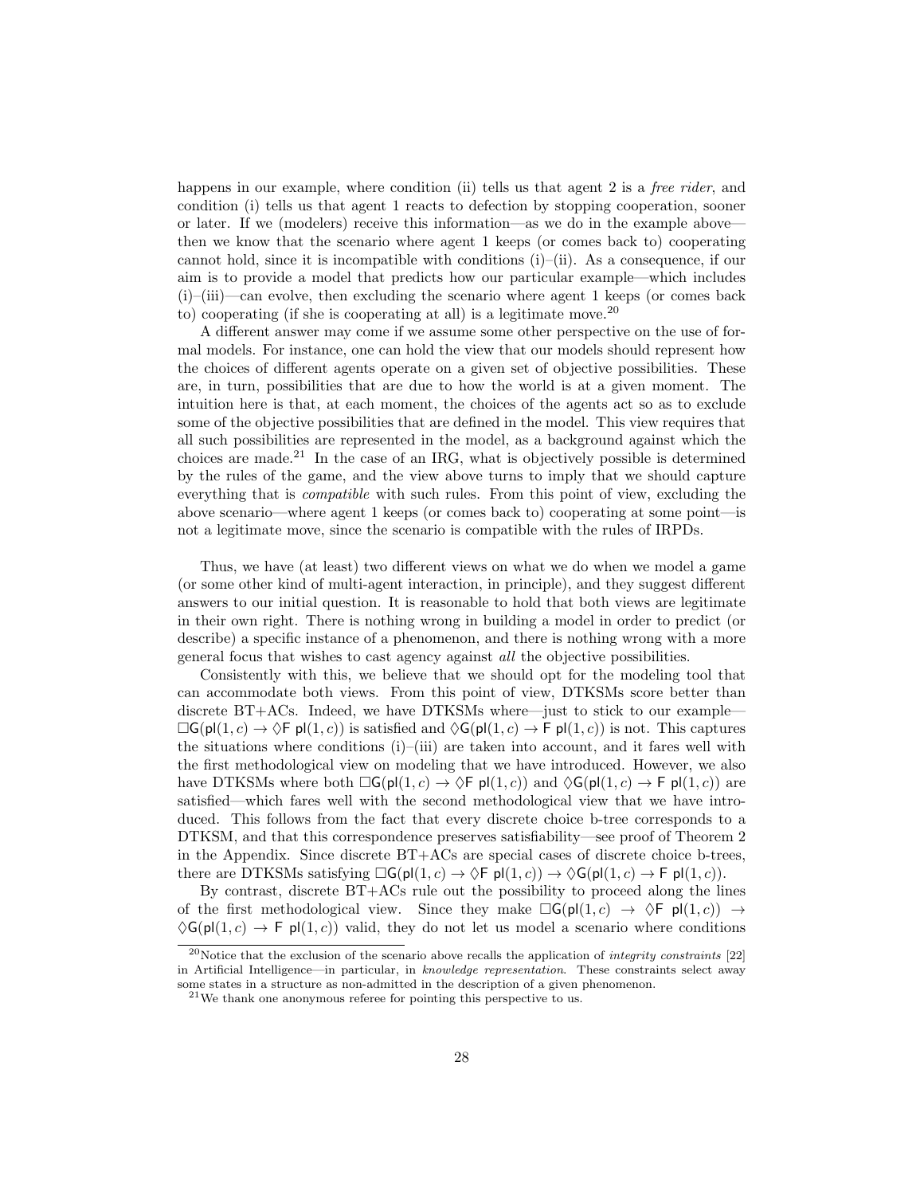happens in our example, where condition (ii) tells us that agent 2 is a *free rider*, and condition (i) tells us that agent 1 reacts to defection by stopping cooperation, sooner or later. If we (modelers) receive this information—as we do in the example above—then we know that the scenario where agent 1 keeps (or comes back to) cooperating cannot hold, since it is incompatible with conditions (i)–(ii). As a consequence, if our aim is to provide a model that predicts how our particular example—which includes (i)–(iii)—can evolve, then excluding the scenario where agent 1 keeps (or comes back to) cooperating (if she is cooperating at all) is a legitimate move.[20]

A different answer may come if we assume some other perspective on the use of formal models. For instance, one can hold the view that our models should represent how the choices of different agents operate on a given set of objective possibilities. These are, in turn, possibilities that are due to how the world is at a given moment. The intuition here is that, at each moment, the choices of the agents act so as to exclude some of the objective possibilities that are defined in the model. This view requires that all such possibilities are represented in the model, as a background against which the choices are made.[21] In the case of an IRG, what is objectively possible is determined by the rules of the game, and the view above turns to imply that we should capture everything that is *compatible* with such rules. From this point of view, excluding the above scenario—where agent 1 keeps (or comes back to) cooperating at some point—is not a legitimate move, since the scenario is compatible with the rules of IRPDs.

Thus, we have (at least) two different views on what we do when we model a game (or some other kind of multi-agent interaction, in principle), and they suggest different answers to our initial question. It is reasonable to hold that both views are legitimate in their own right. There is nothing wrong in building a model in order to predict (or describe) a specific instance of a phenomenon, and there is nothing wrong with a more general focus that wishes to cast agency against *all* the objective possibilities.

Consistently with this, we believe that we should opt for the modeling tool that can accommodate both views. From this point of view, DTKSMs score better than discrete BT+ACs. Indeed, we have DTKSMs where—just to stick to our example—$\Box\mathsf{G}(\mathsf{pl}(1,c) \to \Diamond\mathsf{F}\ \mathsf{pl}(1,c))$ is satisfied and $\Diamond\mathsf{G}(\mathsf{pl}(1,c) \to \mathsf{F}\ \mathsf{pl}(1,c))$ is not. This captures the situations where conditions (i)–(iii) are taken into account, and it fares well with the first methodological view on modeling that we have introduced. However, we also have DTKSMs where both $\Box\mathsf{G}(\mathsf{pl}(1,c) \to \Diamond\mathsf{F}\ \mathsf{pl}(1,c))$ and $\Diamond\mathsf{G}(\mathsf{pl}(1,c) \to \mathsf{F}\ \mathsf{pl}(1,c))$ are satisfied—which fares well with the second methodological view that we have introduced. This follows from the fact that every discrete choice b-tree corresponds to a DTKSM, and that this correspondence preserves satisfiability—see proof of Theorem 2 in the Appendix. Since discrete BT+ACs are special cases of discrete choice b-trees, there are DTKSMs satisfying $\Box\mathsf{G}(\mathsf{pl}(1,c) \to \Diamond\mathsf{F}\ \mathsf{pl}(1,c)) \to \Diamond\mathsf{G}(\mathsf{pl}(1,c) \to \mathsf{F}\ \mathsf{pl}(1,c))$.

By contrast, discrete BT+ACs rule out the possibility to proceed along the lines of the first methodological view. Since they make $\Box\mathsf{G}(\mathsf{pl}(1,c) \to \Diamond\mathsf{F}\ \mathsf{pl}(1,c)) \to \Diamond\mathsf{G}(\mathsf{pl}(1,c) \to \mathsf{F}\ \mathsf{pl}(1,c))$ valid, they do not let us model a scenario where conditions

[20] Notice that the exclusion of the scenario above recalls the application of *integrity constraints* [22] in Artificial Intelligence—in particular, in *knowledge representation*. These constraints select away some states in a structure as non-admitted in the description of a given phenomenon.

[21] We thank one anonymous referee for pointing this perspective to us.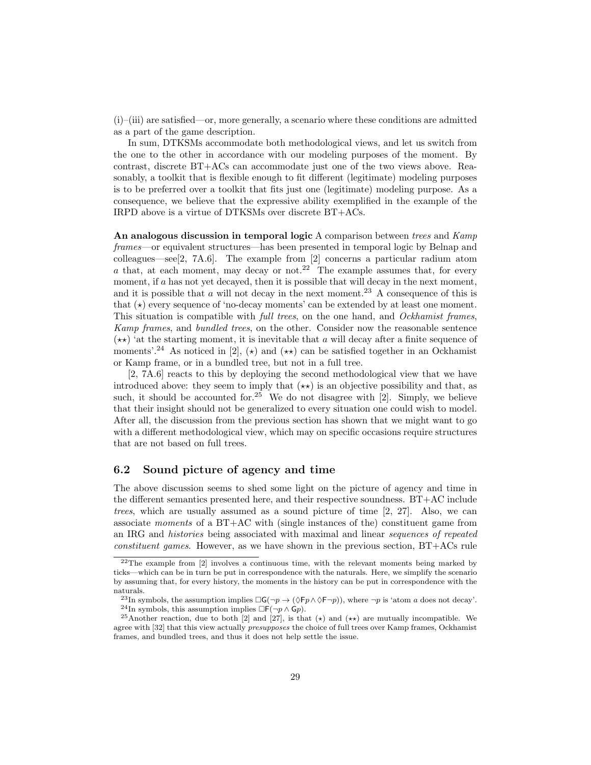(i)–(iii) are satisfied—or, more generally, a scenario where these conditions are admitted as a part of the game description.

In sum, DTKSMs accommodate both methodological views, and let us switch from the one to the other in accordance with our modeling purposes of the moment. By contrast, discrete BT+ACs can accommodate just one of the two views above. Reasonably, a toolkit that is flexible enough to fit different (legitimate) modeling purposes is to be preferred over a toolkit that fits just one (legitimate) modeling purpose. As a consequence, we believe that the expressive ability exemplified in the example of the IRPD above is a virtue of DTKSMs over discrete BT+ACs.

**An analogous discussion in temporal logic** A comparison between *trees* and *Kamp frames*—or equivalent structures—has been presented in temporal logic by Belnap and colleagues—see[2, 7A.6]. The example from [2] concerns a particular radium atom $a$ that, at each moment, may decay or not.[22] The example assumes that, for every moment, if $a$ has not yet decayed, then it is possible that will decay in the next moment, and it is possible that $a$ will not decay in the next moment.[23] A consequence of this is that ($\star$) every sequence of 'no-decay moments' can be extended by at least one moment. This situation is compatible with *full trees*, on the one hand, and *Ockhamist frames*, *Kamp frames*, and *bundled trees*, on the other. Consider now the reasonable sentence ($\star\star$) 'at the starting moment, it is inevitable that $a$ will decay after a finite sequence of moments'.[24] As noticed in [2], ($\star$) and ($\star\star$) can be satisfied together in an Ockhamist or Kamp frame, or in a bundled tree, but not in a full tree.

[2, 7A.6] reacts to this by deploying the second methodological view that we have introduced above: they seem to imply that ($\star\star$) is an objective possibility and that, as such, it should be accounted for.[25] We do not disagree with [2]. Simply, we believe that their insight should not be generalized to every situation one could wish to model. After all, the discussion from the previous section has shown that we might want to go with a different methodological view, which may on specific occasions require structures that are not based on full trees.

## 6.2 Sound picture of agency and time

The above discussion seems to shed some light on the picture of agency and time in the different semantics presented here, and their respective soundness. BT+AC include *trees*, which are usually assumed as a sound picture of time [2, 27]. Also, we can associate *moments* of a BT+AC with (single instances of the) constituent game from an IRG and *histories* being associated with maximal and linear *sequences of repeated constituent games*. However, as we have shown in the previous section, BT+ACs rule

---

[22] The example from [2] involves a continuous time, with the relevant moments being marked by ticks—which can be in turn be put in correspondence with the naturals. Here, we simplify the scenario by assuming that, for every history, the moments in the history can be put in correspondence with the naturals.

[23] In symbols, the assumption implies $\Box \mathsf{G}(\neg p \rightarrow (\Diamond \mathsf{F} p \wedge \Diamond \mathsf{F} \neg p))$, where $\neg p$ is 'atom $a$ does not decay'.

[24] In symbols, this assumption implies $\Box \mathsf{F}(\neg p \wedge \mathsf{G} p)$.

[25] Another reaction, due to both [2] and [27], is that ($\star$) and ($\star\star$) are mutually incompatible. We agree with [32] that this view actually *presupposes* the choice of full trees over Kamp frames, Ockhamist frames, and bundled trees, and thus it does not help settle the issue.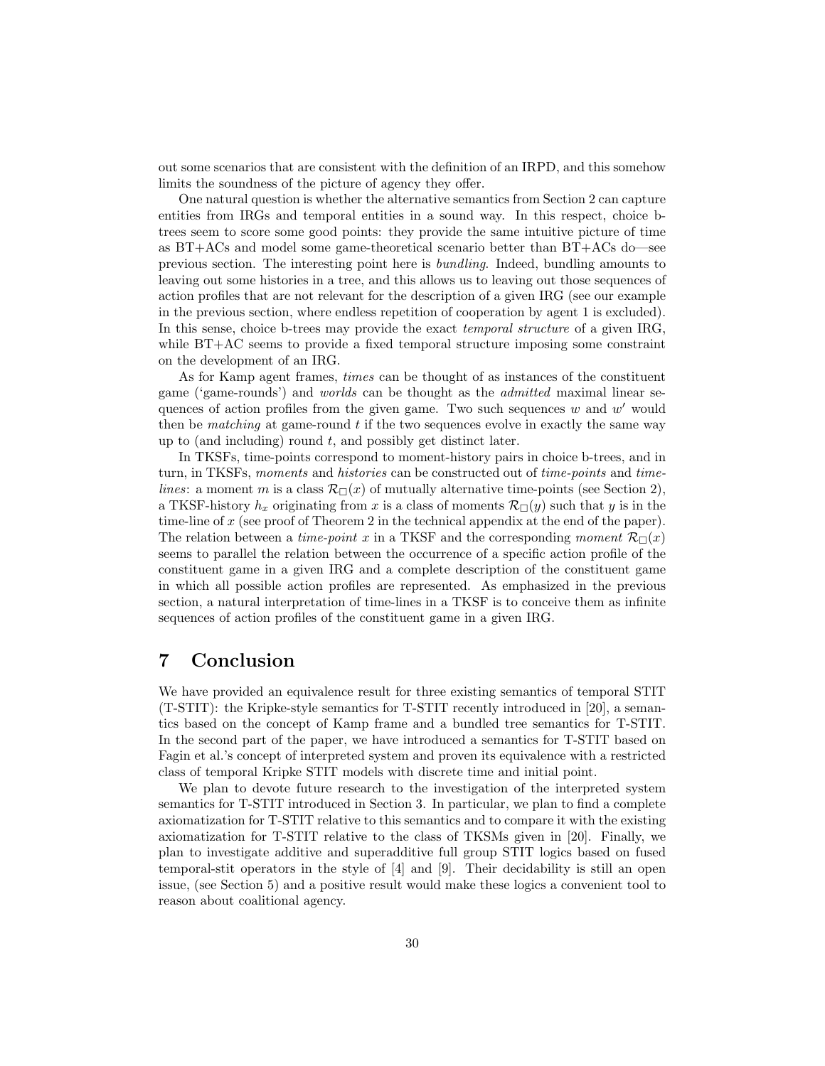out some scenarios that are consistent with the definition of an IRPD, and this somehow limits the soundness of the picture of agency they offer.

One natural question is whether the alternative semantics from Section 2 can capture entities from IRGs and temporal entities in a sound way. In this respect, choice b-trees seem to score some good points: they provide the same intuitive picture of time as BT+ACs and model some game-theoretical scenario better than BT+ACs do—see previous section. The interesting point here is *bundling*. Indeed, bundling amounts to leaving out some histories in a tree, and this allows us to leaving out those sequences of action profiles that are not relevant for the description of a given IRG (see our example in the previous section, where endless repetition of cooperation by agent 1 is excluded). In this sense, choice b-trees may provide the exact *temporal structure* of a given IRG, while BT+AC seems to provide a fixed temporal structure imposing some constraint on the development of an IRG.

As for Kamp agent frames, *times* can be thought of as instances of the constituent game ('game-rounds') and *worlds* can be thought as the *admitted* maximal linear sequences of action profiles from the given game. Two such sequences $w$ and $w'$ would then be *matching* at game-round $t$ if the two sequences evolve in exactly the same way up to (and including) round $t$, and possibly get distinct later.

In TKSFs, time-points correspond to moment-history pairs in choice b-trees, and in turn, in TKSFs, *moments* and *histories* can be constructed out of *time-points* and *time-lines*: a moment $m$ is a class $\mathcal{R}_{\Box}(x)$ of mutually alternative time-points (see Section 2), a TKSF-history $h_x$ originating from $x$ is a class of moments $\mathcal{R}_{\Box}(y)$ such that $y$ is in the time-line of $x$ (see proof of Theorem 2 in the technical appendix at the end of the paper). The relation between a *time-point* $x$ in a TKSF and the corresponding *moment* $\mathcal{R}_{\Box}(x)$ seems to parallel the relation between the occurrence of a specific action profile of the constituent game in a given IRG and a complete description of the constituent game in which all possible action profiles are represented. As emphasized in the previous section, a natural interpretation of time-lines in a TKSF is to conceive them as infinite sequences of action profiles of the constituent game in a given IRG.

# 7 Conclusion

We have provided an equivalence result for three existing semantics of temporal STIT (T-STIT): the Kripke-style semantics for T-STIT recently introduced in [20], a semantics based on the concept of Kamp frame and a bundled tree semantics for T-STIT. In the second part of the paper, we have introduced a semantics for T-STIT based on Fagin et al.'s concept of interpreted system and proven its equivalence with a restricted class of temporal Kripke STIT models with discrete time and initial point.

We plan to devote future research to the investigation of the interpreted system semantics for T-STIT introduced in Section 3. In particular, we plan to find a complete axiomatization for T-STIT relative to this semantics and to compare it with the existing axiomatization for T-STIT relative to the class of TKSMs given in [20]. Finally, we plan to investigate additive and superadditive full group STIT logics based on fused temporal-stit operators in the style of [4] and [9]. Their decidability is still an open issue, (see Section 5) and a positive result would make these logics a convenient tool to reason about coalitional agency.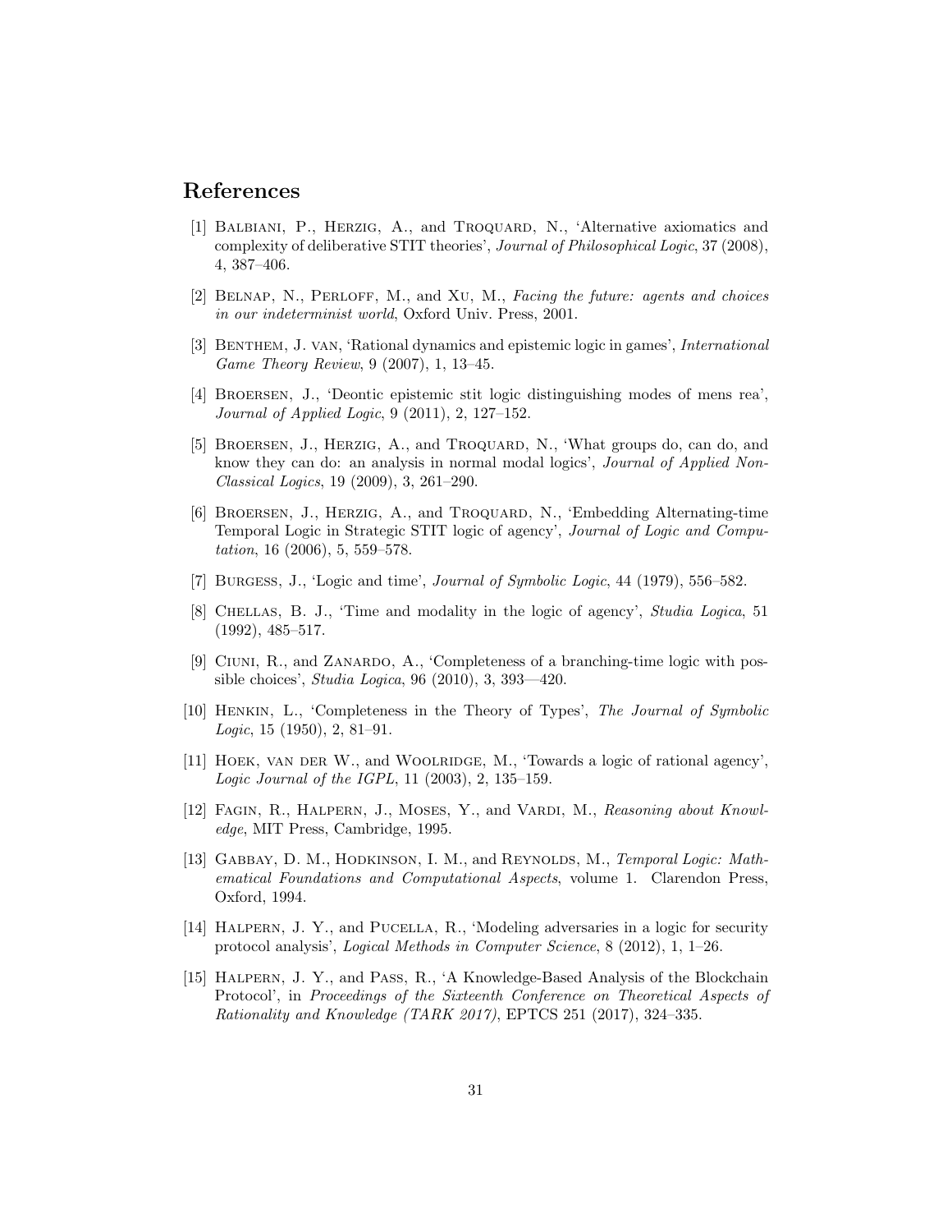## References

[1] Balbiani, P., Herzig, A., and Troquard, N., 'Alternative axiomatics and complexity of deliberative STIT theories', *Journal of Philosophical Logic*, 37 (2008), 4, 387–406.

[2] Belnap, N., Perloff, M., and Xu, M., *Facing the future: agents and choices in our indeterminist world*, Oxford Univ. Press, 2001.

[3] Benthem, J. van, 'Rational dynamics and epistemic logic in games', *International Game Theory Review*, 9 (2007), 1, 13–45.

[4] Broersen, J., 'Deontic epistemic stit logic distinguishing modes of mens rea', *Journal of Applied Logic*, 9 (2011), 2, 127–152.

[5] Broersen, J., Herzig, A., and Troquard, N., 'What groups do, can do, and know they can do: an analysis in normal modal logics', *Journal of Applied Non-Classical Logics*, 19 (2009), 3, 261–290.

[6] Broersen, J., Herzig, A., and Troquard, N., 'Embedding Alternating-time Temporal Logic in Strategic STIT logic of agency', *Journal of Logic and Computation*, 16 (2006), 5, 559–578.

[7] Burgess, J., 'Logic and time', *Journal of Symbolic Logic*, 44 (1979), 556–582.

[8] Chellas, B. J., 'Time and modality in the logic of agency', *Studia Logica*, 51 (1992), 485–517.

[9] Ciuni, R., and Zanardo, A., 'Completeness of a branching-time logic with possible choices', *Studia Logica*, 96 (2010), 3, 393—420.

[10] Henkin, L., 'Completeness in the Theory of Types', *The Journal of Symbolic Logic*, 15 (1950), 2, 81–91.

[11] Hoek, van der W., and Woolridge, M., 'Towards a logic of rational agency', *Logic Journal of the IGPL*, 11 (2003), 2, 135–159.

[12] Fagin, R., Halpern, J., Moses, Y., and Vardi, M., *Reasoning about Knowledge*, MIT Press, Cambridge, 1995.

[13] Gabbay, D. M., Hodkinson, I. M., and Reynolds, M., *Temporal Logic: Mathematical Foundations and Computational Aspects*, volume 1. Clarendon Press, Oxford, 1994.

[14] Halpern, J. Y., and Pucella, R., 'Modeling adversaries in a logic for security protocol analysis', *Logical Methods in Computer Science*, 8 (2012), 1, 1–26.

[15] Halpern, J. Y., and Pass, R., 'A Knowledge-Based Analysis of the Blockchain Protocol', in *Proceedings of the Sixteenth Conference on Theoretical Aspects of Rationality and Knowledge (TARK 2017)*, EPTCS 251 (2017), 324–335.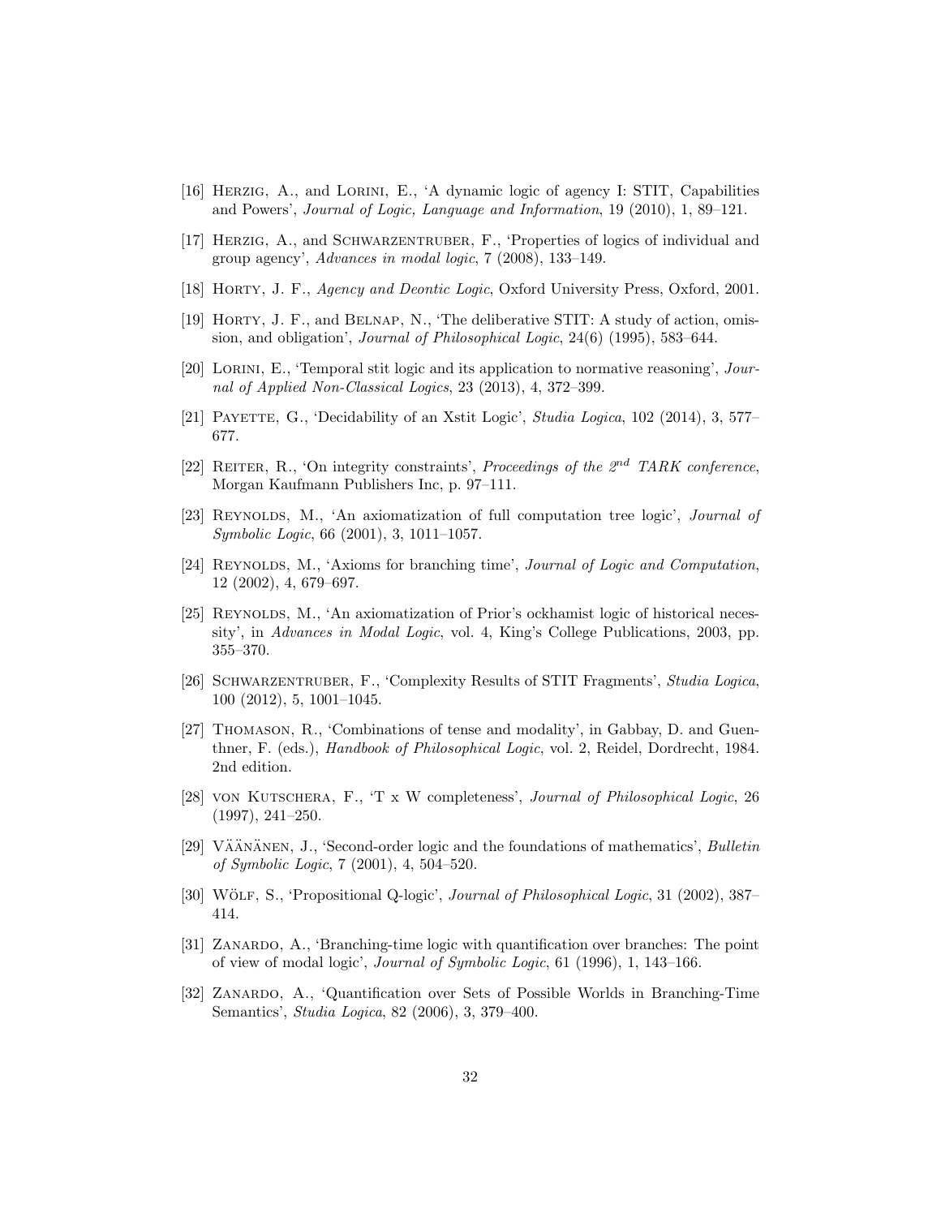[16] Herzig, A., and Lorini, E., 'A dynamic logic of agency I: STIT, Capabilities and Powers', *Journal of Logic, Language and Information*, 19 (2010), 1, 89–121.

[17] Herzig, A., and Schwarzentruber, F., 'Properties of logics of individual and group agency', *Advances in modal logic*, 7 (2008), 133–149.

[18] Horty, J. F., *Agency and Deontic Logic*, Oxford University Press, Oxford, 2001.

[19] Horty, J. F., and Belnap, N., 'The deliberative STIT: A study of action, omission, and obligation', *Journal of Philosophical Logic*, 24(6) (1995), 583–644.

[20] Lorini, E., 'Temporal stit logic and its application to normative reasoning', *Journal of Applied Non-Classical Logics*, 23 (2013), 4, 372–399.

[21] Payette, G., 'Decidability of an Xstit Logic', *Studia Logica*, 102 (2014), 3, 577–677.

[22] Reiter, R., 'On integrity constraints', *Proceedings of the 2$^{nd}$ TARK conference*, Morgan Kaufmann Publishers Inc, p. 97–111.

[23] Reynolds, M., 'An axiomatization of full computation tree logic', *Journal of Symbolic Logic*, 66 (2001), 3, 1011–1057.

[24] Reynolds, M., 'Axioms for branching time', *Journal of Logic and Computation*, 12 (2002), 4, 679–697.

[25] Reynolds, M., 'An axiomatization of Prior's ockhamist logic of historical necessity', in *Advances in Modal Logic*, vol. 4, King's College Publications, 2003, pp. 355–370.

[26] Schwarzentruber, F., 'Complexity Results of STIT Fragments', *Studia Logica*, 100 (2012), 5, 1001–1045.

[27] Thomason, R., 'Combinations of tense and modality', in Gabbay, D. and Guenthner, F. (eds.), *Handbook of Philosophical Logic*, vol. 2, Reidel, Dordrecht, 1984. 2nd edition.

[28] von Kutschera, F., 'T x W completeness', *Journal of Philosophical Logic*, 26 (1997), 241–250.

[29] Väänänen, J., 'Second-order logic and the foundations of mathematics', *Bulletin of Symbolic Logic*, 7 (2001), 4, 504–520.

[30] Wölf, S., 'Propositional Q-logic', *Journal of Philosophical Logic*, 31 (2002), 387–414.

[31] Zanardo, A., 'Branching-time logic with quantification over branches: The point of view of modal logic', *Journal of Symbolic Logic*, 61 (1996), 1, 143–166.

[32] Zanardo, A., 'Quantification over Sets of Possible Worlds in Branching-Time Semantics', *Studia Logica*, 82 (2006), 3, 379–400.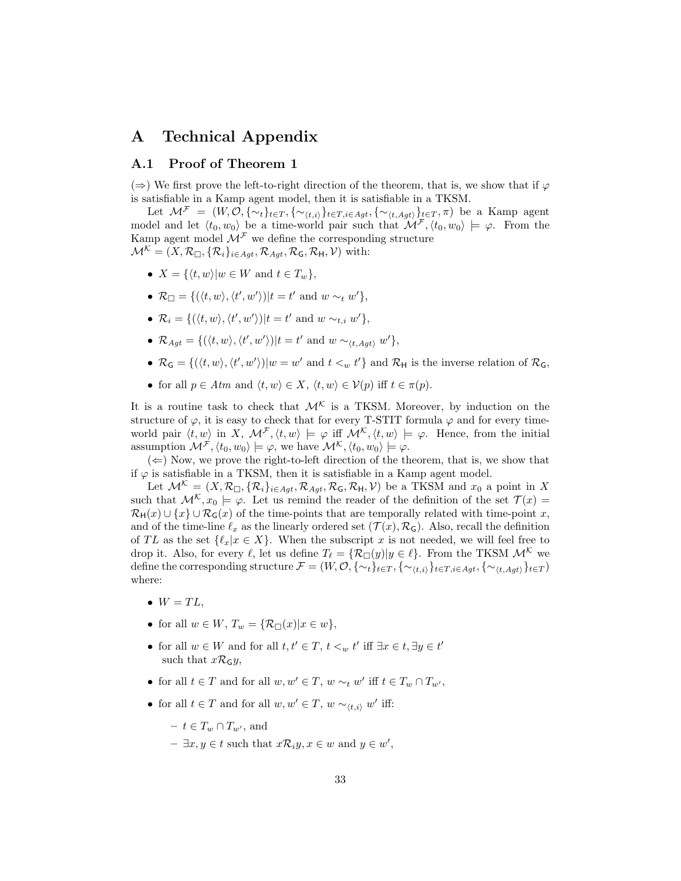# A Technical Appendix

## A.1 Proof of Theorem 1

($\Rightarrow$) We first prove the left-to-right direction of the theorem, that is, we show that if $\varphi$ is satisfiable in a Kamp agent model, then it is satisfiable in a TKSM.

Let $\mathcal{M}^{\mathcal{F}} = (W, \mathcal{O}, \{\sim_t\}_{t\in T}, \{\sim_{\langle t,i\rangle}\}_{t\in T, i\in Agt}, \{\sim_{\langle t,Agt\rangle}\}_{t\in T}, \pi)$ be a Kamp agent model and let $\langle t_0, w_0\rangle$ be a time-world pair such that $\mathcal{M}^{\mathcal{F}}, \langle t_0, w_0\rangle \models \varphi$. From the Kamp agent model $\mathcal{M}^{\mathcal{F}}$ we define the corresponding structure $\mathcal{M}^{\mathcal{K}} = (X, \mathcal{R}_{\Box}, \{\mathcal{R}_i\}_{i\in Agt}, \mathcal{R}_{Agt}, \mathcal{R}_{\mathsf{G}}, \mathcal{R}_{\mathsf{H}}, \mathcal{V})$ with:

- $X = \{\langle t, w\rangle | w \in W \text{ and } t \in T_w\}$,
- $\mathcal{R}_{\Box} = \{(\langle t, w\rangle, \langle t', w'\rangle) | t = t' \text{ and } w \sim_t w'\}$,
- $\mathcal{R}_i = \{(\langle t, w\rangle, \langle t', w'\rangle) | t = t' \text{ and } w \sim_{t,i} w'\}$,
- $\mathcal{R}_{Agt} = \{(\langle t, w\rangle, \langle t', w'\rangle) | t = t' \text{ and } w \sim_{\langle t,Agt\rangle} w'\}$,
- $\mathcal{R}_{\mathsf{G}} = \{(\langle t, w\rangle, \langle t', w'\rangle) | w = w' \text{ and } t <_w t'\}$ and $\mathcal{R}_{\mathsf{H}}$ is the inverse relation of $\mathcal{R}_{\mathsf{G}}$,
- for all $p \in Atm$ and $\langle t, w\rangle \in X$, $\langle t, w\rangle \in \mathcal{V}(p)$ iff $t \in \pi(p)$.

It is a routine task to check that $\mathcal{M}^{\mathcal{K}}$ is a TKSM. Moreover, by induction on the structure of $\varphi$, it is easy to check that for every T-STIT formula $\varphi$ and for every time-world pair $\langle t, w\rangle$ in $X$, $\mathcal{M}^{\mathcal{F}}, \langle t, w\rangle \models \varphi$ iff $\mathcal{M}^{\mathcal{K}}, \langle t, w\rangle \models \varphi$. Hence, from the initial assumption $\mathcal{M}^{\mathcal{F}}, \langle t_0, w_0\rangle \models \varphi$, we have $\mathcal{M}^{\mathcal{K}}, \langle t_0, w_0\rangle \models \varphi$.

($\Leftarrow$) Now, we prove the right-to-left direction of the theorem, that is, we show that if $\varphi$ is satisfiable in a TKSM, then it is satisfiable in a Kamp agent model.

Let $\mathcal{M}^{\mathcal{K}} = (X, \mathcal{R}_{\Box}, \{\mathcal{R}_i\}_{i\in Agt}, \mathcal{R}_{Agt}, \mathcal{R}_{\mathsf{G}}, \mathcal{R}_{\mathsf{H}}, \mathcal{V})$ be a TKSM and $x_0$ a point in $X$ such that $\mathcal{M}^{\mathcal{K}}, x_0 \models \varphi$. Let us remind the reader of the definition of the set $\mathcal{T}(x) = \mathcal{R}_{\mathsf{H}}(x) \cup \{x\} \cup \mathcal{R}_{\mathsf{G}}(x)$ of the time-points that are temporally related with time-point $x$, and of the time-line $\ell_x$ as the linearly ordered set $(\mathcal{T}(x), \mathcal{R}_{\mathsf{G}})$. Also, recall the definition of $TL$ as the set $\{\ell_x | x \in X\}$. When the subscript $x$ is not needed, we will feel free to drop it. Also, for every $\ell$, let us define $T_\ell = \{\mathcal{R}_{\Box}(y) | y \in \ell\}$. From the TKSM $\mathcal{M}^{\mathcal{K}}$ we define the corresponding structure $\mathcal{F} = (W, \mathcal{O}, \{\sim_t\}_{t\in T}, \{\sim_{\langle t,i\rangle}\}_{t\in T, i\in Agt}, \{\sim_{\langle t,Agt\rangle}\}_{t\in T})$ where:

- $W = TL$,
- for all $w \in W$, $T_w = \{\mathcal{R}_{\Box}(x) | x \in w\}$,
- for all $w \in W$ and for all $t, t' \in T$, $t <_w t'$ iff $\exists x \in t, \exists y \in t'$ such that $x\mathcal{R}_{\mathsf{G}}y$,
- for all $t \in T$ and for all $w, w' \in T$, $w \sim_t w'$ iff $t \in T_w \cap T_{w'}$,
- for all $t \in T$ and for all $w, w' \in T$, $w \sim_{\langle t,i\rangle} w'$ iff:
  - $t \in T_w \cap T_{w'}$, and
  - $\exists x, y \in t$ such that $x\mathcal{R}_i y$, $x \in w$ and $y \in w'$,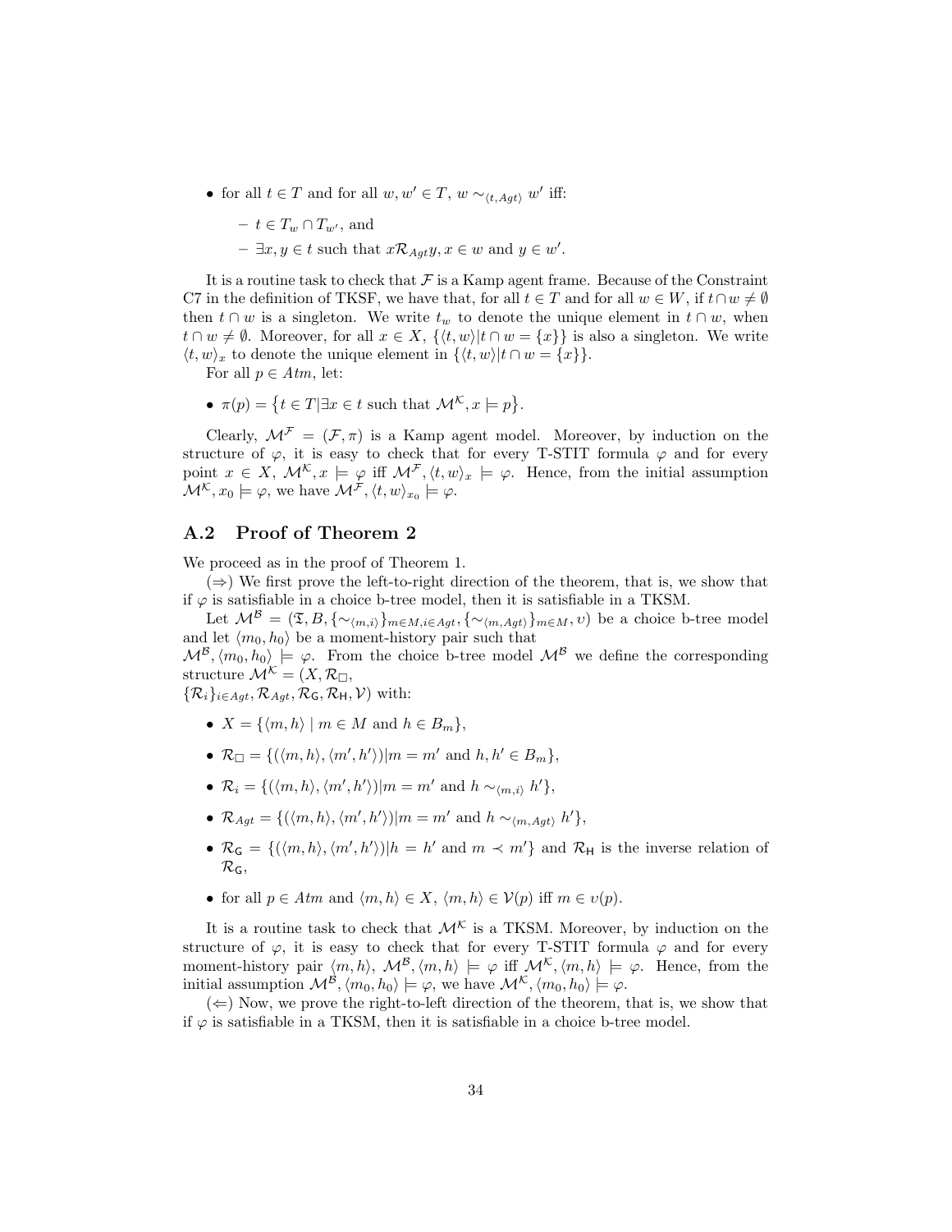- for all $t \in T$ and for all $w, w' \in T$, $w \sim_{\langle t, Agt \rangle} w'$ iff:
  - $t \in T_w \cap T_{w'}$, and
  - $\exists x, y \in t$ such that $x \mathcal{R}_{Agt} y$, $x \in w$ and $y \in w'$.

It is a routine task to check that $\mathcal{F}$ is a Kamp agent frame. Because of the Constraint C7 in the definition of TKSF, we have that, for all $t \in T$ and for all $w \in W$, if $t \cap w \neq \emptyset$ then $t \cap w$ is a singleton. We write $t_w$ to denote the unique element in $t \cap w$, when $t \cap w \neq \emptyset$. Moreover, for all $x \in X$, $\{\langle t, w \rangle | t \cap w = \{x\}\}$ is also a singleton. We write $\langle t, w \rangle_x$ to denote the unique element in $\{\langle t, w \rangle | t \cap w = \{x\}\}$.

For all $p \in Atm$, let:

- $\pi(p) = \{t \in T | \exists x \in t \text{ such that } \mathcal{M}^{\mathcal{K}}, x \models p\}$.

Clearly, $\mathcal{M}^{\mathcal{F}} = (\mathcal{F}, \pi)$ is a Kamp agent model. Moreover, by induction on the structure of $\varphi$, it is easy to check that for every T-STIT formula $\varphi$ and for every point $x \in X$, $\mathcal{M}^{\mathcal{K}}, x \models \varphi$ iff $\mathcal{M}^{\mathcal{F}}, \langle t, w \rangle_x \models \varphi$. Hence, from the initial assumption $\mathcal{M}^{\mathcal{K}}, x_0 \models \varphi$, we have $\mathcal{M}^{\mathcal{F}}, \langle t, w \rangle_{x_0} \models \varphi$.

## A.2 Proof of Theorem 2

We proceed as in the proof of Theorem 1.

($\Rightarrow$) We first prove the left-to-right direction of the theorem, that is, we show that if $\varphi$ is satisfiable in a choice b-tree model, then it is satisfiable in a TKSM.

Let $\mathcal{M}^{\mathcal{B}} = (\mathfrak{T}, B, \{\sim_{\langle m,i \rangle}\}_{m \in M, i \in Agt}, \{\sim_{\langle m, Agt \rangle}\}_{m \in M}, \upsilon)$ be a choice b-tree model and let $\langle m_0, h_0 \rangle$ be a moment-history pair such that $\mathcal{M}^{\mathcal{B}}, \langle m_0, h_0 \rangle \models \varphi$. From the choice b-tree model $\mathcal{M}^{\mathcal{B}}$ we define the corresponding structure $\mathcal{M}^{\mathcal{K}} = (X, \mathcal{R}_{\Box}, \{\mathcal{R}_i\}_{i \in Agt}, \mathcal{R}_{Agt}, \mathcal{R}_{\mathsf{G}}, \mathcal{R}_{\mathsf{H}}, \mathcal{V})$ with:

- $X = \{\langle m, h \rangle \mid m \in M \text{ and } h \in B_m\}$,
- $\mathcal{R}_{\Box} = \{(\langle m, h \rangle, \langle m', h' \rangle) | m = m' \text{ and } h, h' \in B_m\}$,
- $\mathcal{R}_i = \{(\langle m, h \rangle, \langle m', h' \rangle) | m = m' \text{ and } h \sim_{\langle m,i \rangle} h'\}$,
- $\mathcal{R}_{Agt} = \{(\langle m, h \rangle, \langle m', h' \rangle) | m = m' \text{ and } h \sim_{\langle m, Agt \rangle} h'\}$,
- $\mathcal{R}_{\mathsf{G}} = \{(\langle m, h \rangle, \langle m', h' \rangle) | h = h' \text{ and } m \prec m'\}$ and $\mathcal{R}_{\mathsf{H}}$ is the inverse relation of $\mathcal{R}_{\mathsf{G}}$,
- for all $p \in Atm$ and $\langle m, h \rangle \in X$, $\langle m, h \rangle \in \mathcal{V}(p)$ iff $m \in \upsilon(p)$.

It is a routine task to check that $\mathcal{M}^{\mathcal{K}}$ is a TKSM. Moreover, by induction on the structure of $\varphi$, it is easy to check that for every T-STIT formula $\varphi$ and for every moment-history pair $\langle m, h \rangle$, $\mathcal{M}^{\mathcal{B}}, \langle m, h \rangle \models \varphi$ iff $\mathcal{M}^{\mathcal{K}}, \langle m, h \rangle \models \varphi$. Hence, from the initial assumption $\mathcal{M}^{\mathcal{B}}, \langle m_0, h_0 \rangle \models \varphi$, we have $\mathcal{M}^{\mathcal{K}}, \langle m_0, h_0 \rangle \models \varphi$.

($\Leftarrow$) Now, we prove the right-to-left direction of the theorem, that is, we show that if $\varphi$ is satisfiable in a TKSM, then it is satisfiable in a choice b-tree model.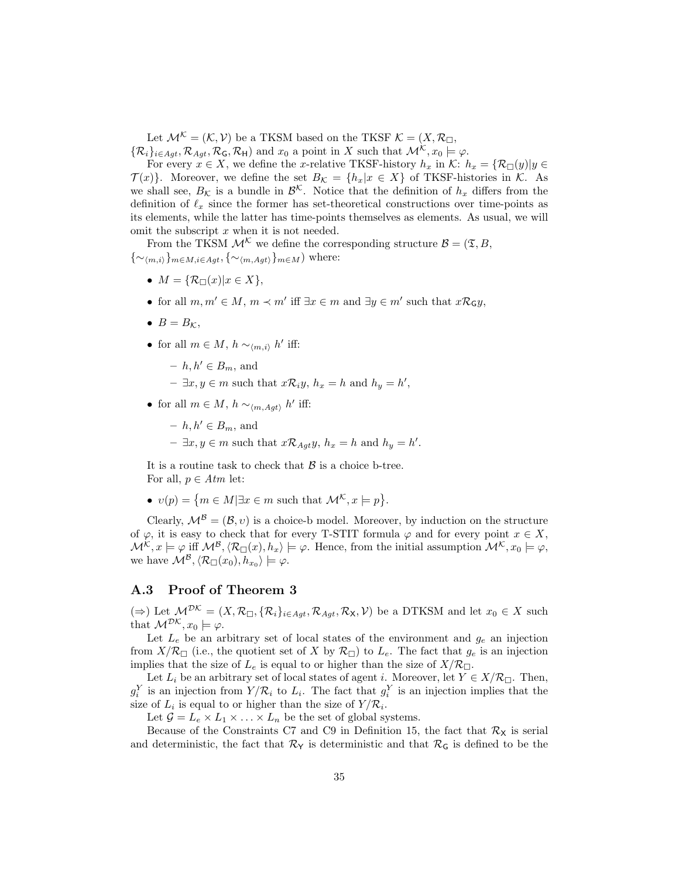Let $\mathcal{M}^{\mathcal{K}} = (\mathcal{K}, \mathcal{V})$ be a TKSM based on the TKSF $\mathcal{K} = (X, \mathcal{R}_{\Box}, \{\mathcal{R}_i\}_{i \in Agt}, \mathcal{R}_{Agt}, \mathcal{R}_{\mathsf{G}}, \mathcal{R}_{\mathsf{H}})$ and $x_0$ a point in $X$ such that $\mathcal{M}^{\mathcal{K}}, x_0 \models \varphi$.

For every $x \in X$, we define the $x$-relative TKSF-history $h_x$ in $\mathcal{K}$: $h_x = \{\mathcal{R}_{\Box}(y) | y \in \mathcal{T}(x)\}$. Moreover, we define the set $B_{\mathcal{K}} = \{h_x | x \in X\}$ of TKSF-histories in $\mathcal{K}$. As we shall see, $B_{\mathcal{K}}$ is a bundle in $\mathcal{B}^{\mathcal{K}}$. Notice that the definition of $h_x$ differs from the definition of $\ell_x$ since the former has set-theoretical constructions over time-points as its elements, while the latter has time-points themselves as elements. As usual, we will omit the subscript $x$ when it is not needed.

From the TKSM $\mathcal{M}^{\mathcal{K}}$ we define the corresponding structure $\mathcal{B} = (\mathfrak{T}, B, \{\sim_{\langle m,i \rangle}\}_{m \in M, i \in Agt}, \{\sim_{\langle m,Agt \rangle}\}_{m \in M})$ where:

- $M = \{\mathcal{R}_{\Box}(x) | x \in X\}$,
- for all $m, m' \in M$, $m \prec m'$ iff $\exists x \in m$ and $\exists y \in m'$ such that $x \mathcal{R}_{\mathsf{G}} y$,
- $B = B_{\mathcal{K}}$,
- for all $m \in M$, $h \sim_{\langle m,i \rangle} h'$ iff:
  - $h, h' \in B_m$, and
  - $\exists x, y \in m$ such that $x \mathcal{R}_i y$, $h_x = h$ and $h_y = h'$,
- for all $m \in M$, $h \sim_{\langle m,Agt \rangle} h'$ iff:
  - $h, h' \in B_m$, and
  - $\exists x, y \in m$ such that $x \mathcal{R}_{Agt} y$, $h_x = h$ and $h_y = h'$.

It is a routine task to check that $\mathcal{B}$ is a choice b-tree.

For all, $p \in Atm$ let:

- $\upsilon(p) = \{m \in M | \exists x \in m \text{ such that } \mathcal{M}^{\mathcal{K}}, x \models p\}$.

Clearly, $\mathcal{M}^{\mathcal{B}} = (\mathcal{B}, \upsilon)$ is a choice-b model. Moreover, by induction on the structure of $\varphi$, it is easy to check that for every T-STIT formula $\varphi$ and for every point $x \in X$, $\mathcal{M}^{\mathcal{K}}, x \models \varphi$ iff $\mathcal{M}^{\mathcal{B}}, \langle \mathcal{R}_{\Box}(x), h_x \rangle \models \varphi$. Hence, from the initial assumption $\mathcal{M}^{\mathcal{K}}, x_0 \models \varphi$, we have $\mathcal{M}^{\mathcal{B}}, \langle \mathcal{R}_{\Box}(x_0), h_{x_0} \rangle \models \varphi$.

## A.3 Proof of Theorem 3

($\Rightarrow$) Let $\mathcal{M}^{\mathcal{DK}} = (X, \mathcal{R}_{\Box}, \{\mathcal{R}_i\}_{i \in Agt}, \mathcal{R}_{Agt}, \mathcal{R}_{\mathsf{X}}, \mathcal{V})$ be a DTKSM and let $x_0 \in X$ such that $\mathcal{M}^{\mathcal{DK}}, x_0 \models \varphi$.

Let $L_e$ be an arbitrary set of local states of the environment and $g_e$ an injection from $X/\mathcal{R}_{\Box}$ (i.e., the quotient set of $X$ by $\mathcal{R}_{\Box}$) to $L_e$. The fact that $g_e$ is an injection implies that the size of $L_e$ is equal to or higher than the size of $X/\mathcal{R}_{\Box}$.

Let $L_i$ be an arbitrary set of local states of agent $i$. Moreover, let $Y \in X/\mathcal{R}_{\Box}$. Then, $g_i^Y$ is an injection from $Y/\mathcal{R}_i$ to $L_i$. The fact that $g_i^Y$ is an injection implies that the size of $L_i$ is equal to or higher than the size of $Y/\mathcal{R}_i$.

Let $\mathcal{G} = L_e \times L_1 \times \ldots \times L_n$ be the set of global systems.

Because of the Constraints C7 and C9 in Definition 15, the fact that $\mathcal{R}_{\mathsf{X}}$ is serial and deterministic, the fact that $\mathcal{R}_{\mathsf{Y}}$ is deterministic and that $\mathcal{R}_{\mathsf{G}}$ is defined to be the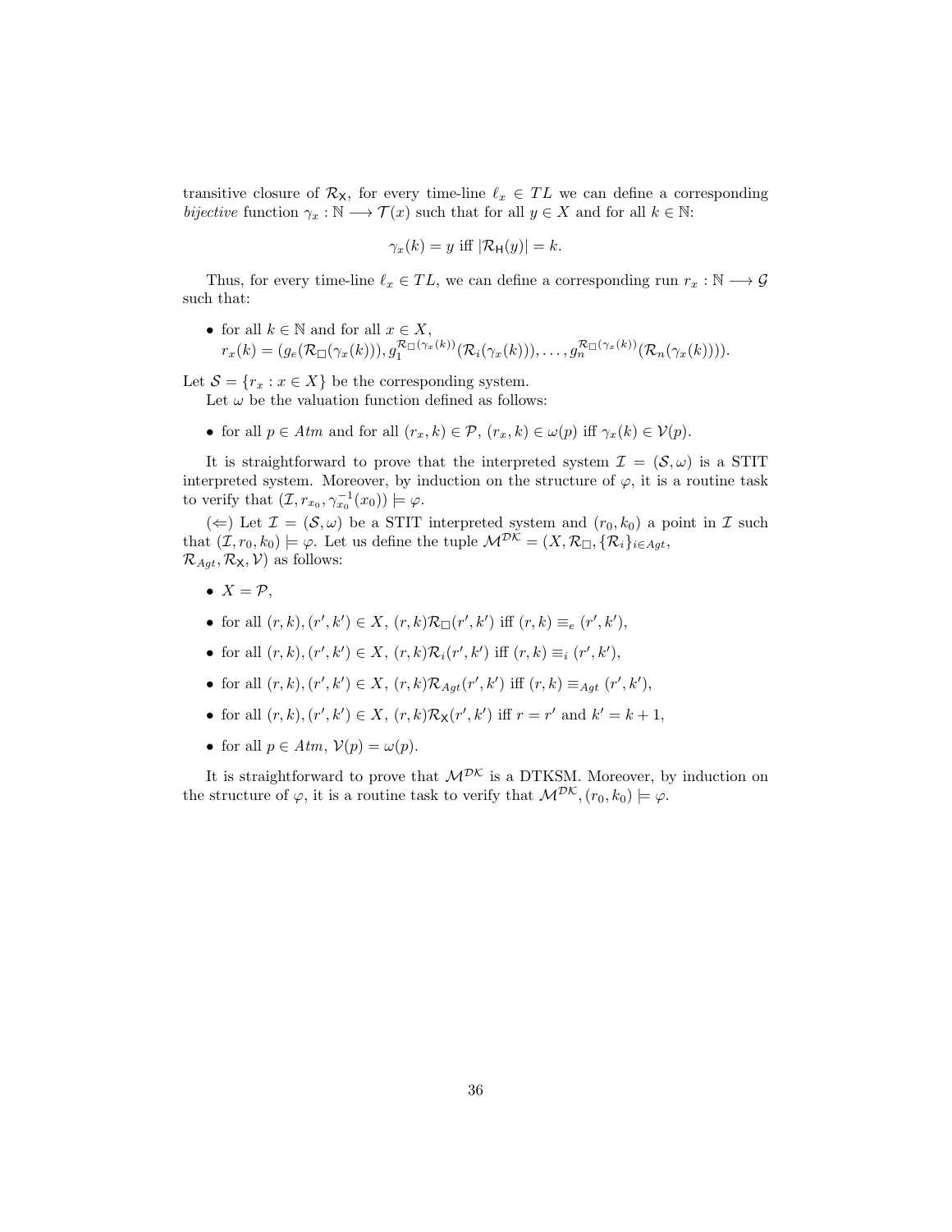transitive closure of $\mathcal{R}_{\mathsf{X}}$, for every time-line $\ell_x \in TL$ we can define a corresponding *bijective* function $\gamma_x : \mathbb{N} \longrightarrow \mathcal{T}(x)$ such that for all $y \in X$ and for all $k \in \mathbb{N}$:

$$\gamma_x(k) = y \text{ iff } |\mathcal{R}_{\mathsf{H}}(y)| = k.$$

Thus, for every time-line $\ell_x \in TL$, we can define a corresponding run $r_x : \mathbb{N} \longrightarrow \mathcal{G}$ such that:

- for all $k \in \mathbb{N}$ and for all $x \in X$, $r_x(k) = (g_e(\mathcal{R}_\Box(\gamma_x(k))), g_1^{\mathcal{R}_\Box(\gamma_x(k))}(\mathcal{R}_i(\gamma_x(k))), \ldots, g_n^{\mathcal{R}_\Box(\gamma_x(k))}(\mathcal{R}_n(\gamma_x(k))))$.

Let $\mathcal{S} = \{r_x : x \in X\}$ be the corresponding system.

Let $\omega$ be the valuation function defined as follows:

- for all $p \in Atm$ and for all $(r_x, k) \in \mathcal{P}$, $(r_x, k) \in \omega(p)$ iff $\gamma_x(k) \in \mathcal{V}(p)$.

It is straightforward to prove that the interpreted system $\mathcal{I} = (\mathcal{S}, \omega)$ is a STIT interpreted system. Moreover, by induction on the structure of $\varphi$, it is a routine task to verify that $(\mathcal{I}, r_{x_0}, \gamma_{x_0}^{-1}(x_0)) \models \varphi$.

($\Leftarrow$) Let $\mathcal{I} = (\mathcal{S}, \omega)$ be a STIT interpreted system and $(r_0, k_0)$ a point in $\mathcal{I}$ such that $(\mathcal{I}, r_0, k_0) \models \varphi$. Let us define the tuple $\mathcal{M}^{\mathcal{DK}} = (X, \mathcal{R}_\Box, \{\mathcal{R}_i\}_{i \in Agt}, \mathcal{R}_{Agt}, \mathcal{R}_{\mathsf{X}}, \mathcal{V})$ as follows:

- $X = \mathcal{P}$,
- for all $(r, k), (r', k') \in X$, $(r, k)\mathcal{R}_\Box(r', k')$ iff $(r, k) \equiv_e (r', k')$,
- for all $(r, k), (r', k') \in X$, $(r, k)\mathcal{R}_i(r', k')$ iff $(r, k) \equiv_i (r', k')$,
- for all $(r, k), (r', k') \in X$, $(r, k)\mathcal{R}_{Agt}(r', k')$ iff $(r, k) \equiv_{Agt} (r', k')$,
- for all $(r, k), (r', k') \in X$, $(r, k)\mathcal{R}_{\mathsf{X}}(r', k')$ iff $r = r'$ and $k' = k + 1$,
- for all $p \in Atm$, $\mathcal{V}(p) = \omega(p)$.

It is straightforward to prove that $\mathcal{M}^{\mathcal{DK}}$ is a DTKSM. Moreover, by induction on the structure of $\varphi$, it is a routine task to verify that $\mathcal{M}^{\mathcal{DK}}, (r_0, k_0) \models \varphi$.